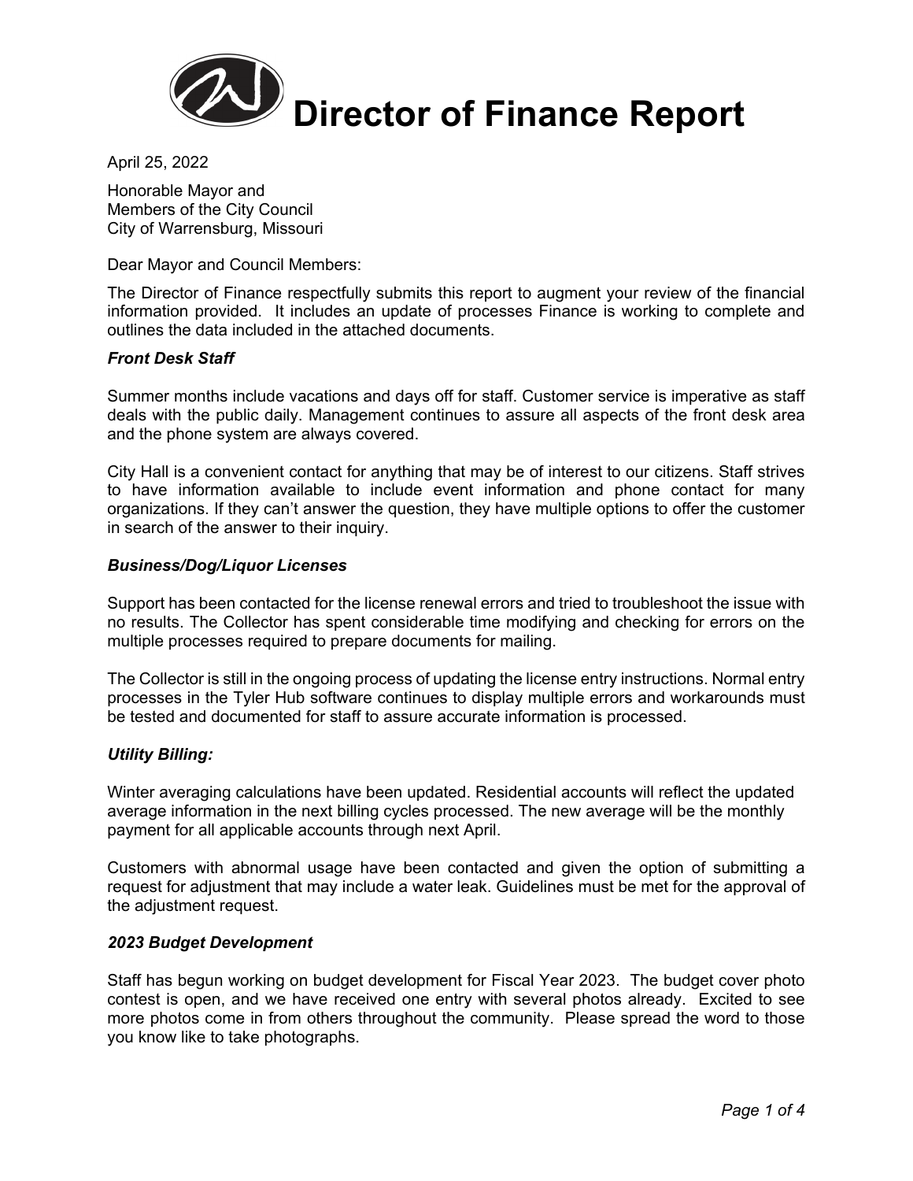# Director of Finance Report

April 25, 2022

Honorable Mayor and
Members of the City Council
City of Warrensburg, Missouri

Dear Mayor and Council Members:

The Director of Finance respectfully submits this report to augment your review of the financial information provided. It includes an update of processes Finance is working to complete and outlines the data included in the attached documents.

***Front Desk Staff***

Summer months include vacations and days off for staff. Customer service is imperative as staff deals with the public daily. Management continues to assure all aspects of the front desk area and the phone system are always covered.

City Hall is a convenient contact for anything that may be of interest to our citizens. Staff strives to have information available to include event information and phone contact for many organizations. If they can't answer the question, they have multiple options to offer the customer in search of the answer to their inquiry.

***Business/Dog/Liquor Licenses***

Support has been contacted for the license renewal errors and tried to troubleshoot the issue with no results. The Collector has spent considerable time modifying and checking for errors on the multiple processes required to prepare documents for mailing.

The Collector is still in the ongoing process of updating the license entry instructions. Normal entry processes in the Tyler Hub software continues to display multiple errors and workarounds must be tested and documented for staff to assure accurate information is processed.

***Utility Billing:***

Winter averaging calculations have been updated. Residential accounts will reflect the updated average information in the next billing cycles processed. The new average will be the monthly payment for all applicable accounts through next April.

Customers with abnormal usage have been contacted and given the option of submitting a request for adjustment that may include a water leak. Guidelines must be met for the approval of the adjustment request.

***2023 Budget Development***

Staff has begun working on budget development for Fiscal Year 2023. The budget cover photo contest is open, and we have received one entry with several photos already. Excited to see more photos come in from others throughout the community. Please spread the word to those you know like to take photographs.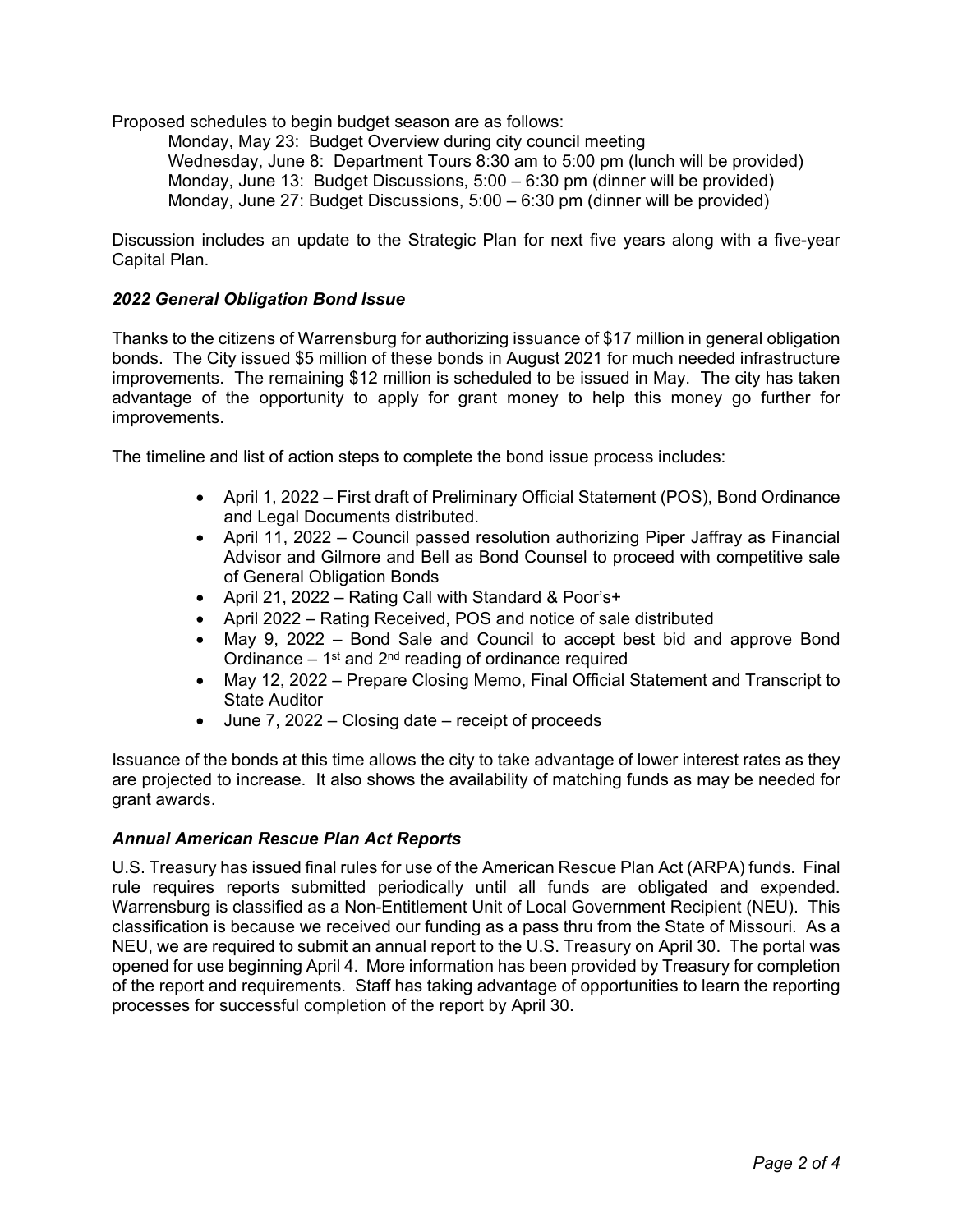Proposed schedules to begin budget season are as follows:

Monday, May 23: Budget Overview during city council meeting
Wednesday, June 8: Department Tours 8:30 am to 5:00 pm (lunch will be provided)
Monday, June 13: Budget Discussions, 5:00 – 6:30 pm (dinner will be provided)
Monday, June 27: Budget Discussions, 5:00 – 6:30 pm (dinner will be provided)

Discussion includes an update to the Strategic Plan for next five years along with a five-year Capital Plan.

### *2022 General Obligation Bond Issue*

Thanks to the citizens of Warrensburg for authorizing issuance of $17 million in general obligation bonds. The City issued $5 million of these bonds in August 2021 for much needed infrastructure improvements. The remaining $12 million is scheduled to be issued in May. The city has taken advantage of the opportunity to apply for grant money to help this money go further for improvements.

The timeline and list of action steps to complete the bond issue process includes:

- April 1, 2022 – First draft of Preliminary Official Statement (POS), Bond Ordinance and Legal Documents distributed.
- April 11, 2022 – Council passed resolution authorizing Piper Jaffray as Financial Advisor and Gilmore and Bell as Bond Counsel to proceed with competitive sale of General Obligation Bonds
- April 21, 2022 – Rating Call with Standard & Poor's+
- April 2022 – Rating Received, POS and notice of sale distributed
- May 9, 2022 – Bond Sale and Council to accept best bid and approve Bond Ordinance – 1st and 2nd reading of ordinance required
- May 12, 2022 – Prepare Closing Memo, Final Official Statement and Transcript to State Auditor
- June 7, 2022 – Closing date – receipt of proceeds

Issuance of the bonds at this time allows the city to take advantage of lower interest rates as they are projected to increase. It also shows the availability of matching funds as may be needed for grant awards.

### *Annual American Rescue Plan Act Reports*

U.S. Treasury has issued final rules for use of the American Rescue Plan Act (ARPA) funds. Final rule requires reports submitted periodically until all funds are obligated and expended. Warrensburg is classified as a Non-Entitlement Unit of Local Government Recipient (NEU). This classification is because we received our funding as a pass thru from the State of Missouri. As a NEU, we are required to submit an annual report to the U.S. Treasury on April 30. The portal was opened for use beginning April 4. More information has been provided by Treasury for completion of the report and requirements. Staff has taking advantage of opportunities to learn the reporting processes for successful completion of the report by April 30.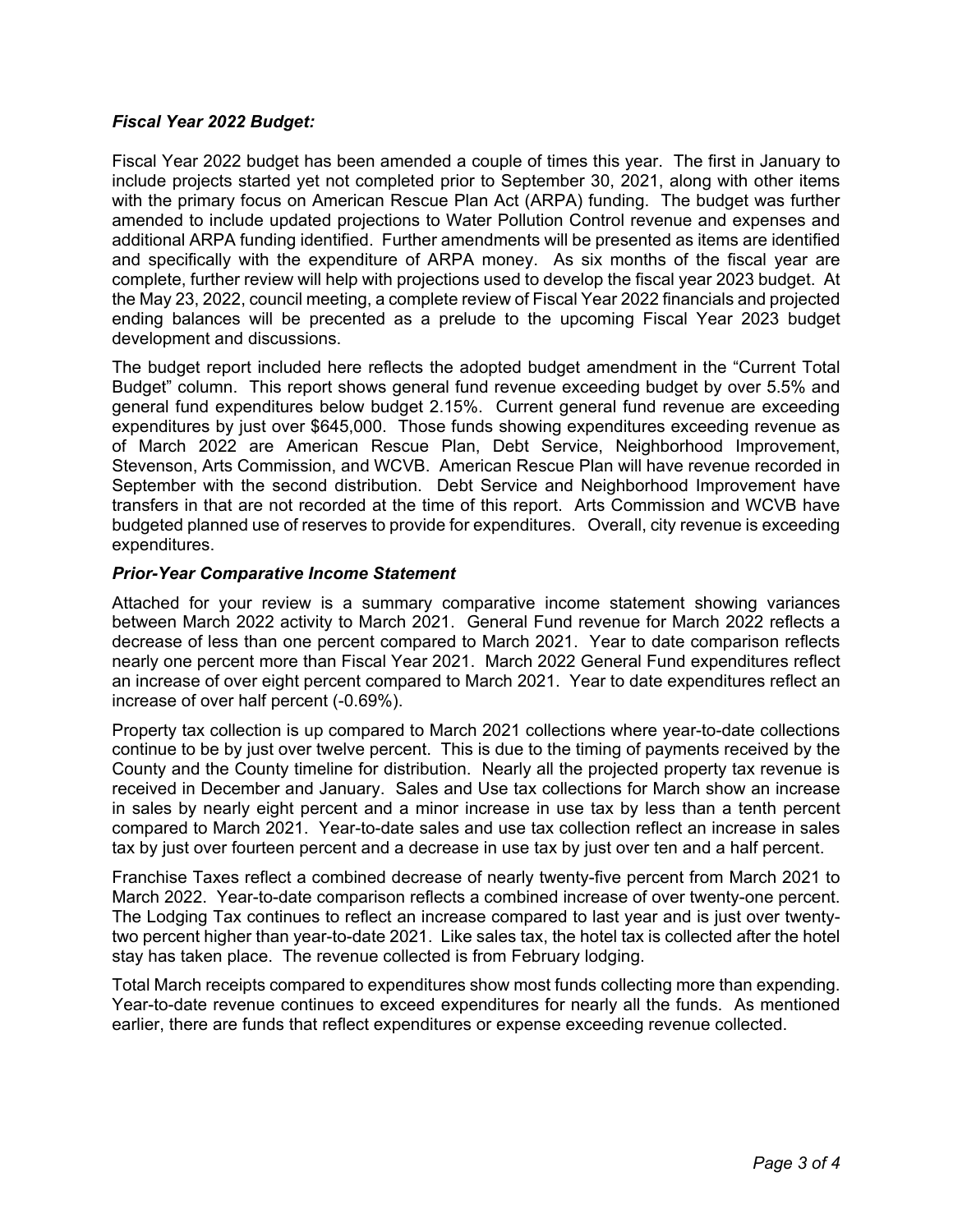### *Fiscal Year 2022 Budget:*

Fiscal Year 2022 budget has been amended a couple of times this year. The first in January to include projects started yet not completed prior to September 30, 2021, along with other items with the primary focus on American Rescue Plan Act (ARPA) funding. The budget was further amended to include updated projections to Water Pollution Control revenue and expenses and additional ARPA funding identified. Further amendments will be presented as items are identified and specifically with the expenditure of ARPA money. As six months of the fiscal year are complete, further review will help with projections used to develop the fiscal year 2023 budget. At the May 23, 2022, council meeting, a complete review of Fiscal Year 2022 financials and projected ending balances will be precented as a prelude to the upcoming Fiscal Year 2023 budget development and discussions.

The budget report included here reflects the adopted budget amendment in the "Current Total Budget" column. This report shows general fund revenue exceeding budget by over 5.5% and general fund expenditures below budget 2.15%. Current general fund revenue are exceeding expenditures by just over $645,000. Those funds showing expenditures exceeding revenue as of March 2022 are American Rescue Plan, Debt Service, Neighborhood Improvement, Stevenson, Arts Commission, and WCVB. American Rescue Plan will have revenue recorded in September with the second distribution. Debt Service and Neighborhood Improvement have transfers in that are not recorded at the time of this report. Arts Commission and WCVB have budgeted planned use of reserves to provide for expenditures. Overall, city revenue is exceeding expenditures.

### *Prior-Year Comparative Income Statement*

Attached for your review is a summary comparative income statement showing variances between March 2022 activity to March 2021. General Fund revenue for March 2022 reflects a decrease of less than one percent compared to March 2021. Year to date comparison reflects nearly one percent more than Fiscal Year 2021. March 2022 General Fund expenditures reflect an increase of over eight percent compared to March 2021. Year to date expenditures reflect an increase of over half percent (-0.69%).

Property tax collection is up compared to March 2021 collections where year-to-date collections continue to be by just over twelve percent. This is due to the timing of payments received by the County and the County timeline for distribution. Nearly all the projected property tax revenue is received in December and January. Sales and Use tax collections for March show an increase in sales by nearly eight percent and a minor increase in use tax by less than a tenth percent compared to March 2021. Year-to-date sales and use tax collection reflect an increase in sales tax by just over fourteen percent and a decrease in use tax by just over ten and a half percent.

Franchise Taxes reflect a combined decrease of nearly twenty-five percent from March 2021 to March 2022. Year-to-date comparison reflects a combined increase of over twenty-one percent. The Lodging Tax continues to reflect an increase compared to last year and is just over twenty-two percent higher than year-to-date 2021. Like sales tax, the hotel tax is collected after the hotel stay has taken place. The revenue collected is from February lodging.

Total March receipts compared to expenditures show most funds collecting more than expending. Year-to-date revenue continues to exceed expenditures for nearly all the funds. As mentioned earlier, there are funds that reflect expenditures or expense exceeding revenue collected.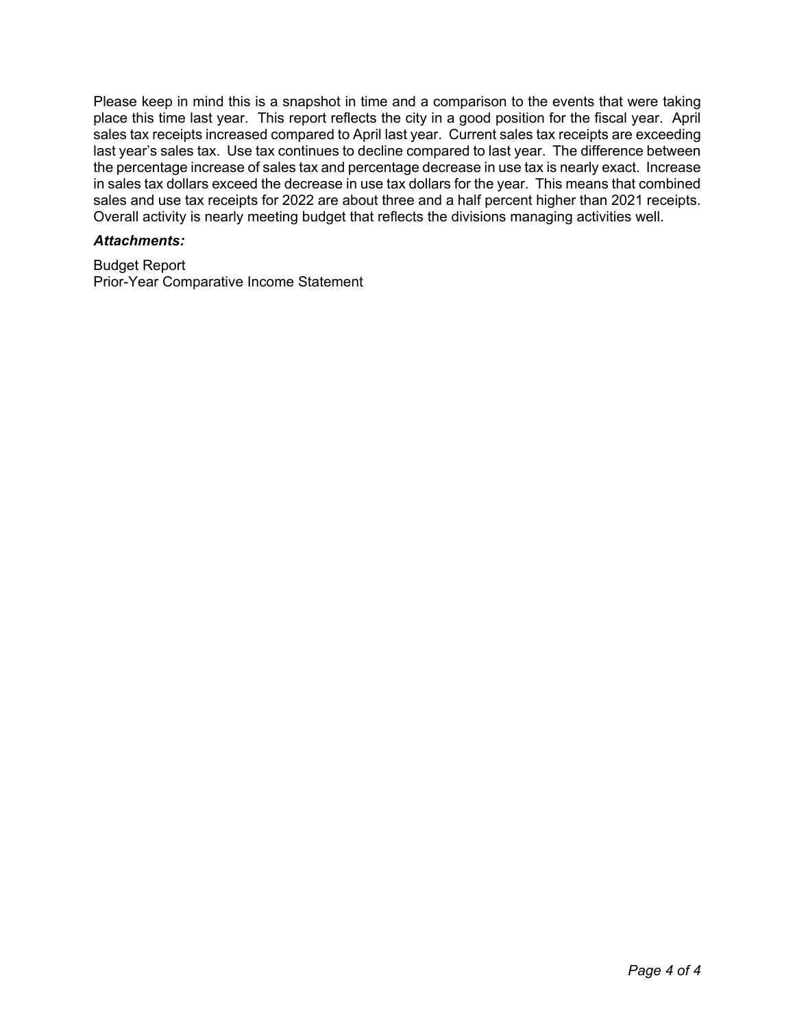Please keep in mind this is a snapshot in time and a comparison to the events that were taking place this time last year. This report reflects the city in a good position for the fiscal year. April sales tax receipts increased compared to April last year. Current sales tax receipts are exceeding last year's sales tax. Use tax continues to decline compared to last year. The difference between the percentage increase of sales tax and percentage decrease in use tax is nearly exact. Increase in sales tax dollars exceed the decrease in use tax dollars for the year. This means that combined sales and use tax receipts for 2022 are about three and a half percent higher than 2021 receipts. Overall activity is nearly meeting budget that reflects the divisions managing activities well.

***Attachments:***

Budget Report
Prior-Year Comparative Income Statement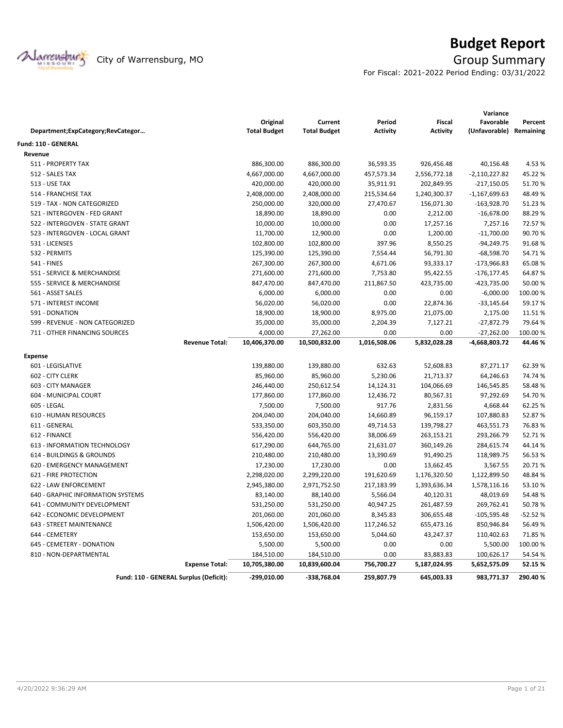# Budget Report

City of Warrensburg, MO

## Group Summary

For Fiscal: 2021-2022 Period Ending: 03/31/2022

| Department;ExpCategory;RevCategor… | Original Total Budget | Current Total Budget | Period Activity | Fiscal Activity | Variance Favorable (Unfavorable) | Percent Remaining |
|---|---|---|---|---|---|---|
| **Fund: 110 - GENERAL** | | | | | | |
| **Revenue** | | | | | | |
| 511 - PROPERTY TAX | 886,300.00 | 886,300.00 | 36,593.35 | 926,456.48 | 40,156.48 | 4.53 % |
| 512 - SALES TAX | 4,667,000.00 | 4,667,000.00 | 457,573.34 | 2,556,772.18 | -2,110,227.82 | 45.22 % |
| 513 - USE TAX | 420,000.00 | 420,000.00 | 35,911.91 | 202,849.95 | -217,150.05 | 51.70 % |
| 514 - FRANCHISE TAX | 2,408,000.00 | 2,408,000.00 | 215,534.64 | 1,240,300.37 | -1,167,699.63 | 48.49 % |
| 519 - TAX - NON CATEGORIZED | 250,000.00 | 320,000.00 | 27,470.67 | 156,071.30 | -163,928.70 | 51.23 % |
| 521 - INTERGOVEN - FED GRANT | 18,890.00 | 18,890.00 | 0.00 | 2,212.00 | -16,678.00 | 88.29 % |
| 522 - INTERGOVEN - STATE GRANT | 10,000.00 | 10,000.00 | 0.00 | 17,257.16 | 7,257.16 | 72.57 % |
| 523 - INTERGOVEN - LOCAL GRANT | 11,700.00 | 12,900.00 | 0.00 | 1,200.00 | -11,700.00 | 90.70 % |
| 531 - LICENSES | 102,800.00 | 102,800.00 | 397.96 | 8,550.25 | -94,249.75 | 91.68 % |
| 532 - PERMITS | 125,390.00 | 125,390.00 | 7,554.44 | 56,791.30 | -68,598.70 | 54.71 % |
| 541 - FINES | 267,300.00 | 267,300.00 | 4,671.06 | 93,333.17 | -173,966.83 | 65.08 % |
| 551 - SERVICE & MERCHANDISE | 271,600.00 | 271,600.00 | 7,753.80 | 95,422.55 | -176,177.45 | 64.87 % |
| 555 - SERVICE & MERCHANDISE | 847,470.00 | 847,470.00 | 211,867.50 | 423,735.00 | -423,735.00 | 50.00 % |
| 561 - ASSET SALES | 6,000.00 | 6,000.00 | 0.00 | 0.00 | -6,000.00 | 100.00 % |
| 571 - INTEREST INCOME | 56,020.00 | 56,020.00 | 0.00 | 22,874.36 | -33,145.64 | 59.17 % |
| 591 - DONATION | 18,900.00 | 18,900.00 | 8,975.00 | 21,075.00 | 2,175.00 | 11.51 % |
| 599 - REVENUE - NON CATEGORIZED | 35,000.00 | 35,000.00 | 2,204.39 | 7,127.21 | -27,872.79 | 79.64 % |
| 711 - OTHER FINANCING SOURCES | 4,000.00 | 27,262.00 | 0.00 | 0.00 | -27,262.00 | 100.00 % |
| **Revenue Total:** | **10,406,370.00** | **10,500,832.00** | **1,016,508.06** | **5,832,028.28** | **-4,668,803.72** | **44.46 %** |
| **Expense** | | | | | | |
| 601 - LEGISLATIVE | 139,880.00 | 139,880.00 | 632.63 | 52,608.83 | 87,271.17 | 62.39 % |
| 602 - CITY CLERK | 85,960.00 | 85,960.00 | 5,230.06 | 21,713.37 | 64,246.63 | 74.74 % |
| 603 - CITY MANAGER | 246,440.00 | 250,612.54 | 14,124.31 | 104,066.69 | 146,545.85 | 58.48 % |
| 604 - MUNICIPAL COURT | 177,860.00 | 177,860.00 | 12,436.72 | 80,567.31 | 97,292.69 | 54.70 % |
| 605 - LEGAL | 7,500.00 | 7,500.00 | 917.76 | 2,831.56 | 4,668.44 | 62.25 % |
| 610 - HUMAN RESOURCES | 204,040.00 | 204,040.00 | 14,660.89 | 96,159.17 | 107,880.83 | 52.87 % |
| 611 - GENERAL | 533,350.00 | 603,350.00 | 49,714.53 | 139,798.27 | 463,551.73 | 76.83 % |
| 612 - FINANCE | 556,420.00 | 556,420.00 | 38,006.69 | 263,153.21 | 293,266.79 | 52.71 % |
| 613 - INFORMATION TECHNOLOGY | 617,290.00 | 644,765.00 | 21,631.07 | 360,149.26 | 284,615.74 | 44.14 % |
| 614 - BUILDINGS & GROUNDS | 210,480.00 | 210,480.00 | 13,390.69 | 91,490.25 | 118,989.75 | 56.53 % |
| 620 - EMERGENCY MANAGEMENT | 17,230.00 | 17,230.00 | 0.00 | 13,662.45 | 3,567.55 | 20.71 % |
| 621 - FIRE PROTECTION | 2,298,020.00 | 2,299,220.00 | 191,620.69 | 1,176,320.50 | 1,122,899.50 | 48.84 % |
| 622 - LAW ENFORCEMENT | 2,945,380.00 | 2,971,752.50 | 217,183.99 | 1,393,636.34 | 1,578,116.16 | 53.10 % |
| 640 - GRAPHIC INFORMATION SYSTEMS | 83,140.00 | 88,140.00 | 5,566.04 | 40,120.31 | 48,019.69 | 54.48 % |
| 641 - COMMUNITY DEVELOPMENT | 531,250.00 | 531,250.00 | 40,947.25 | 261,487.59 | 269,762.41 | 50.78 % |
| 642 - ECONOMIC DEVELOPMENT | 201,060.00 | 201,060.00 | 8,345.83 | 306,655.48 | -105,595.48 | -52.52 % |
| 643 - STREET MAINTENANCE | 1,506,420.00 | 1,506,420.00 | 117,246.52 | 655,473.16 | 850,946.84 | 56.49 % |
| 644 - CEMETERY | 153,650.00 | 153,650.00 | 5,044.60 | 43,247.37 | 110,402.63 | 71.85 % |
| 645 - CEMETERY - DONATION | 5,500.00 | 5,500.00 | 0.00 | 0.00 | 5,500.00 | 100.00 % |
| 810 - NON-DEPARTMENTAL | 184,510.00 | 184,510.00 | 0.00 | 83,883.83 | 100,626.17 | 54.54 % |
| **Expense Total:** | **10,705,380.00** | **10,839,600.04** | **756,700.27** | **5,187,024.95** | **5,652,575.09** | **52.15 %** |
| **Fund: 110 - GENERAL Surplus (Deficit):** | **-299,010.00** | **-338,768.04** | **259,807.79** | **645,003.33** | **983,771.37** | **290.40 %** |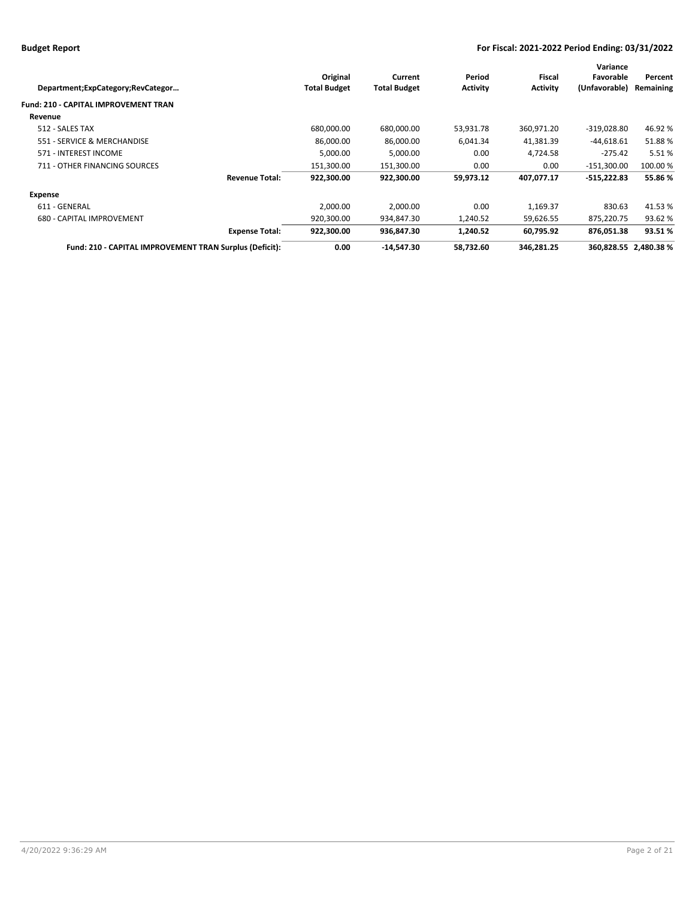| Department;ExpCategory;RevCategor… | | Original Total Budget | Current Total Budget | Period Activity | Fiscal Activity | Variance Favorable (Unfavorable) | Percent Remaining |
|---|---|---|---|---|---|---|---|
| **Fund: 210 - CAPITAL IMPROVEMENT TRAN** | | | | | | | |
| **Revenue** | | | | | | | |
| 512 - SALES TAX | | 680,000.00 | 680,000.00 | 53,931.78 | 360,971.20 | -319,028.80 | 46.92 % |
| 551 - SERVICE & MERCHANDISE | | 86,000.00 | 86,000.00 | 6,041.34 | 41,381.39 | -44,618.61 | 51.88 % |
| 571 - INTEREST INCOME | | 5,000.00 | 5,000.00 | 0.00 | 4,724.58 | -275.42 | 5.51 % |
| 711 - OTHER FINANCING SOURCES | | 151,300.00 | 151,300.00 | 0.00 | 0.00 | -151,300.00 | 100.00 % |
| | **Revenue Total:** | **922,300.00** | **922,300.00** | **59,973.12** | **407,077.17** | **-515,222.83** | **55.86 %** |
| **Expense** | | | | | | | |
| 611 - GENERAL | | 2,000.00 | 2,000.00 | 0.00 | 1,169.37 | 830.63 | 41.53 % |
| 680 - CAPITAL IMPROVEMENT | | 920,300.00 | 934,847.30 | 1,240.52 | 59,626.55 | 875,220.75 | 93.62 % |
| | **Expense Total:** | **922,300.00** | **936,847.30** | **1,240.52** | **60,795.92** | **876,051.38** | **93.51 %** |
| **Fund: 210 - CAPITAL IMPROVEMENT TRAN Surplus (Deficit):** | | **0.00** | **-14,547.30** | **58,732.60** | **346,281.25** | **360,828.55** | **2,480.38 %** |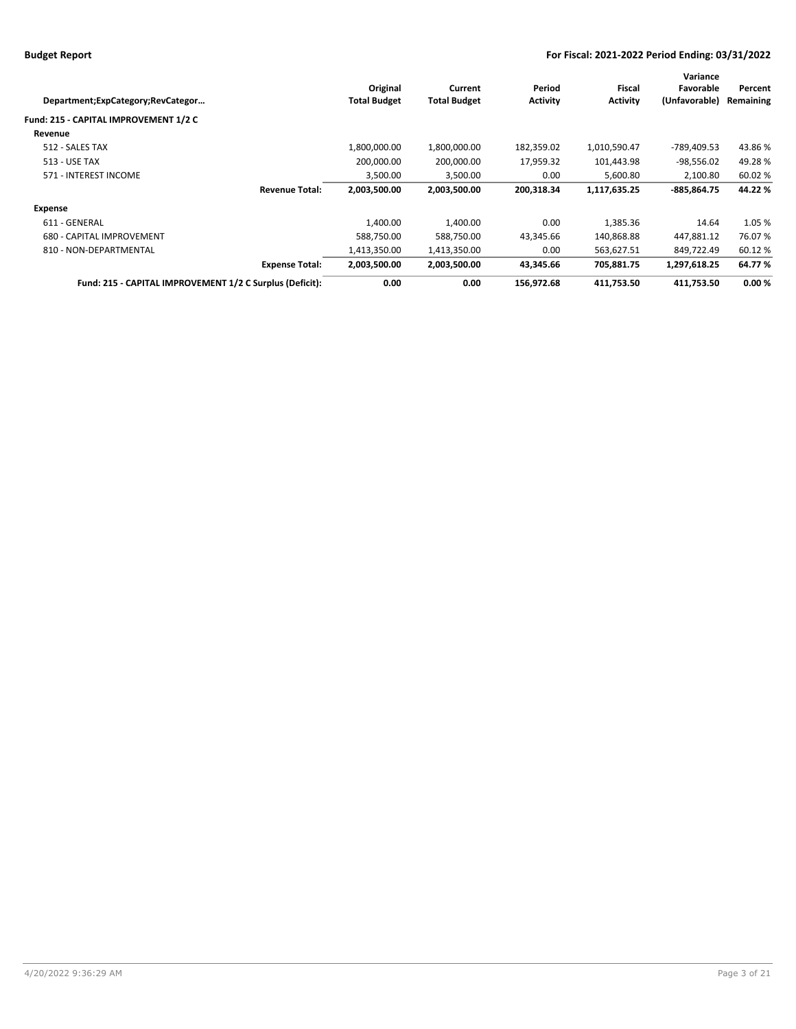**Budget Report** | **For Fiscal: 2021-2022 Period Ending: 03/31/2022**

| Department;ExpCategory;RevCategor… | Original Total Budget | Current Total Budget | Period Activity | Fiscal Activity | Variance Favorable (Unfavorable) | Percent Remaining |
|---|---|---|---|---|---|---|
| **Fund: 215 - CAPITAL IMPROVEMENT 1/2 C** | | | | | | |
| **Revenue** | | | | | | |
| 512 - SALES TAX | 1,800,000.00 | 1,800,000.00 | 182,359.02 | 1,010,590.47 | -789,409.53 | 43.86 % |
| 513 - USE TAX | 200,000.00 | 200,000.00 | 17,959.32 | 101,443.98 | -98,556.02 | 49.28 % |
| 571 - INTEREST INCOME | 3,500.00 | 3,500.00 | 0.00 | 5,600.80 | 2,100.80 | 60.02 % |
| **Revenue Total:** | **2,003,500.00** | **2,003,500.00** | **200,318.34** | **1,117,635.25** | **-885,864.75** | **44.22 %** |
| **Expense** | | | | | | |
| 611 - GENERAL | 1,400.00 | 1,400.00 | 0.00 | 1,385.36 | 14.64 | 1.05 % |
| 680 - CAPITAL IMPROVEMENT | 588,750.00 | 588,750.00 | 43,345.66 | 140,868.88 | 447,881.12 | 76.07 % |
| 810 - NON-DEPARTMENTAL | 1,413,350.00 | 1,413,350.00 | 0.00 | 563,627.51 | 849,722.49 | 60.12 % |
| **Expense Total:** | **2,003,500.00** | **2,003,500.00** | **43,345.66** | **705,881.75** | **1,297,618.25** | **64.77 %** |
| **Fund: 215 - CAPITAL IMPROVEMENT 1/2 C Surplus (Deficit):** | **0.00** | **0.00** | **156,972.68** | **411,753.50** | **411,753.50** | **0.00 %** |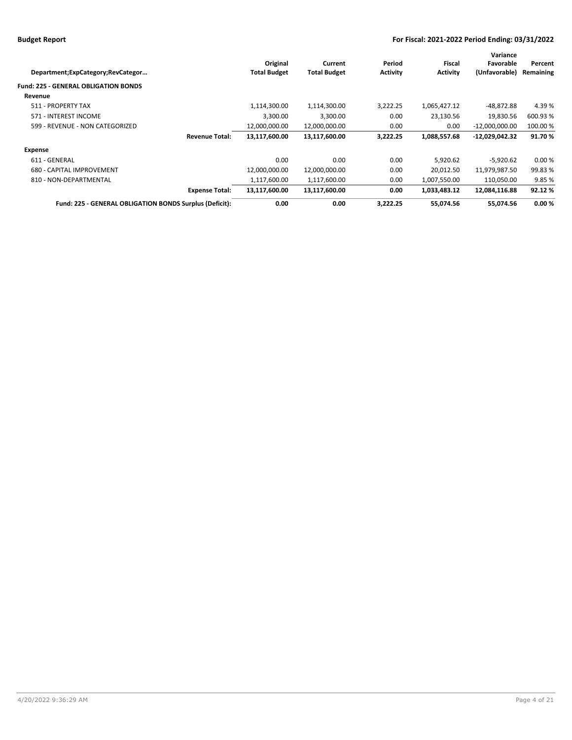| Department;ExpCategory;RevCategor… | | Original Total Budget | Current Total Budget | Period Activity | Fiscal Activity | Variance Favorable (Unfavorable) | Percent Remaining |
|---|---|---|---|---|---|---|---|
| **Fund: 225 - GENERAL OBLIGATION BONDS** | | | | | | | |
| **Revenue** | | | | | | | |
| 511 - PROPERTY TAX | | 1,114,300.00 | 1,114,300.00 | 3,222.25 | 1,065,427.12 | -48,872.88 | 4.39 % |
| 571 - INTEREST INCOME | | 3,300.00 | 3,300.00 | 0.00 | 23,130.56 | 19,830.56 | 600.93 % |
| 599 - REVENUE - NON CATEGORIZED | | 12,000,000.00 | 12,000,000.00 | 0.00 | 0.00 | -12,000,000.00 | 100.00 % |
| | **Revenue Total:** | **13,117,600.00** | **13,117,600.00** | **3,222.25** | **1,088,557.68** | **-12,029,042.32** | **91.70 %** |
| **Expense** | | | | | | | |
| 611 - GENERAL | | 0.00 | 0.00 | 0.00 | 5,920.62 | -5,920.62 | 0.00 % |
| 680 - CAPITAL IMPROVEMENT | | 12,000,000.00 | 12,000,000.00 | 0.00 | 20,012.50 | 11,979,987.50 | 99.83 % |
| 810 - NON-DEPARTMENTAL | | 1,117,600.00 | 1,117,600.00 | 0.00 | 1,007,550.00 | 110,050.00 | 9.85 % |
| | **Expense Total:** | **13,117,600.00** | **13,117,600.00** | **0.00** | **1,033,483.12** | **12,084,116.88** | **92.12 %** |
| | **Fund: 225 - GENERAL OBLIGATION BONDS Surplus (Deficit):** | **0.00** | **0.00** | **3,222.25** | **55,074.56** | **55,074.56** | **0.00 %** |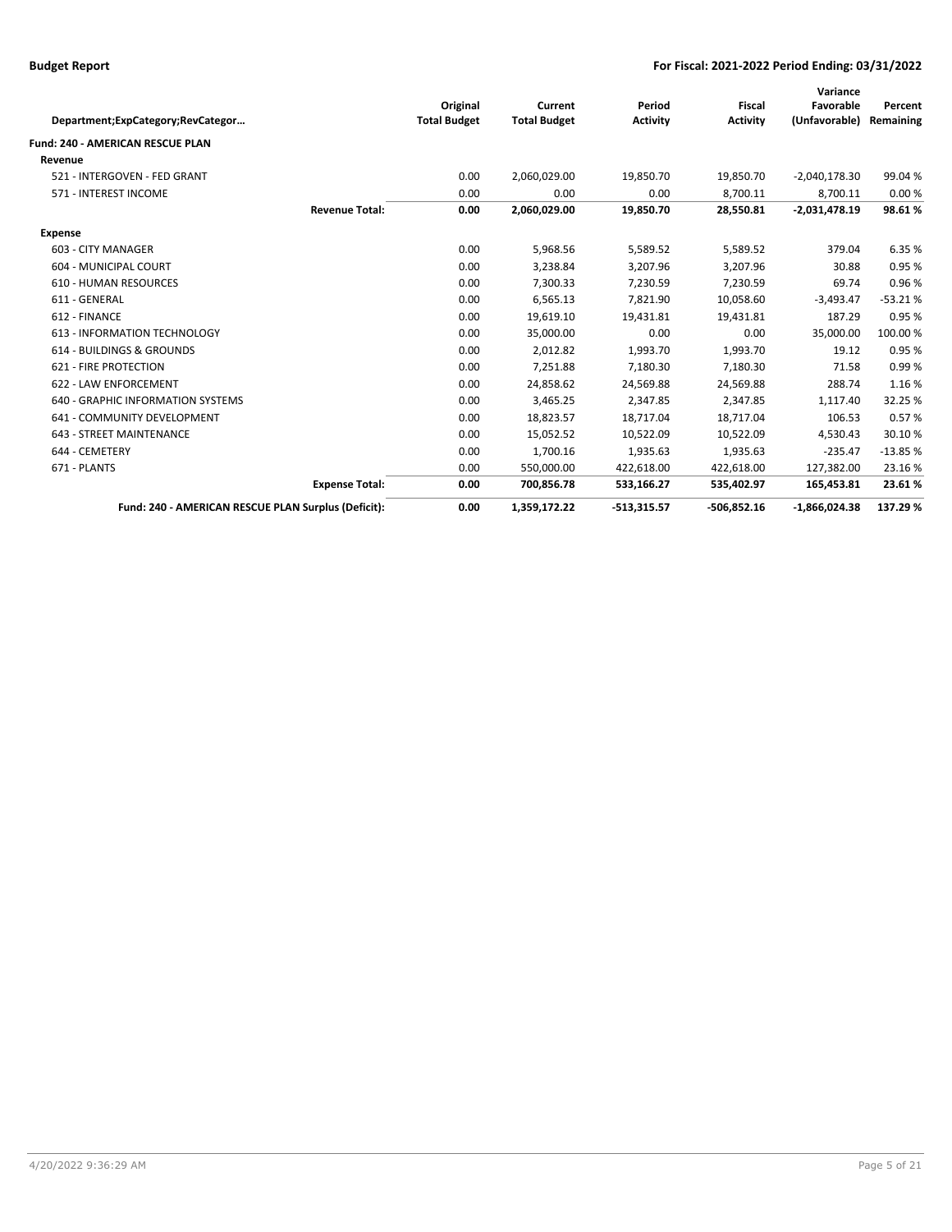| Department;ExpCategory;RevCategor… | | Original Total Budget | Current Total Budget | Period Activity | Fiscal Activity | Variance Favorable (Unfavorable) | Percent Remaining |
|---|---|---|---|---|---|---|---|
| **Fund: 240 - AMERICAN RESCUE PLAN** | | | | | | | |
| **Revenue** | | | | | | | |
| 521 - INTERGOVEN - FED GRANT | | 0.00 | 2,060,029.00 | 19,850.70 | 19,850.70 | -2,040,178.30 | 99.04 % |
| 571 - INTEREST INCOME | | 0.00 | 0.00 | 0.00 | 8,700.11 | 8,700.11 | 0.00 % |
| | **Revenue Total:** | **0.00** | **2,060,029.00** | **19,850.70** | **28,550.81** | **-2,031,478.19** | **98.61 %** |
| **Expense** | | | | | | | |
| 603 - CITY MANAGER | | 0.00 | 5,968.56 | 5,589.52 | 5,589.52 | 379.04 | 6.35 % |
| 604 - MUNICIPAL COURT | | 0.00 | 3,238.84 | 3,207.96 | 3,207.96 | 30.88 | 0.95 % |
| 610 - HUMAN RESOURCES | | 0.00 | 7,300.33 | 7,230.59 | 7,230.59 | 69.74 | 0.96 % |
| 611 - GENERAL | | 0.00 | 6,565.13 | 7,821.90 | 10,058.60 | -3,493.47 | -53.21 % |
| 612 - FINANCE | | 0.00 | 19,619.10 | 19,431.81 | 19,431.81 | 187.29 | 0.95 % |
| 613 - INFORMATION TECHNOLOGY | | 0.00 | 35,000.00 | 0.00 | 0.00 | 35,000.00 | 100.00 % |
| 614 - BUILDINGS & GROUNDS | | 0.00 | 2,012.82 | 1,993.70 | 1,993.70 | 19.12 | 0.95 % |
| 621 - FIRE PROTECTION | | 0.00 | 7,251.88 | 7,180.30 | 7,180.30 | 71.58 | 0.99 % |
| 622 - LAW ENFORCEMENT | | 0.00 | 24,858.62 | 24,569.88 | 24,569.88 | 288.74 | 1.16 % |
| 640 - GRAPHIC INFORMATION SYSTEMS | | 0.00 | 3,465.25 | 2,347.85 | 2,347.85 | 1,117.40 | 32.25 % |
| 641 - COMMUNITY DEVELOPMENT | | 0.00 | 18,823.57 | 18,717.04 | 18,717.04 | 106.53 | 0.57 % |
| 643 - STREET MAINTENANCE | | 0.00 | 15,052.52 | 10,522.09 | 10,522.09 | 4,530.43 | 30.10 % |
| 644 - CEMETERY | | 0.00 | 1,700.16 | 1,935.63 | 1,935.63 | -235.47 | -13.85 % |
| 671 - PLANTS | | 0.00 | 550,000.00 | 422,618.00 | 422,618.00 | 127,382.00 | 23.16 % |
| | **Expense Total:** | **0.00** | **700,856.78** | **533,166.27** | **535,402.97** | **165,453.81** | **23.61 %** |
| **Fund: 240 - AMERICAN RESCUE PLAN Surplus (Deficit):** | | **0.00** | **1,359,172.22** | **-513,315.57** | **-506,852.16** | **-1,866,024.38** | **137.29 %** |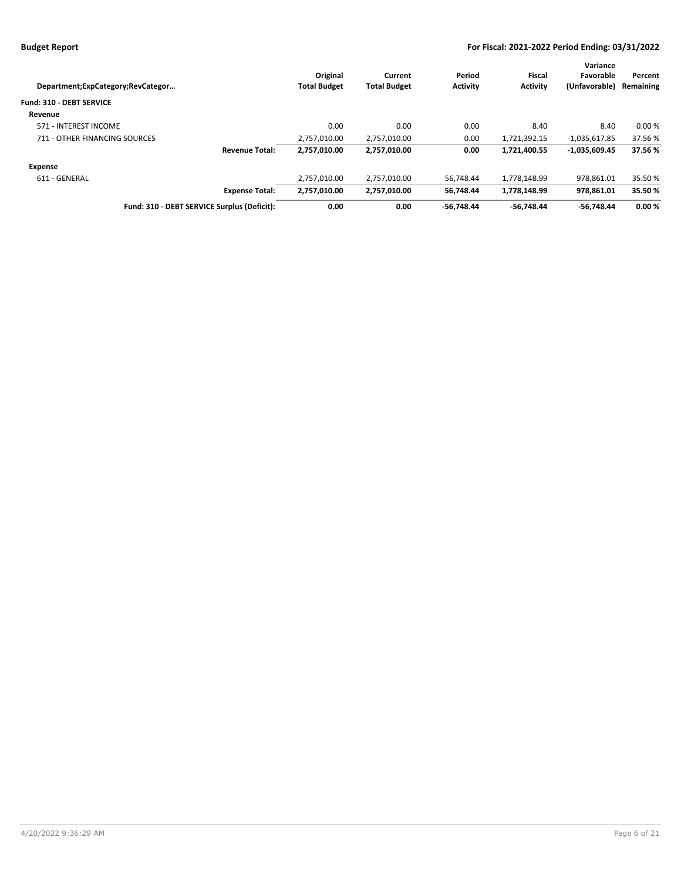**Budget Report** — **For Fiscal: 2021-2022 Period Ending: 03/31/2022**

| Department;ExpCategory;RevCategor… | Original Total Budget | Current Total Budget | Period Activity | Fiscal Activity | Variance Favorable (Unfavorable) | Percent Remaining |
|---|---|---|---|---|---|---|
| **Fund: 310 - DEBT SERVICE** | | | | | | |
| **Revenue** | | | | | | |
| 571 - INTEREST INCOME | 0.00 | 0.00 | 0.00 | 8.40 | 8.40 | 0.00 % |
| 711 - OTHER FINANCING SOURCES | 2,757,010.00 | 2,757,010.00 | 0.00 | 1,721,392.15 | -1,035,617.85 | 37.56 % |
| **Revenue Total:** | **2,757,010.00** | **2,757,010.00** | **0.00** | **1,721,400.55** | **-1,035,609.45** | **37.56 %** |
| **Expense** | | | | | | |
| 611 - GENERAL | 2,757,010.00 | 2,757,010.00 | 56,748.44 | 1,778,148.99 | 978,861.01 | 35.50 % |
| **Expense Total:** | **2,757,010.00** | **2,757,010.00** | **56,748.44** | **1,778,148.99** | **978,861.01** | **35.50 %** |
| **Fund: 310 - DEBT SERVICE Surplus (Deficit):** | **0.00** | **0.00** | **-56,748.44** | **-56,748.44** | **-56,748.44** | **0.00 %** |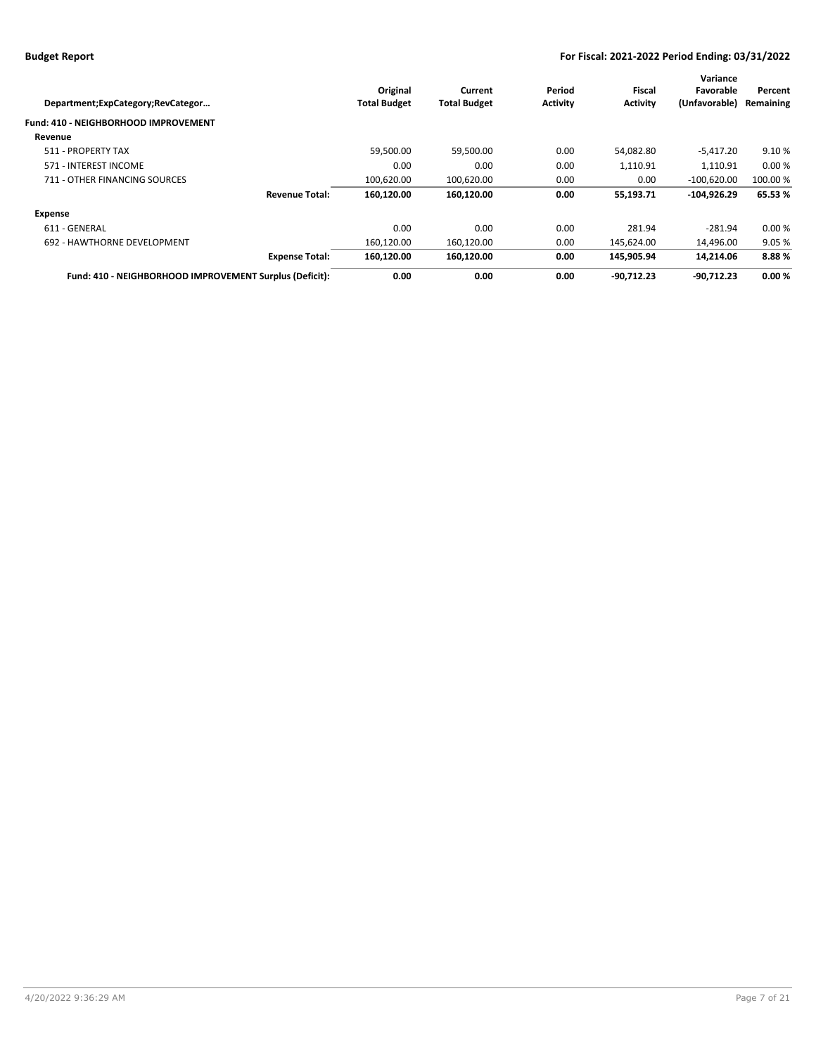| Department;ExpCategory;RevCategor… | | Original Total Budget | Current Total Budget | Period Activity | Fiscal Activity | Variance Favorable (Unfavorable) | Percent Remaining |
|---|---|---|---|---|---|---|---|
| **Fund: 410 - NEIGHBORHOOD IMPROVEMENT** | | | | | | | |
| **Revenue** | | | | | | | |
| 511 - PROPERTY TAX | | 59,500.00 | 59,500.00 | 0.00 | 54,082.80 | -5,417.20 | 9.10 % |
| 571 - INTEREST INCOME | | 0.00 | 0.00 | 0.00 | 1,110.91 | 1,110.91 | 0.00 % |
| 711 - OTHER FINANCING SOURCES | | 100,620.00 | 100,620.00 | 0.00 | 0.00 | -100,620.00 | 100.00 % |
| | **Revenue Total:** | **160,120.00** | **160,120.00** | **0.00** | **55,193.71** | **-104,926.29** | **65.53 %** |
| **Expense** | | | | | | | |
| 611 - GENERAL | | 0.00 | 0.00 | 0.00 | 281.94 | -281.94 | 0.00 % |
| 692 - HAWTHORNE DEVELOPMENT | | 160,120.00 | 160,120.00 | 0.00 | 145,624.00 | 14,496.00 | 9.05 % |
| | **Expense Total:** | **160,120.00** | **160,120.00** | **0.00** | **145,905.94** | **14,214.06** | **8.88 %** |
| **Fund: 410 - NEIGHBORHOOD IMPROVEMENT Surplus (Deficit):** | | **0.00** | **0.00** | **0.00** | **-90,712.23** | **-90,712.23** | **0.00 %** |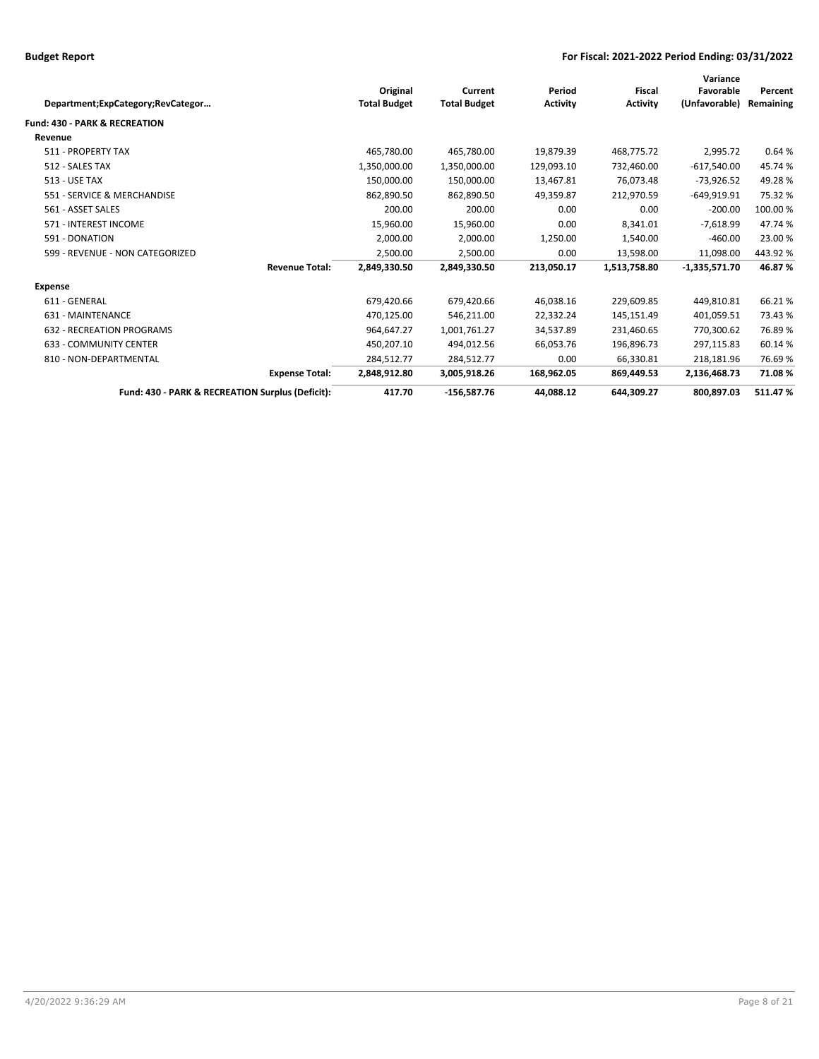| Department;ExpCategory;RevCategor… | | Original Total Budget | Current Total Budget | Period Activity | Fiscal Activity | Variance Favorable (Unfavorable) | Percent Remaining |
|---|---|---|---|---|---|---|---|
| **Fund: 430 - PARK & RECREATION** | | | | | | | |
| **Revenue** | | | | | | | |
| 511 - PROPERTY TAX | | 465,780.00 | 465,780.00 | 19,879.39 | 468,775.72 | 2,995.72 | 0.64 % |
| 512 - SALES TAX | | 1,350,000.00 | 1,350,000.00 | 129,093.10 | 732,460.00 | -617,540.00 | 45.74 % |
| 513 - USE TAX | | 150,000.00 | 150,000.00 | 13,467.81 | 76,073.48 | -73,926.52 | 49.28 % |
| 551 - SERVICE & MERCHANDISE | | 862,890.50 | 862,890.50 | 49,359.87 | 212,970.59 | -649,919.91 | 75.32 % |
| 561 - ASSET SALES | | 200.00 | 200.00 | 0.00 | 0.00 | -200.00 | 100.00 % |
| 571 - INTEREST INCOME | | 15,960.00 | 15,960.00 | 0.00 | 8,341.01 | -7,618.99 | 47.74 % |
| 591 - DONATION | | 2,000.00 | 2,000.00 | 1,250.00 | 1,540.00 | -460.00 | 23.00 % |
| 599 - REVENUE - NON CATEGORIZED | | 2,500.00 | 2,500.00 | 0.00 | 13,598.00 | 11,098.00 | 443.92 % |
| | **Revenue Total:** | **2,849,330.50** | **2,849,330.50** | **213,050.17** | **1,513,758.80** | **-1,335,571.70** | **46.87 %** |
| **Expense** | | | | | | | |
| 611 - GENERAL | | 679,420.66 | 679,420.66 | 46,038.16 | 229,609.85 | 449,810.81 | 66.21 % |
| 631 - MAINTENANCE | | 470,125.00 | 546,211.00 | 22,332.24 | 145,151.49 | 401,059.51 | 73.43 % |
| 632 - RECREATION PROGRAMS | | 964,647.27 | 1,001,761.27 | 34,537.89 | 231,460.65 | 770,300.62 | 76.89 % |
| 633 - COMMUNITY CENTER | | 450,207.10 | 494,012.56 | 66,053.76 | 196,896.73 | 297,115.83 | 60.14 % |
| 810 - NON-DEPARTMENTAL | | 284,512.77 | 284,512.77 | 0.00 | 66,330.81 | 218,181.96 | 76.69 % |
| | **Expense Total:** | **2,848,912.80** | **3,005,918.26** | **168,962.05** | **869,449.53** | **2,136,468.73** | **71.08 %** |
| | **Fund: 430 - PARK & RECREATION Surplus (Deficit):** | **417.70** | **-156,587.76** | **44,088.12** | **644,309.27** | **800,897.03** | **511.47 %** |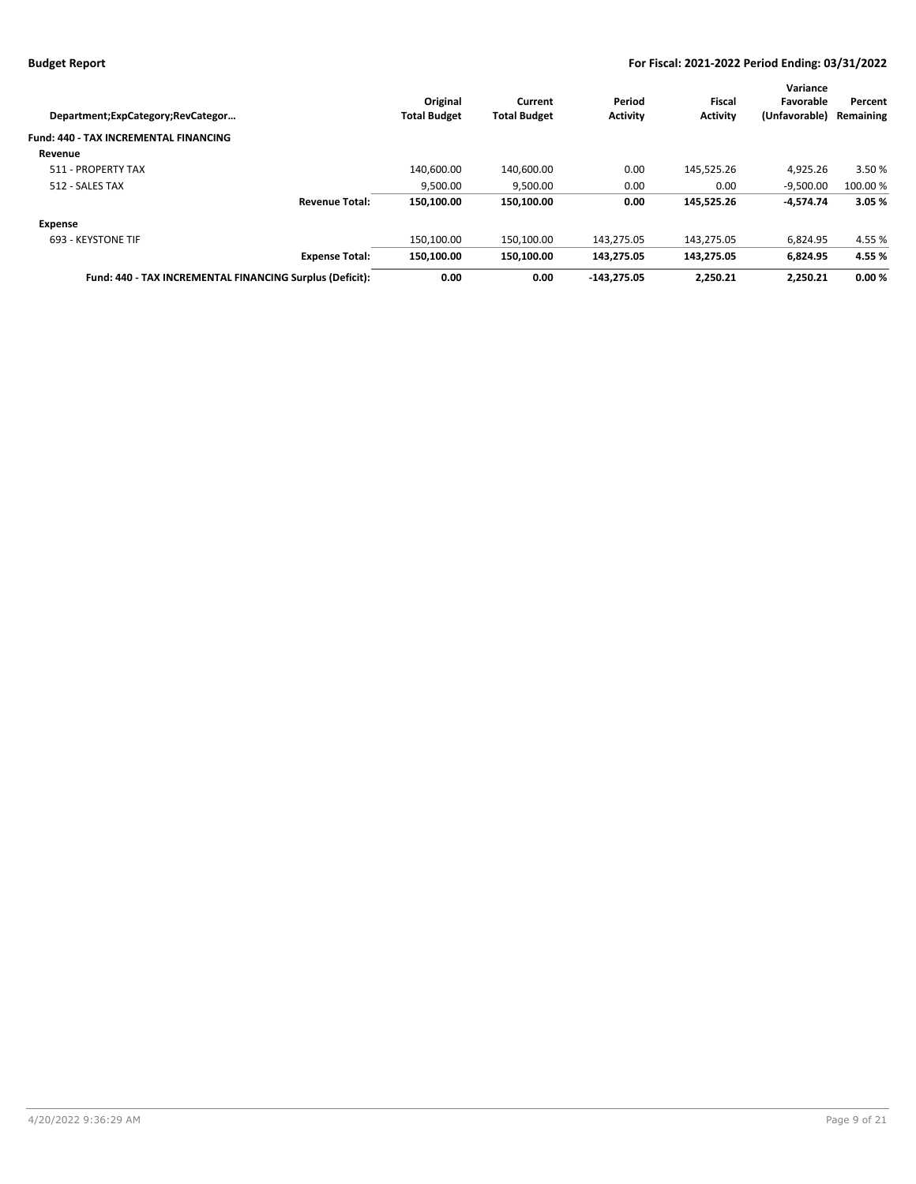**Budget Report** **For Fiscal: 2021-2022 Period Ending: 03/31/2022**

| Department;ExpCategory;RevCategor… | | Original Total Budget | Current Total Budget | Period Activity | Fiscal Activity | Variance Favorable (Unfavorable) | Percent Remaining |
|---|---|---|---|---|---|---|---|
| **Fund: 440 - TAX INCREMENTAL FINANCING** | | | | | | | |
| **Revenue** | | | | | | | |
| 511 - PROPERTY TAX | | 140,600.00 | 140,600.00 | 0.00 | 145,525.26 | 4,925.26 | 3.50 % |
| 512 - SALES TAX | | 9,500.00 | 9,500.00 | 0.00 | 0.00 | -9,500.00 | 100.00 % |
| | **Revenue Total:** | **150,100.00** | **150,100.00** | **0.00** | **145,525.26** | **-4,574.74** | **3.05 %** |
| **Expense** | | | | | | | |
| 693 - KEYSTONE TIF | | 150,100.00 | 150,100.00 | 143,275.05 | 143,275.05 | 6,824.95 | 4.55 % |
| | **Expense Total:** | **150,100.00** | **150,100.00** | **143,275.05** | **143,275.05** | **6,824.95** | **4.55 %** |
| **Fund: 440 - TAX INCREMENTAL FINANCING Surplus (Deficit):** | | **0.00** | **0.00** | **-143,275.05** | **2,250.21** | **2,250.21** | **0.00 %** |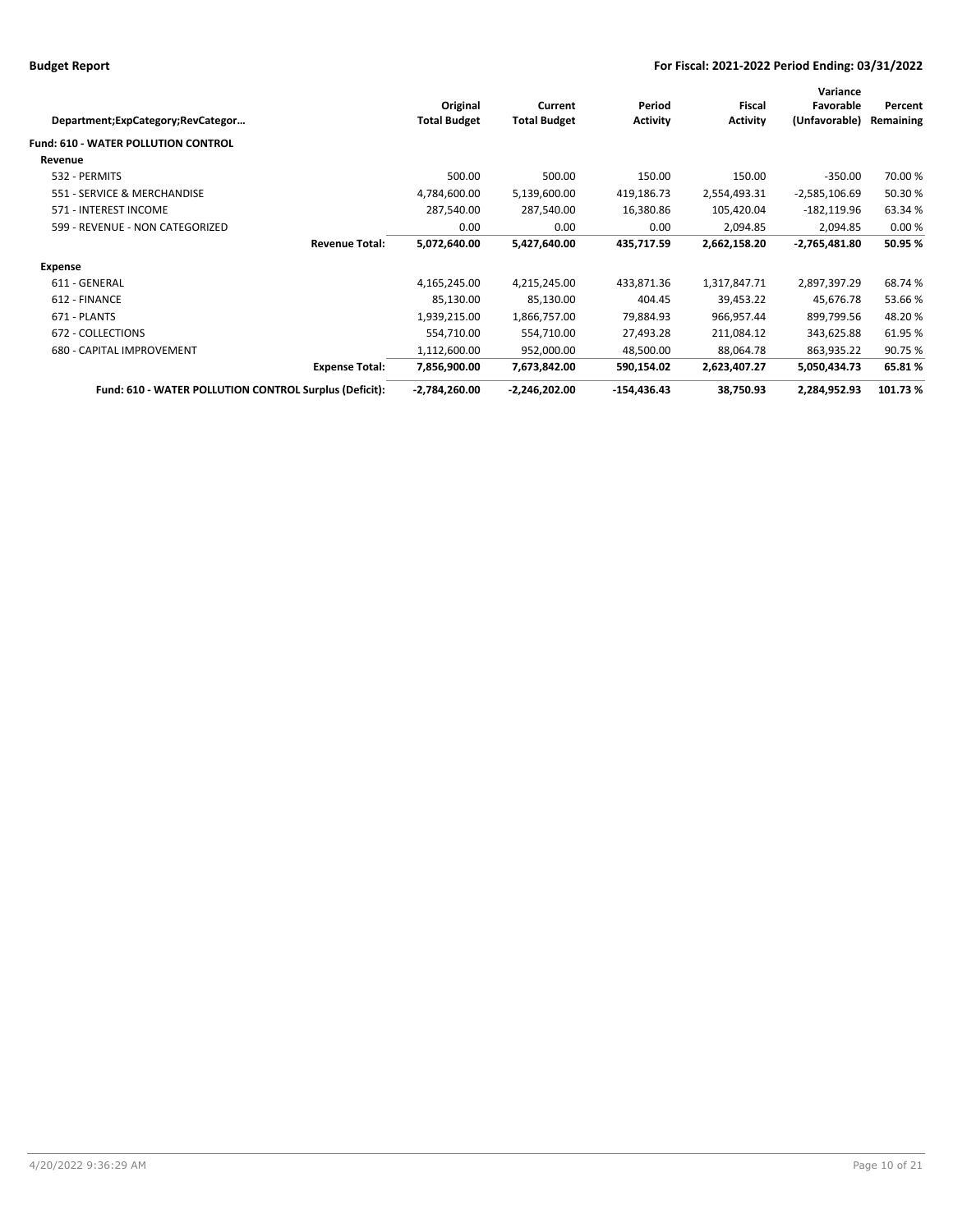**Budget Report** | **For Fiscal: 2021-2022 Period Ending: 03/31/2022**

| Department;ExpCategory;RevCategor… | | Original Total Budget | Current Total Budget | Period Activity | Fiscal Activity | Variance Favorable (Unfavorable) | Percent Remaining |
|---|---|---|---|---|---|---|---|
| **Fund: 610 - WATER POLLUTION CONTROL** | | | | | | | |
| **Revenue** | | | | | | | |
| 532 - PERMITS | | 500.00 | 500.00 | 150.00 | 150.00 | -350.00 | 70.00 % |
| 551 - SERVICE & MERCHANDISE | | 4,784,600.00 | 5,139,600.00 | 419,186.73 | 2,554,493.31 | -2,585,106.69 | 50.30 % |
| 571 - INTEREST INCOME | | 287,540.00 | 287,540.00 | 16,380.86 | 105,420.04 | -182,119.96 | 63.34 % |
| 599 - REVENUE - NON CATEGORIZED | | 0.00 | 0.00 | 0.00 | 2,094.85 | 2,094.85 | 0.00 % |
| | **Revenue Total:** | **5,072,640.00** | **5,427,640.00** | **435,717.59** | **2,662,158.20** | **-2,765,481.80** | **50.95 %** |
| **Expense** | | | | | | | |
| 611 - GENERAL | | 4,165,245.00 | 4,215,245.00 | 433,871.36 | 1,317,847.71 | 2,897,397.29 | 68.74 % |
| 612 - FINANCE | | 85,130.00 | 85,130.00 | 404.45 | 39,453.22 | 45,676.78 | 53.66 % |
| 671 - PLANTS | | 1,939,215.00 | 1,866,757.00 | 79,884.93 | 966,957.44 | 899,799.56 | 48.20 % |
| 672 - COLLECTIONS | | 554,710.00 | 554,710.00 | 27,493.28 | 211,084.12 | 343,625.88 | 61.95 % |
| 680 - CAPITAL IMPROVEMENT | | 1,112,600.00 | 952,000.00 | 48,500.00 | 88,064.78 | 863,935.22 | 90.75 % |
| | **Expense Total:** | **7,856,900.00** | **7,673,842.00** | **590,154.02** | **2,623,407.27** | **5,050,434.73** | **65.81 %** |
| | **Fund: 610 - WATER POLLUTION CONTROL Surplus (Deficit):** | **-2,784,260.00** | **-2,246,202.00** | **-154,436.43** | **38,750.93** | **2,284,952.93** | **101.73 %** |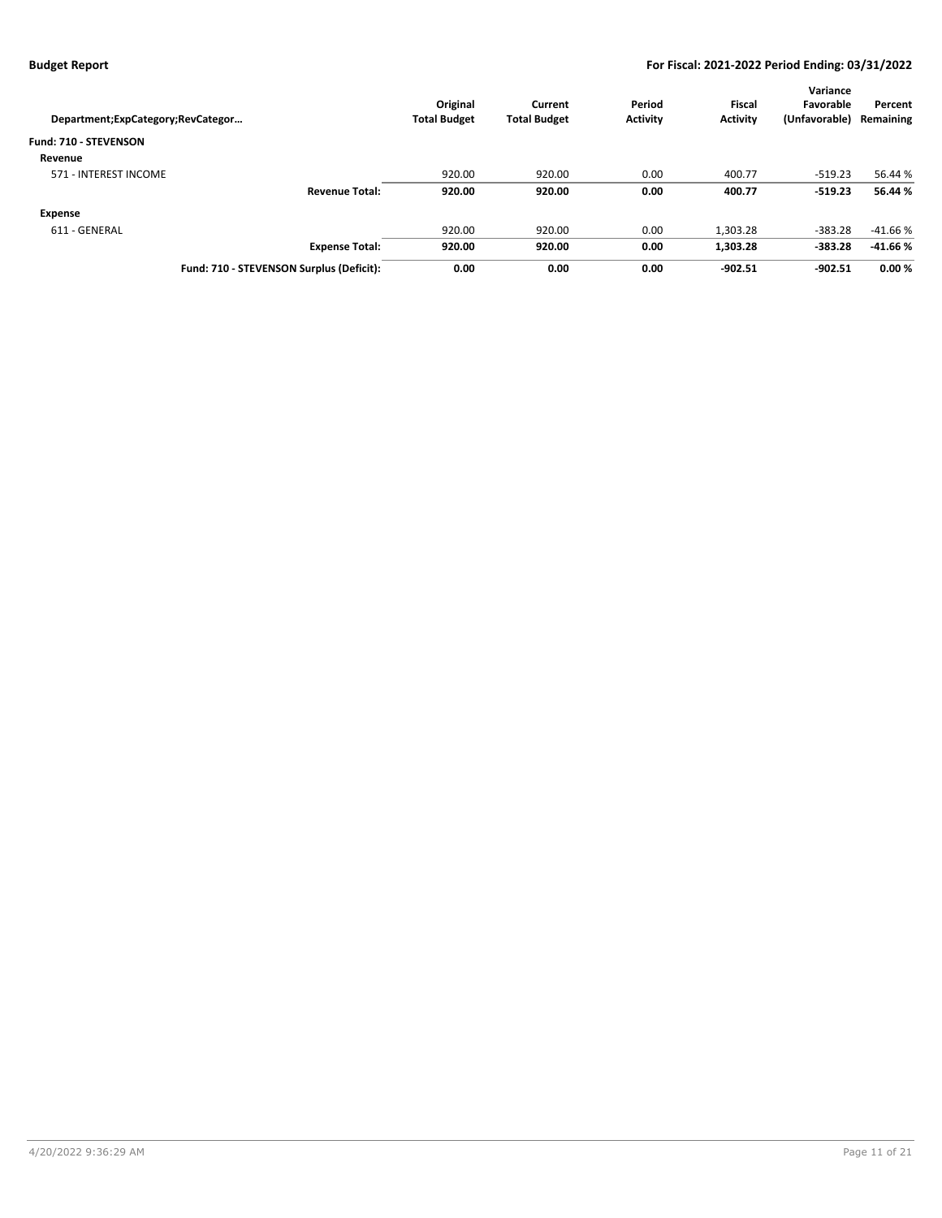| Department;ExpCategory;RevCategor… | Original Total Budget | Current Total Budget | Period Activity | Fiscal Activity | Variance Favorable (Unfavorable) | Percent Remaining |
|---|---|---|---|---|---|---|
| **Fund: 710 - STEVENSON** | | | | | | |
| **Revenue** | | | | | | |
| 571 - INTEREST INCOME | 920.00 | 920.00 | 0.00 | 400.77 | -519.23 | 56.44 % |
| **Revenue Total:** | **920.00** | **920.00** | **0.00** | **400.77** | **-519.23** | **56.44 %** |
| **Expense** | | | | | | |
| 611 - GENERAL | 920.00 | 920.00 | 0.00 | 1,303.28 | -383.28 | -41.66 % |
| **Expense Total:** | **920.00** | **920.00** | **0.00** | **1,303.28** | **-383.28** | **-41.66 %** |
| **Fund: 710 - STEVENSON Surplus (Deficit):** | **0.00** | **0.00** | **0.00** | **-902.51** | **-902.51** | **0.00 %** |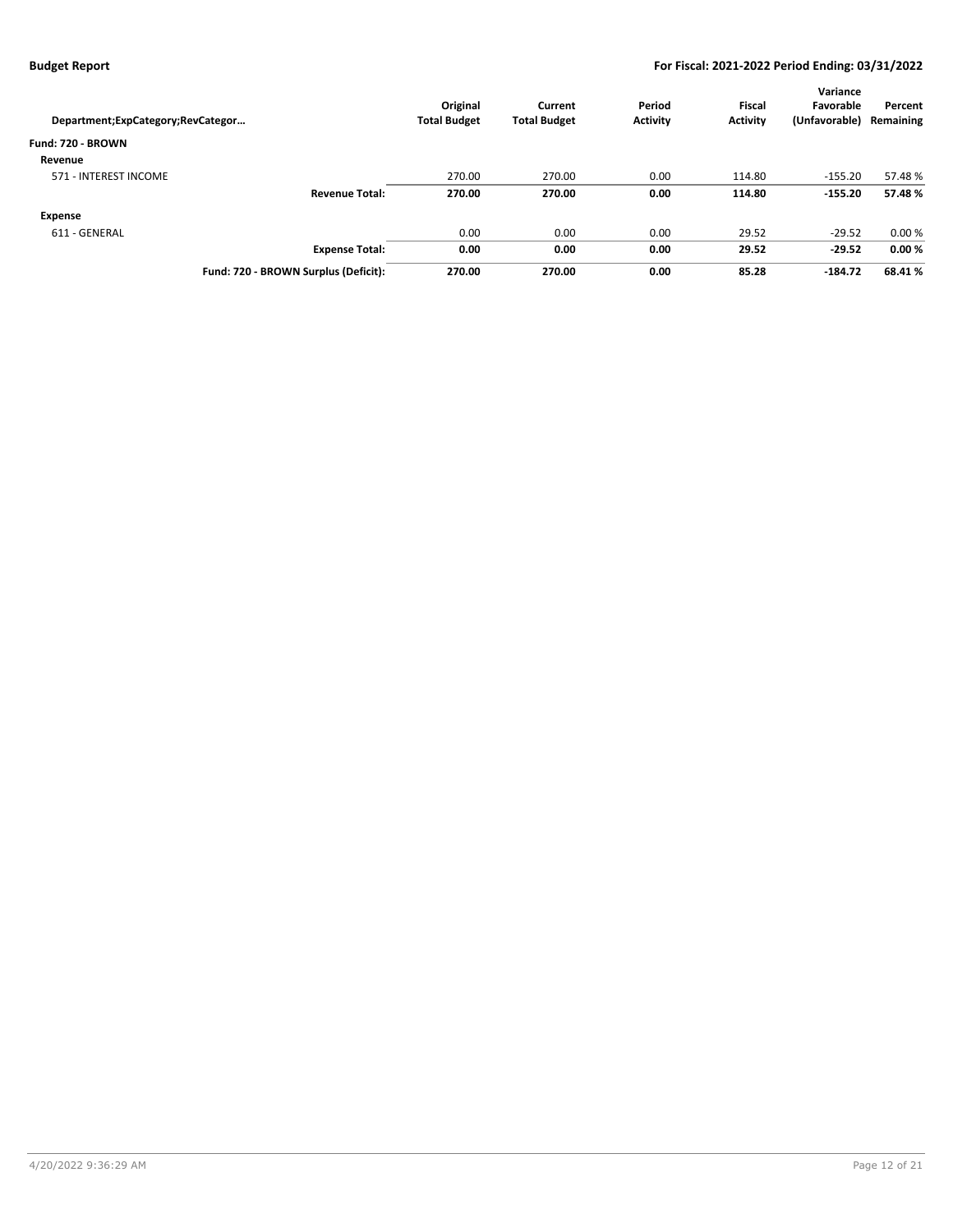| Department;ExpCategory;RevCategor… | Original Total Budget | Current Total Budget | Period Activity | Fiscal Activity | Variance Favorable (Unfavorable) | Percent Remaining |
|---|---|---|---|---|---|---|
| **Fund: 720 - BROWN** | | | | | | |
| **Revenue** | | | | | | |
| 571 - INTEREST INCOME | 270.00 | 270.00 | 0.00 | 114.80 | -155.20 | 57.48 % |
| **Revenue Total:** | **270.00** | **270.00** | **0.00** | **114.80** | **-155.20** | **57.48 %** |
| **Expense** | | | | | | |
| 611 - GENERAL | 0.00 | 0.00 | 0.00 | 29.52 | -29.52 | 0.00 % |
| **Expense Total:** | **0.00** | **0.00** | **0.00** | **29.52** | **-29.52** | **0.00 %** |
| **Fund: 720 - BROWN Surplus (Deficit):** | **270.00** | **270.00** | **0.00** | **85.28** | **-184.72** | **68.41 %** |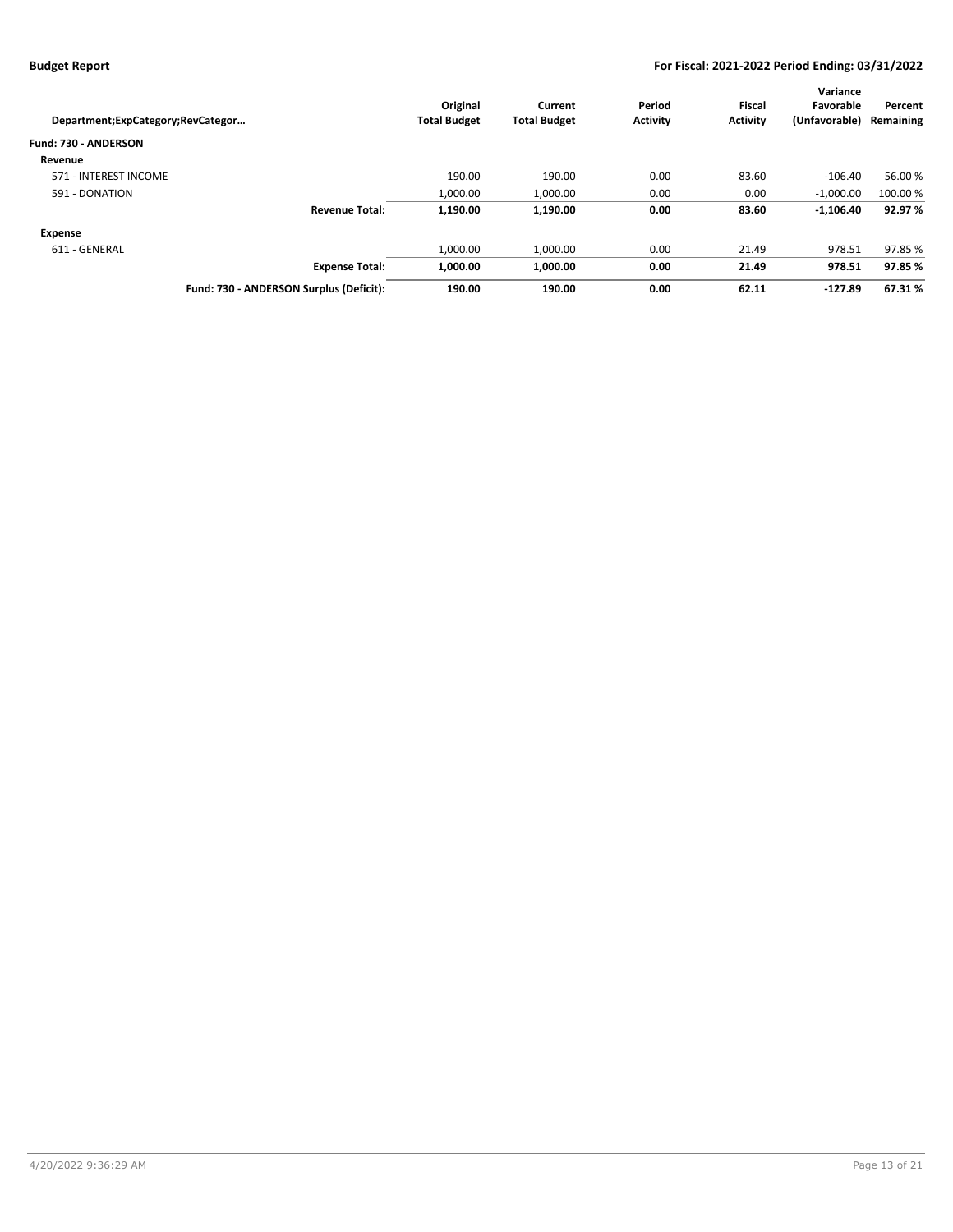| Department;ExpCategory;RevCategor… | Original Total Budget | Current Total Budget | Period Activity | Fiscal Activity | Variance Favorable (Unfavorable) | Percent Remaining |
|---|---|---|---|---|---|---|
| **Fund: 730 - ANDERSON** | | | | | | |
| **Revenue** | | | | | | |
| 571 - INTEREST INCOME | 190.00 | 190.00 | 0.00 | 83.60 | -106.40 | 56.00 % |
| 591 - DONATION | 1,000.00 | 1,000.00 | 0.00 | 0.00 | -1,000.00 | 100.00 % |
| **Revenue Total:** | **1,190.00** | **1,190.00** | **0.00** | **83.60** | **-1,106.40** | **92.97 %** |
| **Expense** | | | | | | |
| 611 - GENERAL | 1,000.00 | 1,000.00 | 0.00 | 21.49 | 978.51 | 97.85 % |
| **Expense Total:** | **1,000.00** | **1,000.00** | **0.00** | **21.49** | **978.51** | **97.85 %** |
| **Fund: 730 - ANDERSON Surplus (Deficit):** | **190.00** | **190.00** | **0.00** | **62.11** | **-127.89** | **67.31 %** |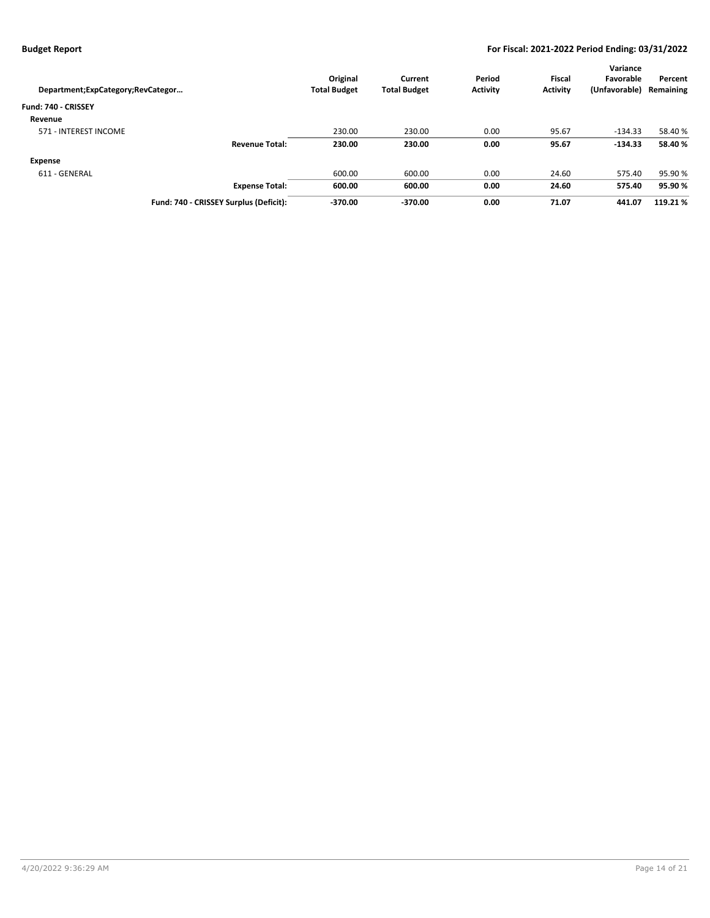**Budget Report** — **For Fiscal: 2021-2022 Period Ending: 03/31/2022**

| Department;ExpCategory;RevCategor… | Original Total Budget | Current Total Budget | Period Activity | Fiscal Activity | Variance Favorable (Unfavorable) | Percent Remaining |
|---|---|---|---|---|---|---|
| **Fund: 740 - CRISSEY** | | | | | | |
| **Revenue** | | | | | | |
| 571 - INTEREST INCOME | 230.00 | 230.00 | 0.00 | 95.67 | -134.33 | 58.40 % |
| **Revenue Total:** | **230.00** | **230.00** | **0.00** | **95.67** | **-134.33** | **58.40 %** |
| **Expense** | | | | | | |
| 611 - GENERAL | 600.00 | 600.00 | 0.00 | 24.60 | 575.40 | 95.90 % |
| **Expense Total:** | **600.00** | **600.00** | **0.00** | **24.60** | **575.40** | **95.90 %** |
| **Fund: 740 - CRISSEY Surplus (Deficit):** | **-370.00** | **-370.00** | **0.00** | **71.07** | **441.07** | **119.21 %** |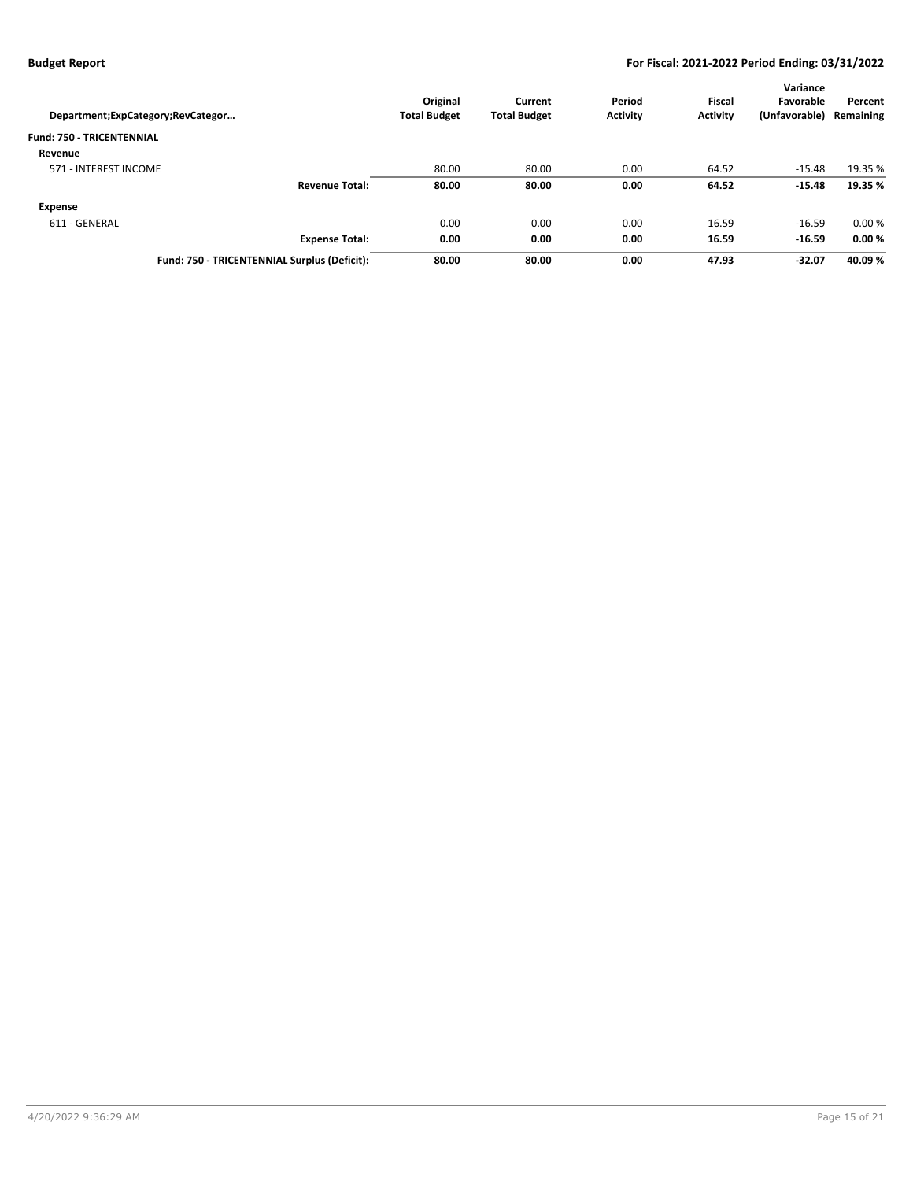| Department;ExpCategory;RevCategor… | Original Total Budget | Current Total Budget | Period Activity | Fiscal Activity | Variance Favorable (Unfavorable) | Percent Remaining |
|---|---|---|---|---|---|---|
| **Fund: 750 - TRICENTENNIAL** | | | | | | |
| **Revenue** | | | | | | |
| 571 - INTEREST INCOME | 80.00 | 80.00 | 0.00 | 64.52 | -15.48 | 19.35 % |
| **Revenue Total:** | **80.00** | **80.00** | **0.00** | **64.52** | **-15.48** | **19.35 %** |
| **Expense** | | | | | | |
| 611 - GENERAL | 0.00 | 0.00 | 0.00 | 16.59 | -16.59 | 0.00 % |
| **Expense Total:** | **0.00** | **0.00** | **0.00** | **16.59** | **-16.59** | **0.00 %** |
| **Fund: 750 - TRICENTENNIAL Surplus (Deficit):** | **80.00** | **80.00** | **0.00** | **47.93** | **-32.07** | **40.09 %** |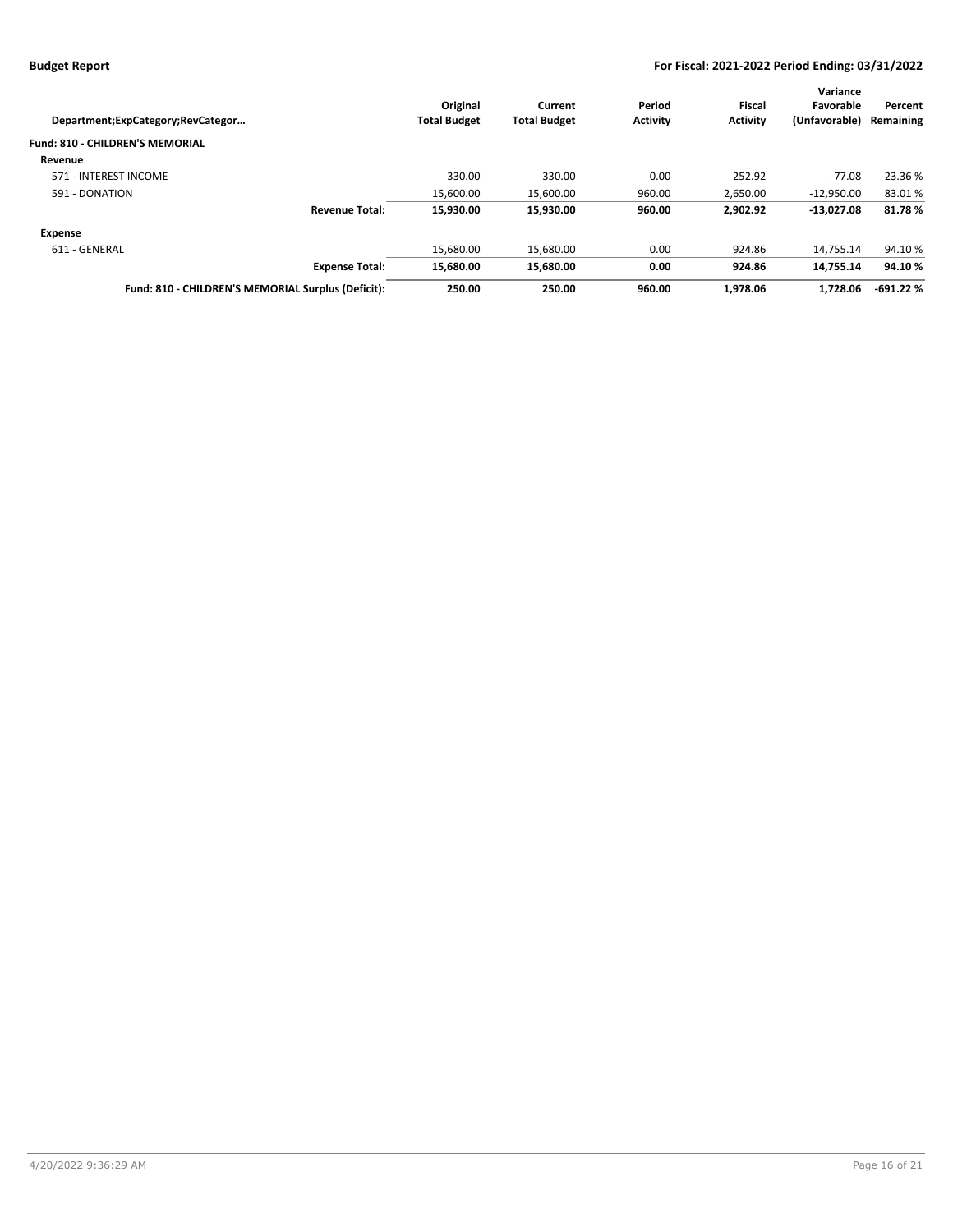| Department;ExpCategory;RevCategor… | Original Total Budget | Current Total Budget | Period Activity | Fiscal Activity | Variance Favorable (Unfavorable) | Percent Remaining |
|---|---|---|---|---|---|---|
| **Fund: 810 - CHILDREN'S MEMORIAL** | | | | | | |
| **Revenue** | | | | | | |
| 571 - INTEREST INCOME | 330.00 | 330.00 | 0.00 | 252.92 | -77.08 | 23.36 % |
| 591 - DONATION | 15,600.00 | 15,600.00 | 960.00 | 2,650.00 | -12,950.00 | 83.01 % |
| **Revenue Total:** | **15,930.00** | **15,930.00** | **960.00** | **2,902.92** | **-13,027.08** | **81.78 %** |
| **Expense** | | | | | | |
| 611 - GENERAL | 15,680.00 | 15,680.00 | 0.00 | 924.86 | 14,755.14 | 94.10 % |
| **Expense Total:** | **15,680.00** | **15,680.00** | **0.00** | **924.86** | **14,755.14** | **94.10 %** |
| **Fund: 810 - CHILDREN'S MEMORIAL Surplus (Deficit):** | **250.00** | **250.00** | **960.00** | **1,978.06** | **1,728.06** | **-691.22 %** |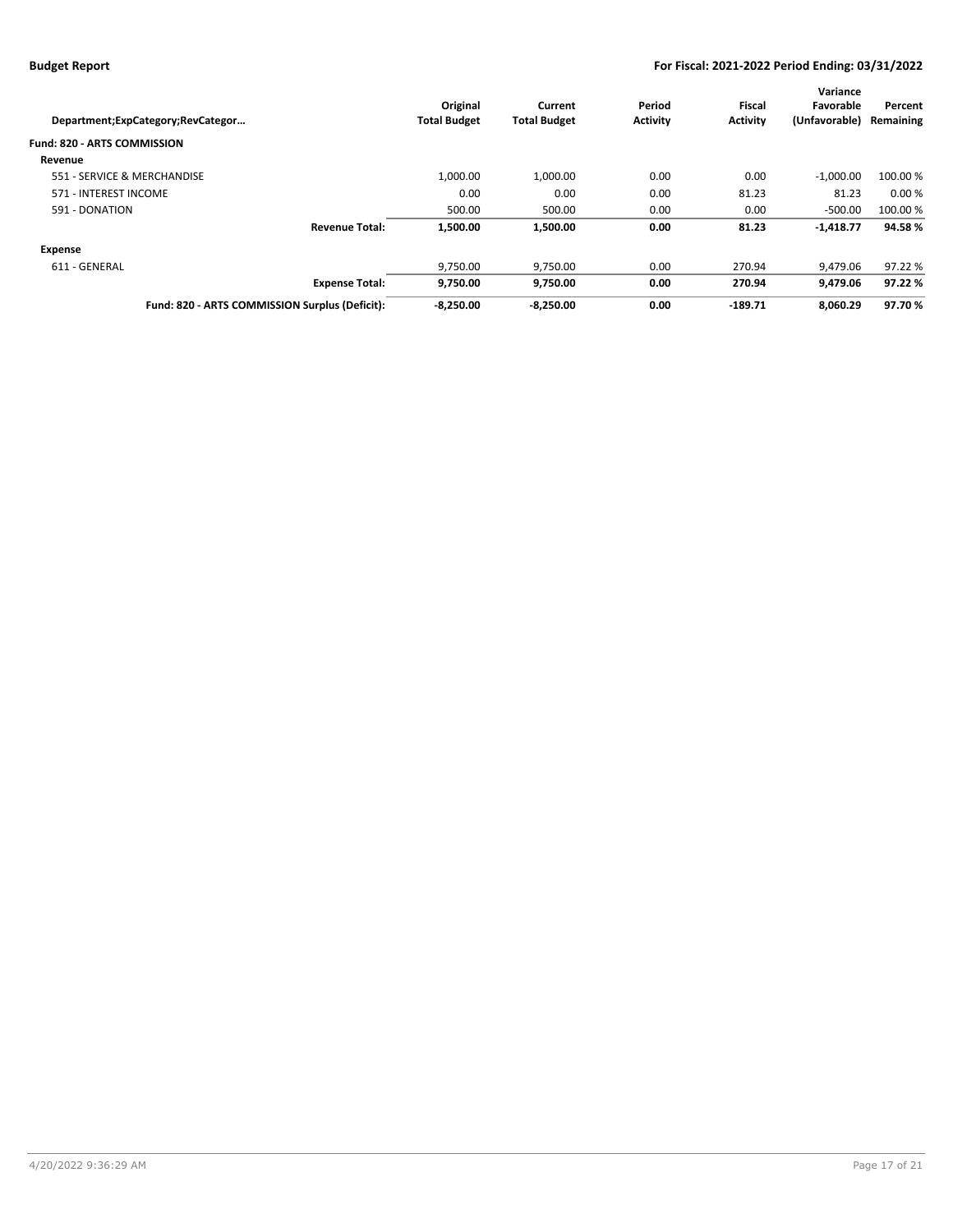| Department;ExpCategory;RevCategor… | Original Total Budget | Current Total Budget | Period Activity | Fiscal Activity | Variance Favorable (Unfavorable) | Percent Remaining |
|---|---|---|---|---|---|---|
| **Fund: 820 - ARTS COMMISSION** | | | | | | |
| **Revenue** | | | | | | |
| 551 - SERVICE & MERCHANDISE | 1,000.00 | 1,000.00 | 0.00 | 0.00 | -1,000.00 | 100.00 % |
| 571 - INTEREST INCOME | 0.00 | 0.00 | 0.00 | 81.23 | 81.23 | 0.00 % |
| 591 - DONATION | 500.00 | 500.00 | 0.00 | 0.00 | -500.00 | 100.00 % |
| **Revenue Total:** | **1,500.00** | **1,500.00** | **0.00** | **81.23** | **-1,418.77** | **94.58 %** |
| **Expense** | | | | | | |
| 611 - GENERAL | 9,750.00 | 9,750.00 | 0.00 | 270.94 | 9,479.06 | 97.22 % |
| **Expense Total:** | **9,750.00** | **9,750.00** | **0.00** | **270.94** | **9,479.06** | **97.22 %** |
| **Fund: 820 - ARTS COMMISSION Surplus (Deficit):** | **-8,250.00** | **-8,250.00** | **0.00** | **-189.71** | **8,060.29** | **97.70 %** |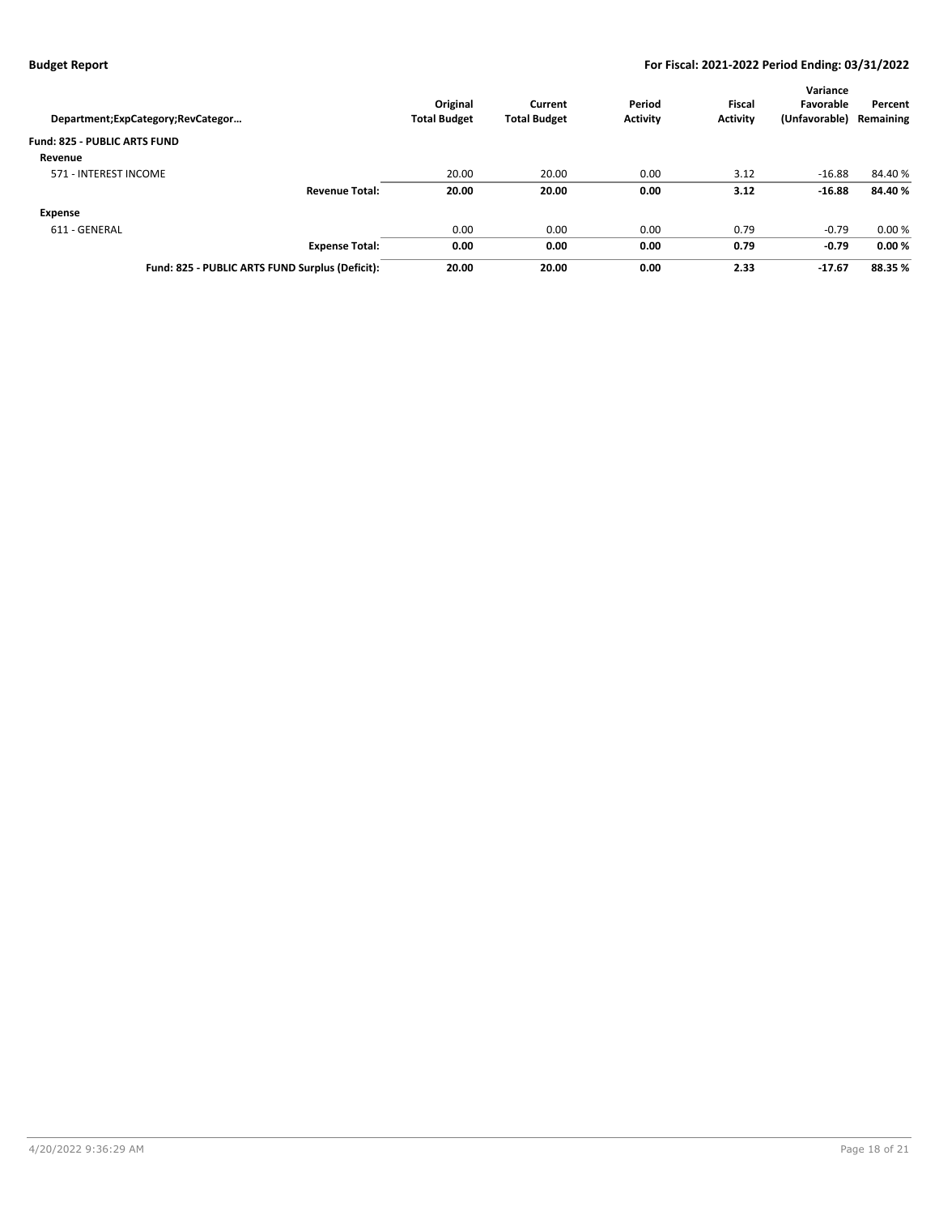| Department;ExpCategory;RevCategor… | Original Total Budget | Current Total Budget | Period Activity | Fiscal Activity | Variance Favorable (Unfavorable) | Percent Remaining |
|---|---|---|---|---|---|---|
| **Fund: 825 - PUBLIC ARTS FUND** | | | | | | |
| **Revenue** | | | | | | |
| 571 - INTEREST INCOME | 20.00 | 20.00 | 0.00 | 3.12 | -16.88 | 84.40 % |
| **Revenue Total:** | **20.00** | **20.00** | **0.00** | **3.12** | **-16.88** | **84.40 %** |
| **Expense** | | | | | | |
| 611 - GENERAL | 0.00 | 0.00 | 0.00 | 0.79 | -0.79 | 0.00 % |
| **Expense Total:** | **0.00** | **0.00** | **0.00** | **0.79** | **-0.79** | **0.00 %** |
| **Fund: 825 - PUBLIC ARTS FUND Surplus (Deficit):** | **20.00** | **20.00** | **0.00** | **2.33** | **-17.67** | **88.35 %** |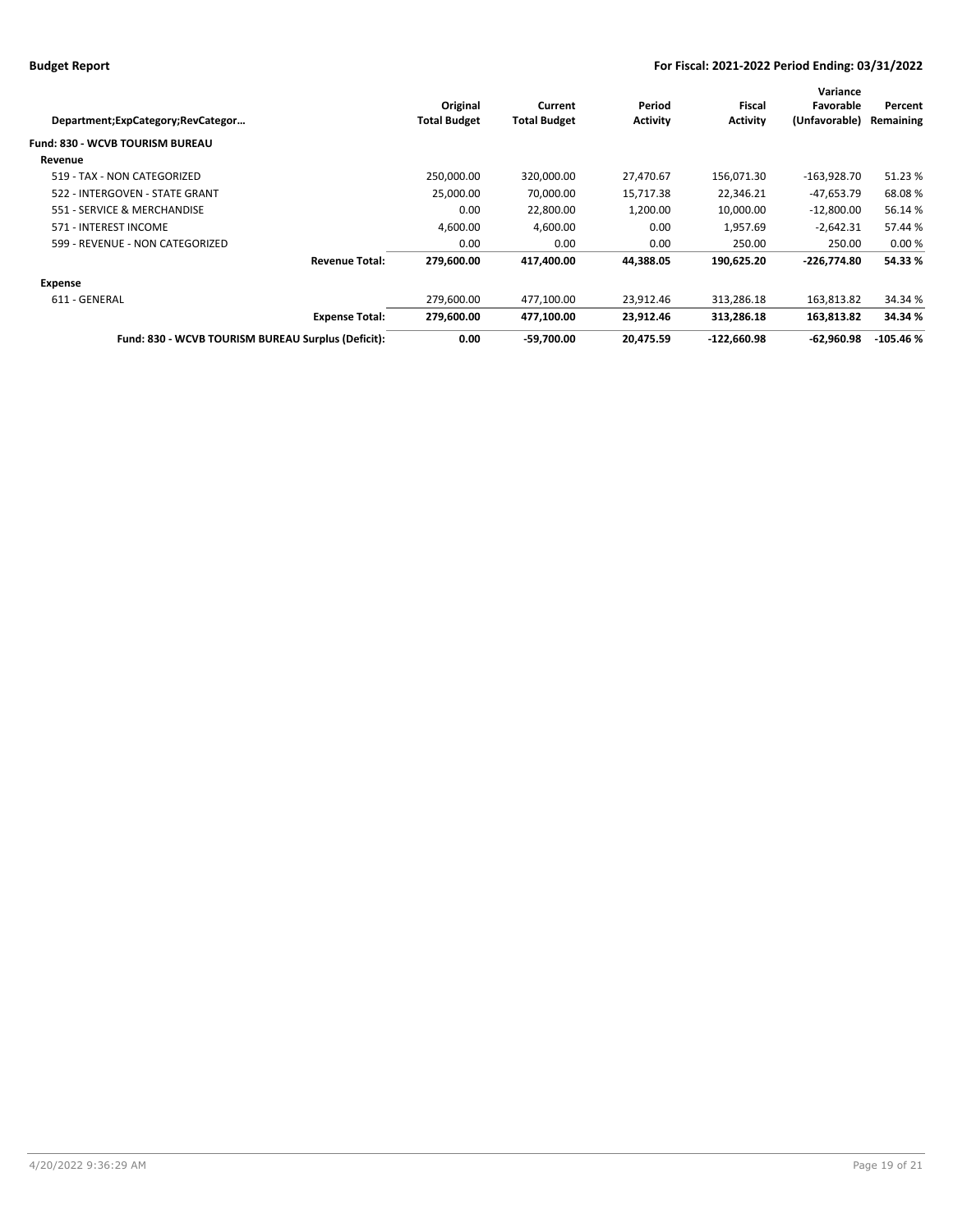| Department;ExpCategory;RevCategor… | | Original Total Budget | Current Total Budget | Period Activity | Fiscal Activity | Variance Favorable (Unfavorable) | Percent Remaining |
|---|---|---|---|---|---|---|---|
| **Fund: 830 - WCVB TOURISM BUREAU** | | | | | | | |
| **Revenue** | | | | | | | |
| 519 - TAX - NON CATEGORIZED | | 250,000.00 | 320,000.00 | 27,470.67 | 156,071.30 | -163,928.70 | 51.23 % |
| 522 - INTERGOVEN - STATE GRANT | | 25,000.00 | 70,000.00 | 15,717.38 | 22,346.21 | -47,653.79 | 68.08 % |
| 551 - SERVICE & MERCHANDISE | | 0.00 | 22,800.00 | 1,200.00 | 10,000.00 | -12,800.00 | 56.14 % |
| 571 - INTEREST INCOME | | 4,600.00 | 4,600.00 | 0.00 | 1,957.69 | -2,642.31 | 57.44 % |
| 599 - REVENUE - NON CATEGORIZED | | 0.00 | 0.00 | 0.00 | 250.00 | 250.00 | 0.00 % |
| | **Revenue Total:** | **279,600.00** | **417,400.00** | **44,388.05** | **190,625.20** | **-226,774.80** | **54.33 %** |
| **Expense** | | | | | | | |
| 611 - GENERAL | | 279,600.00 | 477,100.00 | 23,912.46 | 313,286.18 | 163,813.82 | 34.34 % |
| | **Expense Total:** | **279,600.00** | **477,100.00** | **23,912.46** | **313,286.18** | **163,813.82** | **34.34 %** |
| | **Fund: 830 - WCVB TOURISM BUREAU Surplus (Deficit):** | **0.00** | **-59,700.00** | **20,475.59** | **-122,660.98** | **-62,960.98** | **-105.46 %** |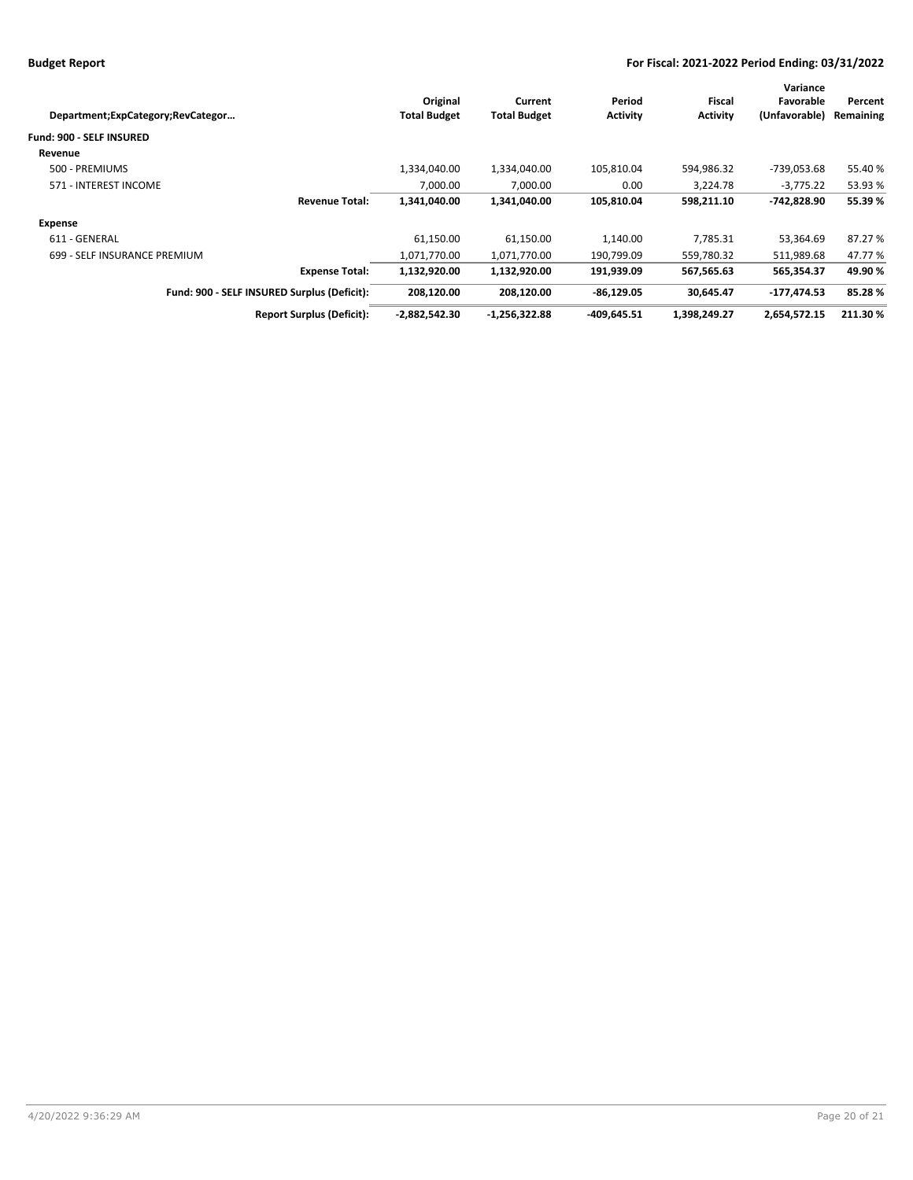**Budget Report** | **For Fiscal: 2021-2022 Period Ending: 03/31/2022**

| Department;ExpCategory;RevCategor… | Original Total Budget | Current Total Budget | Period Activity | Fiscal Activity | Variance Favorable (Unfavorable) | Percent Remaining |
|---|---|---|---|---|---|---|
| **Fund: 900 - SELF INSURED** | | | | | | |
| **Revenue** | | | | | | |
| 500 - PREMIUMS | 1,334,040.00 | 1,334,040.00 | 105,810.04 | 594,986.32 | -739,053.68 | 55.40 % |
| 571 - INTEREST INCOME | 7,000.00 | 7,000.00 | 0.00 | 3,224.78 | -3,775.22 | 53.93 % |
| **Revenue Total:** | **1,341,040.00** | **1,341,040.00** | **105,810.04** | **598,211.10** | **-742,828.90** | **55.39 %** |
| **Expense** | | | | | | |
| 611 - GENERAL | 61,150.00 | 61,150.00 | 1,140.00 | 7,785.31 | 53,364.69 | 87.27 % |
| 699 - SELF INSURANCE PREMIUM | 1,071,770.00 | 1,071,770.00 | 190,799.09 | 559,780.32 | 511,989.68 | 47.77 % |
| **Expense Total:** | **1,132,920.00** | **1,132,920.00** | **191,939.09** | **567,565.63** | **565,354.37** | **49.90 %** |
| **Fund: 900 - SELF INSURED Surplus (Deficit):** | **208,120.00** | **208,120.00** | **-86,129.05** | **30,645.47** | **-177,474.53** | **85.28 %** |
| **Report Surplus (Deficit):** | **-2,882,542.30** | **-1,256,322.88** | **-409,645.51** | **1,398,249.27** | **2,654,572.15** | **211.30 %** |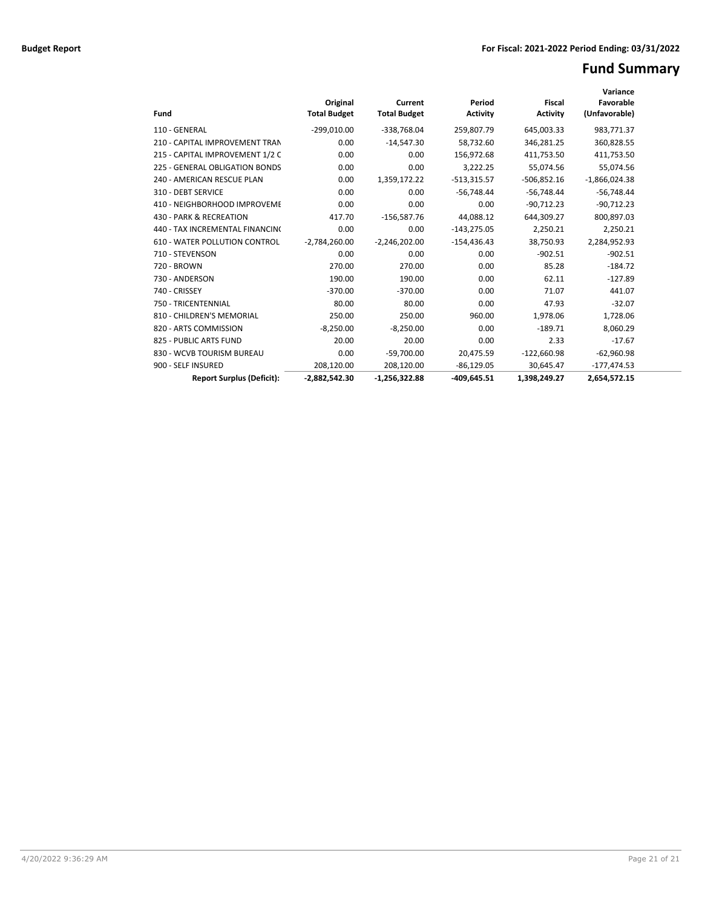**Budget Report** For Fiscal: 2021-2022 Period Ending: 03/31/2022

# Fund Summary

| Fund | Original Total Budget | Current Total Budget | Period Activity | Fiscal Activity | Variance Favorable (Unfavorable) |
|---|---|---|---|---|---|
| 110 - GENERAL | -299,010.00 | -338,768.04 | 259,807.79 | 645,003.33 | 983,771.37 |
| 210 - CAPITAL IMPROVEMENT TRAN | 0.00 | -14,547.30 | 58,732.60 | 346,281.25 | 360,828.55 |
| 215 - CAPITAL IMPROVEMENT 1/2 C | 0.00 | 0.00 | 156,972.68 | 411,753.50 | 411,753.50 |
| 225 - GENERAL OBLIGATION BONDS | 0.00 | 0.00 | 3,222.25 | 55,074.56 | 55,074.56 |
| 240 - AMERICAN RESCUE PLAN | 0.00 | 1,359,172.22 | -513,315.57 | -506,852.16 | -1,866,024.38 |
| 310 - DEBT SERVICE | 0.00 | 0.00 | -56,748.44 | -56,748.44 | -56,748.44 |
| 410 - NEIGHBORHOOD IMPROVEME | 0.00 | 0.00 | 0.00 | -90,712.23 | -90,712.23 |
| 430 - PARK & RECREATION | 417.70 | -156,587.76 | 44,088.12 | 644,309.27 | 800,897.03 |
| 440 - TAX INCREMENTAL FINANCIN( | 0.00 | 0.00 | -143,275.05 | 2,250.21 | 2,250.21 |
| 610 - WATER POLLUTION CONTROL | -2,784,260.00 | -2,246,202.00 | -154,436.43 | 38,750.93 | 2,284,952.93 |
| 710 - STEVENSON | 0.00 | 0.00 | 0.00 | -902.51 | -902.51 |
| 720 - BROWN | 270.00 | 270.00 | 0.00 | 85.28 | -184.72 |
| 730 - ANDERSON | 190.00 | 190.00 | 0.00 | 62.11 | -127.89 |
| 740 - CRISSEY | -370.00 | -370.00 | 0.00 | 71.07 | 441.07 |
| 750 - TRICENTENNIAL | 80.00 | 80.00 | 0.00 | 47.93 | -32.07 |
| 810 - CHILDREN'S MEMORIAL | 250.00 | 250.00 | 960.00 | 1,978.06 | 1,728.06 |
| 820 - ARTS COMMISSION | -8,250.00 | -8,250.00 | 0.00 | -189.71 | 8,060.29 |
| 825 - PUBLIC ARTS FUND | 20.00 | 20.00 | 0.00 | 2.33 | -17.67 |
| 830 - WCVB TOURISM BUREAU | 0.00 | -59,700.00 | 20,475.59 | -122,660.98 | -62,960.98 |
| 900 - SELF INSURED | 208,120.00 | 208,120.00 | -86,129.05 | 30,645.47 | -177,474.53 |
| **Report Surplus (Deficit):** | **-2,882,542.30** | **-1,256,322.88** | **-409,645.51** | **1,398,249.27** | **2,654,572.15** |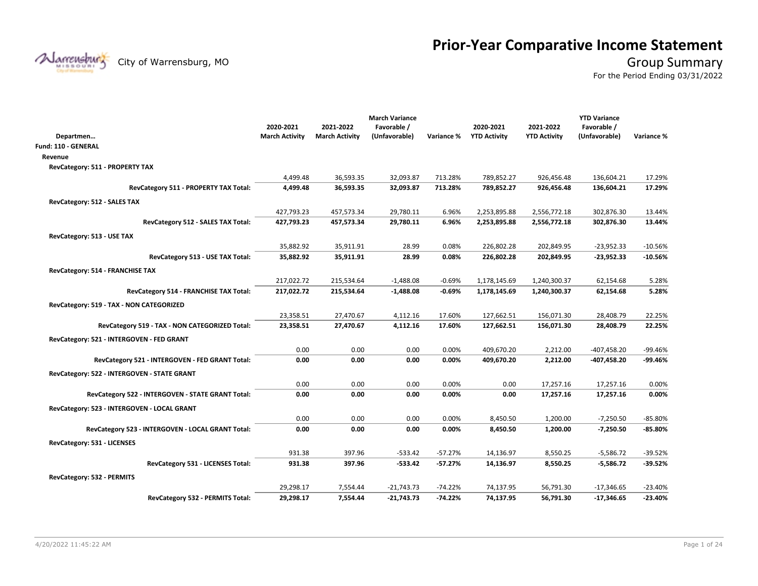# Prior-Year Comparative Income Statement

City of Warrensburg, MO

## Group Summary

For the Period Ending 03/31/2022

| Departmen… | 2020-2021 March Activity | 2021-2022 March Activity | March Variance Favorable / (Unfavorable) | Variance % | 2020-2021 YTD Activity | 2021-2022 YTD Activity | YTD Variance Favorable / (Unfavorable) | Variance % |
|---|---|---|---|---|---|---|---|---|
| **Fund: 110 - GENERAL** | | | | | | | | |
| **Revenue** | | | | | | | | |
| **RevCategory: 511 - PROPERTY TAX** | | | | | | | | |
| | 4,499.48 | 36,593.35 | 32,093.87 | 713.28% | 789,852.27 | 926,456.48 | 136,604.21 | 17.29% |
| **RevCategory 511 - PROPERTY TAX Total:** | **4,499.48** | **36,593.35** | **32,093.87** | **713.28%** | **789,852.27** | **926,456.48** | **136,604.21** | **17.29%** |
| **RevCategory: 512 - SALES TAX** | | | | | | | | |
| | 427,793.23 | 457,573.34 | 29,780.11 | 6.96% | 2,253,895.88 | 2,556,772.18 | 302,876.30 | 13.44% |
| **RevCategory 512 - SALES TAX Total:** | **427,793.23** | **457,573.34** | **29,780.11** | **6.96%** | **2,253,895.88** | **2,556,772.18** | **302,876.30** | **13.44%** |
| **RevCategory: 513 - USE TAX** | | | | | | | | |
| | 35,882.92 | 35,911.91 | 28.99 | 0.08% | 226,802.28 | 202,849.95 | -23,952.33 | -10.56% |
| **RevCategory 513 - USE TAX Total:** | **35,882.92** | **35,911.91** | **28.99** | **0.08%** | **226,802.28** | **202,849.95** | **-23,952.33** | **-10.56%** |
| **RevCategory: 514 - FRANCHISE TAX** | | | | | | | | |
| | 217,022.72 | 215,534.64 | -1,488.08 | -0.69% | 1,178,145.69 | 1,240,300.37 | 62,154.68 | 5.28% |
| **RevCategory 514 - FRANCHISE TAX Total:** | **217,022.72** | **215,534.64** | **-1,488.08** | **-0.69%** | **1,178,145.69** | **1,240,300.37** | **62,154.68** | **5.28%** |
| **RevCategory: 519 - TAX - NON CATEGORIZED** | | | | | | | | |
| | 23,358.51 | 27,470.67 | 4,112.16 | 17.60% | 127,662.51 | 156,071.30 | 28,408.79 | 22.25% |
| **RevCategory 519 - TAX - NON CATEGORIZED Total:** | **23,358.51** | **27,470.67** | **4,112.16** | **17.60%** | **127,662.51** | **156,071.30** | **28,408.79** | **22.25%** |
| **RevCategory: 521 - INTERGOVEN - FED GRANT** | | | | | | | | |
| | 0.00 | 0.00 | 0.00 | 0.00% | 409,670.20 | 2,212.00 | -407,458.20 | -99.46% |
| **RevCategory 521 - INTERGOVEN - FED GRANT Total:** | **0.00** | **0.00** | **0.00** | **0.00%** | **409,670.20** | **2,212.00** | **-407,458.20** | **-99.46%** |
| **RevCategory: 522 - INTERGOVEN - STATE GRANT** | | | | | | | | |
| | 0.00 | 0.00 | 0.00 | 0.00% | 0.00 | 17,257.16 | 17,257.16 | 0.00% |
| **RevCategory 522 - INTERGOVEN - STATE GRANT Total:** | **0.00** | **0.00** | **0.00** | **0.00%** | **0.00** | **17,257.16** | **17,257.16** | **0.00%** |
| **RevCategory: 523 - INTERGOVEN - LOCAL GRANT** | | | | | | | | |
| | 0.00 | 0.00 | 0.00 | 0.00% | 8,450.50 | 1,200.00 | -7,250.50 | -85.80% |
| **RevCategory 523 - INTERGOVEN - LOCAL GRANT Total:** | **0.00** | **0.00** | **0.00** | **0.00%** | **8,450.50** | **1,200.00** | **-7,250.50** | **-85.80%** |
| **RevCategory: 531 - LICENSES** | | | | | | | | |
| | 931.38 | 397.96 | -533.42 | -57.27% | 14,136.97 | 8,550.25 | -5,586.72 | -39.52% |
| **RevCategory 531 - LICENSES Total:** | **931.38** | **397.96** | **-533.42** | **-57.27%** | **14,136.97** | **8,550.25** | **-5,586.72** | **-39.52%** |
| **RevCategory: 532 - PERMITS** | | | | | | | | |
| | 29,298.17 | 7,554.44 | -21,743.73 | -74.22% | 74,137.95 | 56,791.30 | -17,346.65 | -23.40% |
| **RevCategory 532 - PERMITS Total:** | **29,298.17** | **7,554.44** | **-21,743.73** | **-74.22%** | **74,137.95** | **56,791.30** | **-17,346.65** | **-23.40%** |

4/20/2022 11:45:22 AM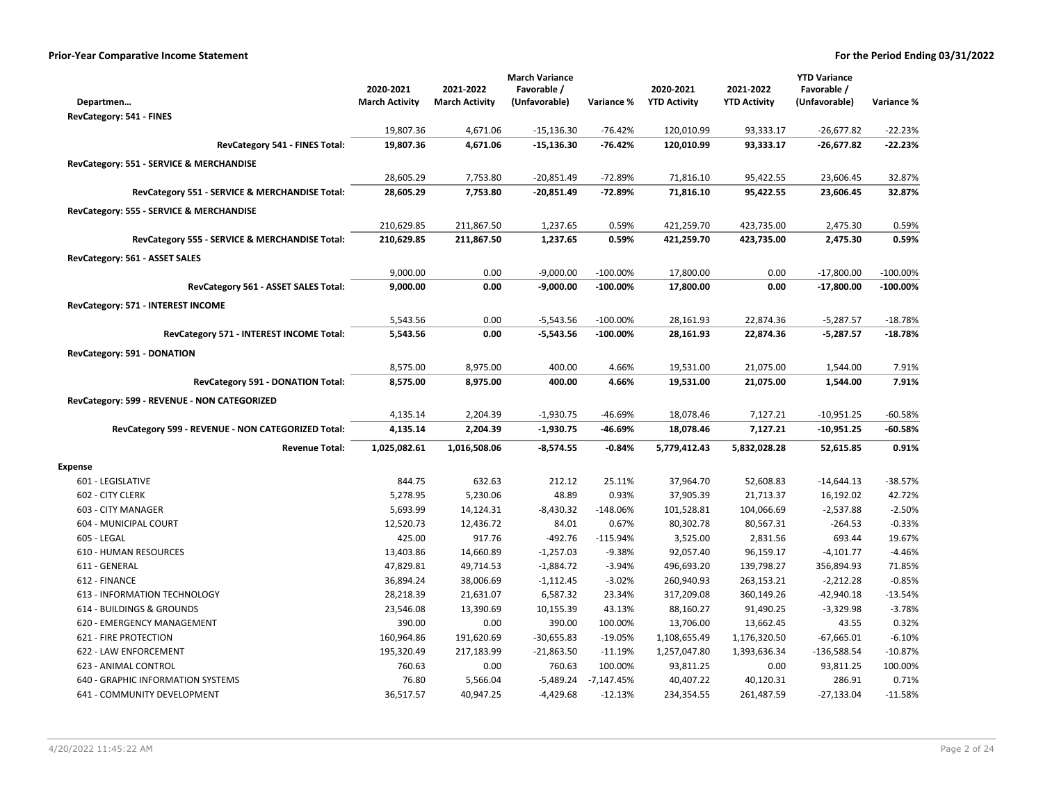**Prior-Year Comparative Income Statement** **For the Period Ending 03/31/2022**

| Departmen… | 2020-2021 March Activity | 2021-2022 March Activity | March Variance Favorable / (Unfavorable) | Variance % | 2020-2021 YTD Activity | 2021-2022 YTD Activity | YTD Variance Favorable / (Unfavorable) | Variance % |
|---|---|---|---|---|---|---|---|---|
| **RevCategory: 541 - FINES** | | | | | | | | |
| | 19,807.36 | 4,671.06 | -15,136.30 | -76.42% | 120,010.99 | 93,333.17 | -26,677.82 | -22.23% |
| **RevCategory 541 - FINES Total:** | **19,807.36** | **4,671.06** | **-15,136.30** | **-76.42%** | **120,010.99** | **93,333.17** | **-26,677.82** | **-22.23%** |
| **RevCategory: 551 - SERVICE & MERCHANDISE** | | | | | | | | |
| | 28,605.29 | 7,753.80 | -20,851.49 | -72.89% | 71,816.10 | 95,422.55 | 23,606.45 | 32.87% |
| **RevCategory 551 - SERVICE & MERCHANDISE Total:** | **28,605.29** | **7,753.80** | **-20,851.49** | **-72.89%** | **71,816.10** | **95,422.55** | **23,606.45** | **32.87%** |
| **RevCategory: 555 - SERVICE & MERCHANDISE** | | | | | | | | |
| | 210,629.85 | 211,867.50 | 1,237.65 | 0.59% | 421,259.70 | 423,735.00 | 2,475.30 | 0.59% |
| **RevCategory 555 - SERVICE & MERCHANDISE Total:** | **210,629.85** | **211,867.50** | **1,237.65** | **0.59%** | **421,259.70** | **423,735.00** | **2,475.30** | **0.59%** |
| **RevCategory: 561 - ASSET SALES** | | | | | | | | |
| | 9,000.00 | 0.00 | -9,000.00 | -100.00% | 17,800.00 | 0.00 | -17,800.00 | -100.00% |
| **RevCategory 561 - ASSET SALES Total:** | **9,000.00** | **0.00** | **-9,000.00** | **-100.00%** | **17,800.00** | **0.00** | **-17,800.00** | **-100.00%** |
| **RevCategory: 571 - INTEREST INCOME** | | | | | | | | |
| | 5,543.56 | 0.00 | -5,543.56 | -100.00% | 28,161.93 | 22,874.36 | -5,287.57 | -18.78% |
| **RevCategory 571 - INTEREST INCOME Total:** | **5,543.56** | **0.00** | **-5,543.56** | **-100.00%** | **28,161.93** | **22,874.36** | **-5,287.57** | **-18.78%** |
| **RevCategory: 591 - DONATION** | | | | | | | | |
| | 8,575.00 | 8,975.00 | 400.00 | 4.66% | 19,531.00 | 21,075.00 | 1,544.00 | 7.91% |
| **RevCategory 591 - DONATION Total:** | **8,575.00** | **8,975.00** | **400.00** | **4.66%** | **19,531.00** | **21,075.00** | **1,544.00** | **7.91%** |
| **RevCategory: 599 - REVENUE - NON CATEGORIZED** | | | | | | | | |
| | 4,135.14 | 2,204.39 | -1,930.75 | -46.69% | 18,078.46 | 7,127.21 | -10,951.25 | -60.58% |
| **RevCategory 599 - REVENUE - NON CATEGORIZED Total:** | **4,135.14** | **2,204.39** | **-1,930.75** | **-46.69%** | **18,078.46** | **7,127.21** | **-10,951.25** | **-60.58%** |
| **Revenue Total:** | **1,025,082.61** | **1,016,508.06** | **-8,574.55** | **-0.84%** | **5,779,412.43** | **5,832,028.28** | **52,615.85** | **0.91%** |
| **Expense** | | | | | | | | |
| 601 - LEGISLATIVE | 844.75 | 632.63 | 212.12 | 25.11% | 37,964.70 | 52,608.83 | -14,644.13 | -38.57% |
| 602 - CITY CLERK | 5,278.95 | 5,230.06 | 48.89 | 0.93% | 37,905.39 | 21,713.37 | 16,192.02 | 42.72% |
| 603 - CITY MANAGER | 5,693.99 | 14,124.31 | -8,430.32 | -148.06% | 101,528.81 | 104,066.69 | -2,537.88 | -2.50% |
| 604 - MUNICIPAL COURT | 12,520.73 | 12,436.72 | 84.01 | 0.67% | 80,302.78 | 80,567.31 | -264.53 | -0.33% |
| 605 - LEGAL | 425.00 | 917.76 | -492.76 | -115.94% | 3,525.00 | 2,831.56 | 693.44 | 19.67% |
| 610 - HUMAN RESOURCES | 13,403.86 | 14,660.89 | -1,257.03 | -9.38% | 92,057.40 | 96,159.17 | -4,101.77 | -4.46% |
| 611 - GENERAL | 47,829.81 | 49,714.53 | -1,884.72 | -3.94% | 496,693.20 | 139,798.27 | 356,894.93 | 71.85% |
| 612 - FINANCE | 36,894.24 | 38,006.69 | -1,112.45 | -3.02% | 260,940.93 | 263,153.21 | -2,212.28 | -0.85% |
| 613 - INFORMATION TECHNOLOGY | 28,218.39 | 21,631.07 | 6,587.32 | 23.34% | 317,209.08 | 360,149.26 | -42,940.18 | -13.54% |
| 614 - BUILDINGS & GROUNDS | 23,546.08 | 13,390.69 | 10,155.39 | 43.13% | 88,160.27 | 91,490.25 | -3,329.98 | -3.78% |
| 620 - EMERGENCY MANAGEMENT | 390.00 | 0.00 | 390.00 | 100.00% | 13,706.00 | 13,662.45 | 43.55 | 0.32% |
| 621 - FIRE PROTECTION | 160,964.86 | 191,620.69 | -30,655.83 | -19.05% | 1,108,655.49 | 1,176,320.50 | -67,665.01 | -6.10% |
| 622 - LAW ENFORCEMENT | 195,320.49 | 217,183.99 | -21,863.50 | -11.19% | 1,257,047.80 | 1,393,636.34 | -136,588.54 | -10.87% |
| 623 - ANIMAL CONTROL | 760.63 | 0.00 | 760.63 | 100.00% | 93,811.25 | 0.00 | 93,811.25 | 100.00% |
| 640 - GRAPHIC INFORMATION SYSTEMS | 76.80 | 5,566.04 | -5,489.24 | -7,147.45% | 40,407.22 | 40,120.31 | 286.91 | 0.71% |
| 641 - COMMUNITY DEVELOPMENT | 36,517.57 | 40,947.25 | -4,429.68 | -12.13% | 234,354.55 | 261,487.59 | -27,133.04 | -11.58% |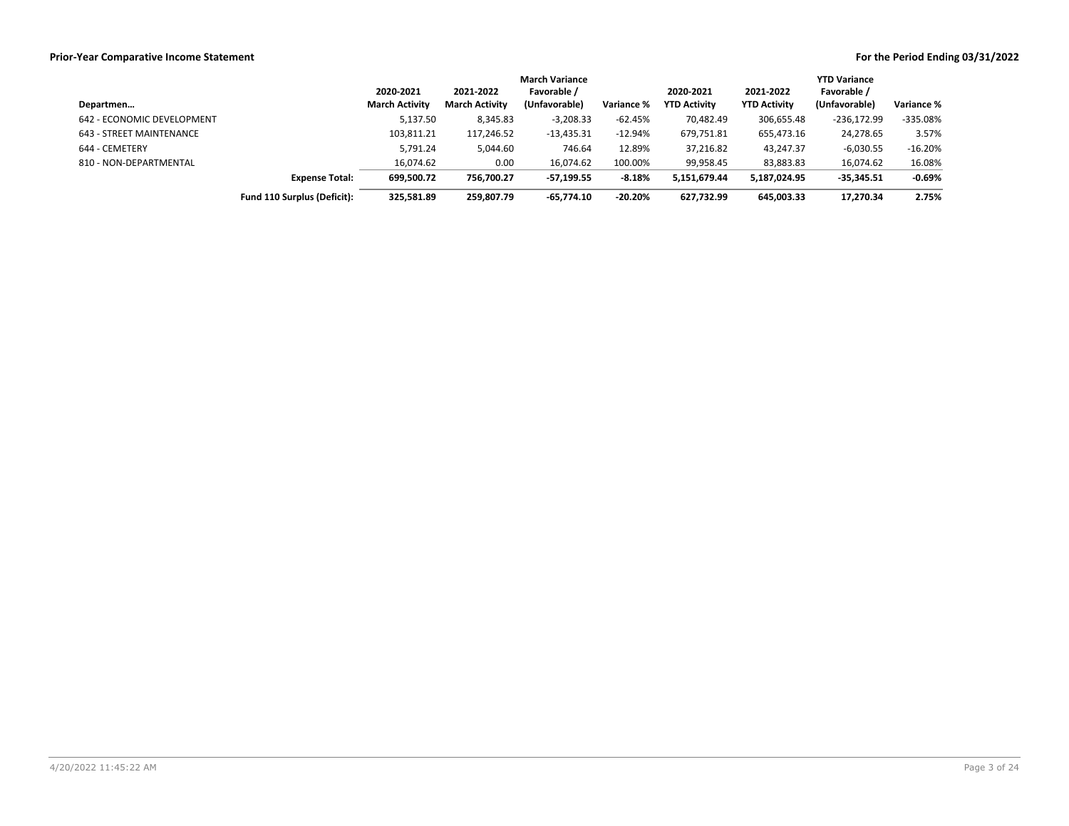**Prior-Year Comparative Income Statement** — For the Period Ending 03/31/2022

| Departmen… | 2020-2021 March Activity | 2021-2022 March Activity | March Variance Favorable / (Unfavorable) | Variance % | 2020-2021 YTD Activity | 2021-2022 YTD Activity | YTD Variance Favorable / (Unfavorable) | Variance % |
|---|---|---|---|---|---|---|---|---|
| 642 - ECONOMIC DEVELOPMENT | 5,137.50 | 8,345.83 | -3,208.33 | -62.45% | 70,482.49 | 306,655.48 | -236,172.99 | -335.08% |
| 643 - STREET MAINTENANCE | 103,811.21 | 117,246.52 | -13,435.31 | -12.94% | 679,751.81 | 655,473.16 | 24,278.65 | 3.57% |
| 644 - CEMETERY | 5,791.24 | 5,044.60 | 746.64 | 12.89% | 37,216.82 | 43,247.37 | -6,030.55 | -16.20% |
| 810 - NON-DEPARTMENTAL | 16,074.62 | 0.00 | 16,074.62 | 100.00% | 99,958.45 | 83,883.83 | 16,074.62 | 16.08% |
| **Expense Total:** | **699,500.72** | **756,700.27** | **-57,199.55** | **-8.18%** | **5,151,679.44** | **5,187,024.95** | **-35,345.51** | **-0.69%** |
| **Fund 110 Surplus (Deficit):** | **325,581.89** | **259,807.79** | **-65,774.10** | **-20.20%** | **627,732.99** | **645,003.33** | **17,270.34** | **2.75%** |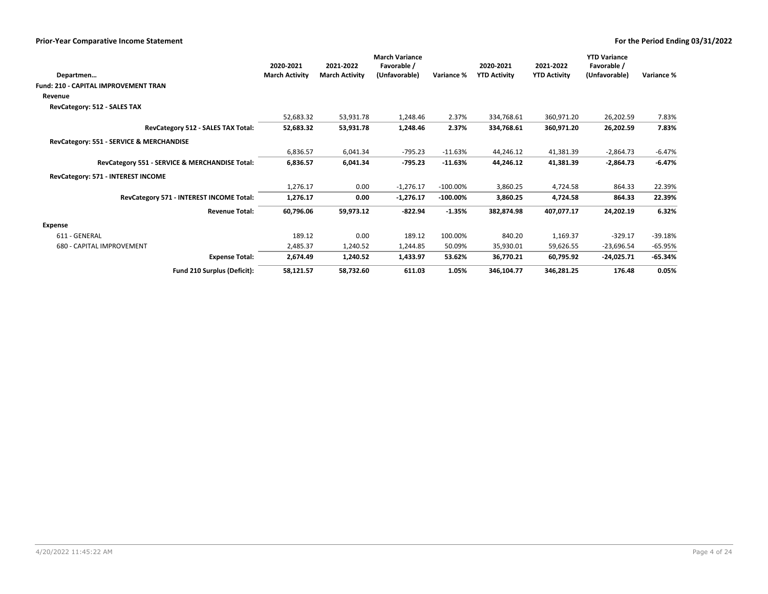## Prior-Year Comparative Income Statement

**For the Period Ending 03/31/2022**

| Departmen… | 2020-2021 March Activity | 2021-2022 March Activity | March Variance Favorable / (Unfavorable) | Variance % | 2020-2021 YTD Activity | 2021-2022 YTD Activity | YTD Variance Favorable / (Unfavorable) | Variance % |
|---|---|---|---|---|---|---|---|---|
| **Fund: 210 - CAPITAL IMPROVEMENT TRAN** | | | | | | | | |
| **Revenue** | | | | | | | | |
| **RevCategory: 512 - SALES TAX** | | | | | | | | |
| | 52,683.32 | 53,931.78 | 1,248.46 | 2.37% | 334,768.61 | 360,971.20 | 26,202.59 | 7.83% |
| **RevCategory 512 - SALES TAX Total:** | **52,683.32** | **53,931.78** | **1,248.46** | **2.37%** | **334,768.61** | **360,971.20** | **26,202.59** | **7.83%** |
| **RevCategory: 551 - SERVICE & MERCHANDISE** | | | | | | | | |
| | 6,836.57 | 6,041.34 | -795.23 | -11.63% | 44,246.12 | 41,381.39 | -2,864.73 | -6.47% |
| **RevCategory 551 - SERVICE & MERCHANDISE Total:** | **6,836.57** | **6,041.34** | **-795.23** | **-11.63%** | **44,246.12** | **41,381.39** | **-2,864.73** | **-6.47%** |
| **RevCategory: 571 - INTEREST INCOME** | | | | | | | | |
| | 1,276.17 | 0.00 | -1,276.17 | -100.00% | 3,860.25 | 4,724.58 | 864.33 | 22.39% |
| **RevCategory 571 - INTEREST INCOME Total:** | **1,276.17** | **0.00** | **-1,276.17** | **-100.00%** | **3,860.25** | **4,724.58** | **864.33** | **22.39%** |
| **Revenue Total:** | **60,796.06** | **59,973.12** | **-822.94** | **-1.35%** | **382,874.98** | **407,077.17** | **24,202.19** | **6.32%** |
| **Expense** | | | | | | | | |
| 611 - GENERAL | 189.12 | 0.00 | 189.12 | 100.00% | 840.20 | 1,169.37 | -329.17 | -39.18% |
| 680 - CAPITAL IMPROVEMENT | 2,485.37 | 1,240.52 | 1,244.85 | 50.09% | 35,930.01 | 59,626.55 | -23,696.54 | -65.95% |
| **Expense Total:** | **2,674.49** | **1,240.52** | **1,433.97** | **53.62%** | **36,770.21** | **60,795.92** | **-24,025.71** | **-65.34%** |
| **Fund 210 Surplus (Deficit):** | **58,121.57** | **58,732.60** | **611.03** | **1.05%** | **346,104.77** | **346,281.25** | **176.48** | **0.05%** |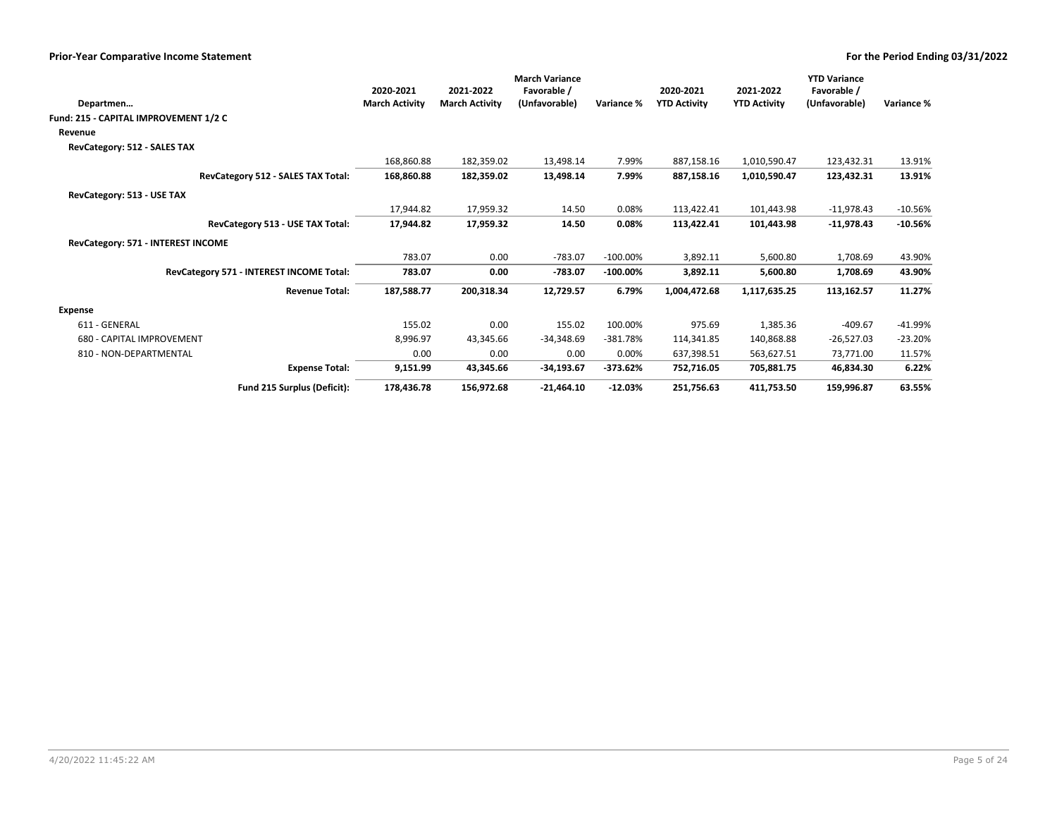**Prior-Year Comparative Income Statement** — **For the Period Ending 03/31/2022**

| Departmen… | 2020-2021 March Activity | 2021-2022 March Activity | March Variance Favorable / (Unfavorable) | Variance % | 2020-2021 YTD Activity | 2021-2022 YTD Activity | YTD Variance Favorable / (Unfavorable) | Variance % |
|---|---|---|---|---|---|---|---|---|
| **Fund: 215 - CAPITAL IMPROVEMENT 1/2 C** | | | | | | | | |
| **Revenue** | | | | | | | | |
| **RevCategory: 512 - SALES TAX** | | | | | | | | |
| | 168,860.88 | 182,359.02 | 13,498.14 | 7.99% | 887,158.16 | 1,010,590.47 | 123,432.31 | 13.91% |
| **RevCategory 512 - SALES TAX Total:** | **168,860.88** | **182,359.02** | **13,498.14** | **7.99%** | **887,158.16** | **1,010,590.47** | **123,432.31** | **13.91%** |
| **RevCategory: 513 - USE TAX** | | | | | | | | |
| | 17,944.82 | 17,959.32 | 14.50 | 0.08% | 113,422.41 | 101,443.98 | -11,978.43 | -10.56% |
| **RevCategory 513 - USE TAX Total:** | **17,944.82** | **17,959.32** | **14.50** | **0.08%** | **113,422.41** | **101,443.98** | **-11,978.43** | **-10.56%** |
| **RevCategory: 571 - INTEREST INCOME** | | | | | | | | |
| | 783.07 | 0.00 | -783.07 | -100.00% | 3,892.11 | 5,600.80 | 1,708.69 | 43.90% |
| **RevCategory 571 - INTEREST INCOME Total:** | **783.07** | **0.00** | **-783.07** | **-100.00%** | **3,892.11** | **5,600.80** | **1,708.69** | **43.90%** |
| **Revenue Total:** | **187,588.77** | **200,318.34** | **12,729.57** | **6.79%** | **1,004,472.68** | **1,117,635.25** | **113,162.57** | **11.27%** |
| **Expense** | | | | | | | | |
| 611 - GENERAL | 155.02 | 0.00 | 155.02 | 100.00% | 975.69 | 1,385.36 | -409.67 | -41.99% |
| 680 - CAPITAL IMPROVEMENT | 8,996.97 | 43,345.66 | -34,348.69 | -381.78% | 114,341.85 | 140,868.88 | -26,527.03 | -23.20% |
| 810 - NON-DEPARTMENTAL | 0.00 | 0.00 | 0.00 | 0.00% | 637,398.51 | 563,627.51 | 73,771.00 | 11.57% |
| **Expense Total:** | **9,151.99** | **43,345.66** | **-34,193.67** | **-373.62%** | **752,716.05** | **705,881.75** | **46,834.30** | **6.22%** |
| **Fund 215 Surplus (Deficit):** | **178,436.78** | **156,972.68** | **-21,464.10** | **-12.03%** | **251,756.63** | **411,753.50** | **159,996.87** | **63.55%** |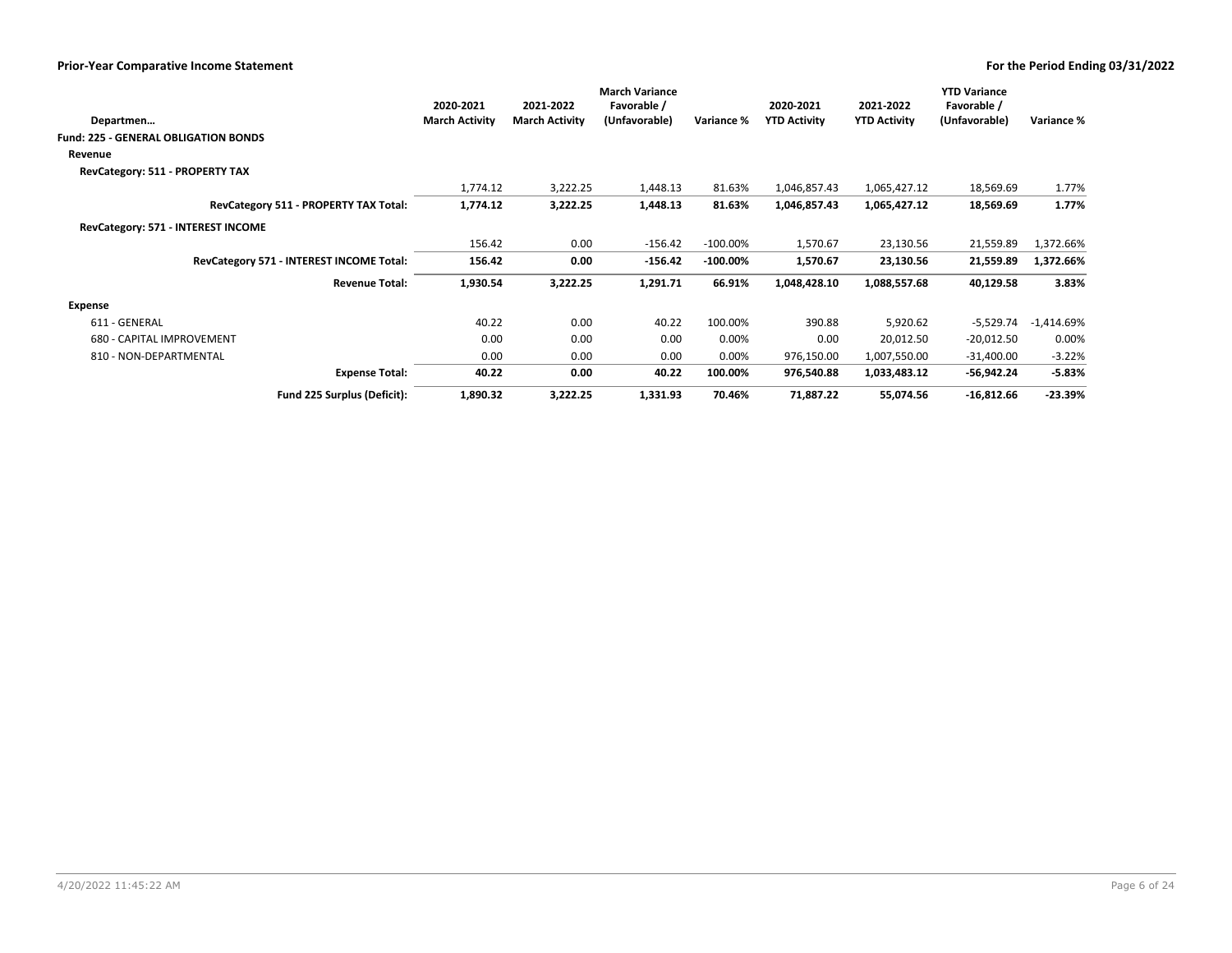## Prior-Year Comparative Income Statement

**For the Period Ending 03/31/2022**

| Departmen… | 2020-2021 March Activity | 2021-2022 March Activity | March Variance Favorable / (Unfavorable) | Variance % | 2020-2021 YTD Activity | 2021-2022 YTD Activity | YTD Variance Favorable / (Unfavorable) | Variance % |
|---|---|---|---|---|---|---|---|---|
| **Fund: 225 - GENERAL OBLIGATION BONDS** | | | | | | | | |
| **Revenue** | | | | | | | | |
| **RevCategory: 511 - PROPERTY TAX** | | | | | | | | |
| | 1,774.12 | 3,222.25 | 1,448.13 | 81.63% | 1,046,857.43 | 1,065,427.12 | 18,569.69 | 1.77% |
| **RevCategory 511 - PROPERTY TAX Total:** | **1,774.12** | **3,222.25** | **1,448.13** | **81.63%** | **1,046,857.43** | **1,065,427.12** | **18,569.69** | **1.77%** |
| **RevCategory: 571 - INTEREST INCOME** | | | | | | | | |
| | 156.42 | 0.00 | -156.42 | -100.00% | 1,570.67 | 23,130.56 | 21,559.89 | 1,372.66% |
| **RevCategory 571 - INTEREST INCOME Total:** | **156.42** | **0.00** | **-156.42** | **-100.00%** | **1,570.67** | **23,130.56** | **21,559.89** | **1,372.66%** |
| **Revenue Total:** | **1,930.54** | **3,222.25** | **1,291.71** | **66.91%** | **1,048,428.10** | **1,088,557.68** | **40,129.58** | **3.83%** |
| **Expense** | | | | | | | | |
| 611 - GENERAL | 40.22 | 0.00 | 40.22 | 100.00% | 390.88 | 5,920.62 | -5,529.74 | -1,414.69% |
| 680 - CAPITAL IMPROVEMENT | 0.00 | 0.00 | 0.00 | 0.00% | 0.00 | 20,012.50 | -20,012.50 | 0.00% |
| 810 - NON-DEPARTMENTAL | 0.00 | 0.00 | 0.00 | 0.00% | 976,150.00 | 1,007,550.00 | -31,400.00 | -3.22% |
| **Expense Total:** | **40.22** | **0.00** | **40.22** | **100.00%** | **976,540.88** | **1,033,483.12** | **-56,942.24** | **-5.83%** |
| **Fund 225 Surplus (Deficit):** | **1,890.32** | **3,222.25** | **1,331.93** | **70.46%** | **71,887.22** | **55,074.56** | **-16,812.66** | **-23.39%** |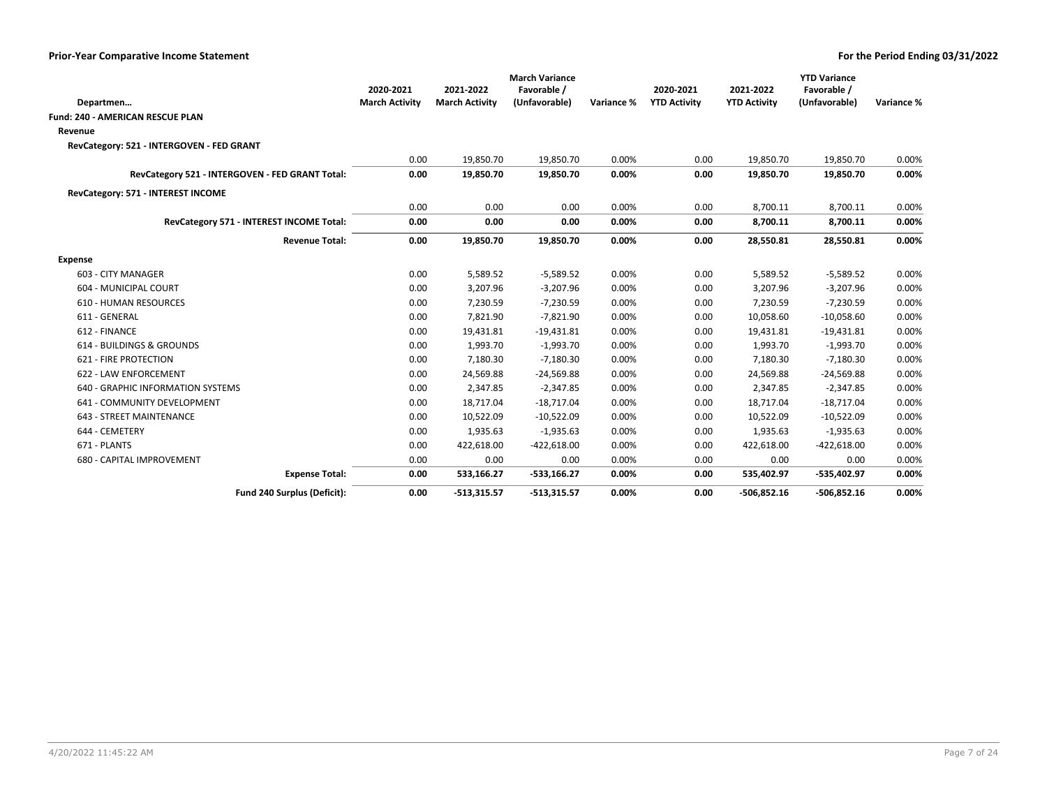## Prior-Year Comparative Income Statement

**For the Period Ending 03/31/2022**

| Departmen… | 2020-2021 March Activity | 2021-2022 March Activity | March Variance Favorable / (Unfavorable) | Variance % | 2020-2021 YTD Activity | 2021-2022 YTD Activity | YTD Variance Favorable / (Unfavorable) | Variance % |
|---|---|---|---|---|---|---|---|---|
| **Fund: 240 - AMERICAN RESCUE PLAN** | | | | | | | | |
| **Revenue** | | | | | | | | |
| **RevCategory: 521 - INTERGOVEN - FED GRANT** | | | | | | | | |
| | 0.00 | 19,850.70 | 19,850.70 | 0.00% | 0.00 | 19,850.70 | 19,850.70 | 0.00% |
| **RevCategory 521 - INTERGOVEN - FED GRANT Total:** | **0.00** | **19,850.70** | **19,850.70** | **0.00%** | **0.00** | **19,850.70** | **19,850.70** | **0.00%** |
| **RevCategory: 571 - INTEREST INCOME** | | | | | | | | |
| | 0.00 | 0.00 | 0.00 | 0.00% | 0.00 | 8,700.11 | 8,700.11 | 0.00% |
| **RevCategory 571 - INTEREST INCOME Total:** | **0.00** | **0.00** | **0.00** | **0.00%** | **0.00** | **8,700.11** | **8,700.11** | **0.00%** |
| **Revenue Total:** | **0.00** | **19,850.70** | **19,850.70** | **0.00%** | **0.00** | **28,550.81** | **28,550.81** | **0.00%** |
| **Expense** | | | | | | | | |
| 603 - CITY MANAGER | 0.00 | 5,589.52 | -5,589.52 | 0.00% | 0.00 | 5,589.52 | -5,589.52 | 0.00% |
| 604 - MUNICIPAL COURT | 0.00 | 3,207.96 | -3,207.96 | 0.00% | 0.00 | 3,207.96 | -3,207.96 | 0.00% |
| 610 - HUMAN RESOURCES | 0.00 | 7,230.59 | -7,230.59 | 0.00% | 0.00 | 7,230.59 | -7,230.59 | 0.00% |
| 611 - GENERAL | 0.00 | 7,821.90 | -7,821.90 | 0.00% | 0.00 | 10,058.60 | -10,058.60 | 0.00% |
| 612 - FINANCE | 0.00 | 19,431.81 | -19,431.81 | 0.00% | 0.00 | 19,431.81 | -19,431.81 | 0.00% |
| 614 - BUILDINGS & GROUNDS | 0.00 | 1,993.70 | -1,993.70 | 0.00% | 0.00 | 1,993.70 | -1,993.70 | 0.00% |
| 621 - FIRE PROTECTION | 0.00 | 7,180.30 | -7,180.30 | 0.00% | 0.00 | 7,180.30 | -7,180.30 | 0.00% |
| 622 - LAW ENFORCEMENT | 0.00 | 24,569.88 | -24,569.88 | 0.00% | 0.00 | 24,569.88 | -24,569.88 | 0.00% |
| 640 - GRAPHIC INFORMATION SYSTEMS | 0.00 | 2,347.85 | -2,347.85 | 0.00% | 0.00 | 2,347.85 | -2,347.85 | 0.00% |
| 641 - COMMUNITY DEVELOPMENT | 0.00 | 18,717.04 | -18,717.04 | 0.00% | 0.00 | 18,717.04 | -18,717.04 | 0.00% |
| 643 - STREET MAINTENANCE | 0.00 | 10,522.09 | -10,522.09 | 0.00% | 0.00 | 10,522.09 | -10,522.09 | 0.00% |
| 644 - CEMETERY | 0.00 | 1,935.63 | -1,935.63 | 0.00% | 0.00 | 1,935.63 | -1,935.63 | 0.00% |
| 671 - PLANTS | 0.00 | 422,618.00 | -422,618.00 | 0.00% | 0.00 | 422,618.00 | -422,618.00 | 0.00% |
| 680 - CAPITAL IMPROVEMENT | 0.00 | 0.00 | 0.00 | 0.00% | 0.00 | 0.00 | 0.00 | 0.00% |
| **Expense Total:** | **0.00** | **533,166.27** | **-533,166.27** | **0.00%** | **0.00** | **535,402.97** | **-535,402.97** | **0.00%** |
| **Fund 240 Surplus (Deficit):** | **0.00** | **-513,315.57** | **-513,315.57** | **0.00%** | **0.00** | **-506,852.16** | **-506,852.16** | **0.00%** |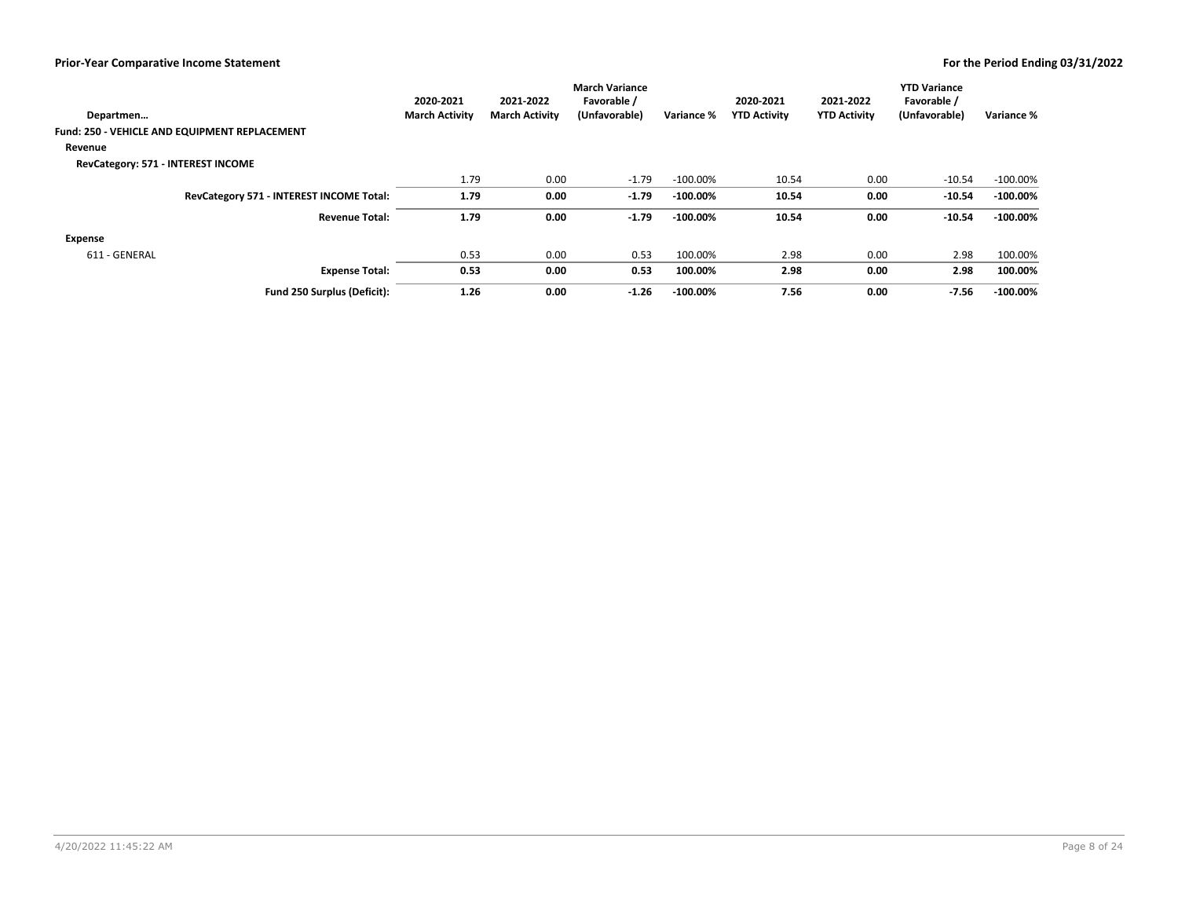## Prior-Year Comparative Income Statement

**For the Period Ending 03/31/2022**

| Departmen… | 2020-2021 March Activity | 2021-2022 March Activity | March Variance Favorable / (Unfavorable) | Variance % | 2020-2021 YTD Activity | 2021-2022 YTD Activity | YTD Variance Favorable / (Unfavorable) | Variance % |
|---|---|---|---|---|---|---|---|---|
| **Fund: 250 - VEHICLE AND EQUIPMENT REPLACEMENT** | | | | | | | | |
| **Revenue** | | | | | | | | |
| **RevCategory: 571 - INTEREST INCOME** | | | | | | | | |
| | 1.79 | 0.00 | -1.79 | -100.00% | 10.54 | 0.00 | -10.54 | -100.00% |
| **RevCategory 571 - INTEREST INCOME Total:** | **1.79** | **0.00** | **-1.79** | **-100.00%** | **10.54** | **0.00** | **-10.54** | **-100.00%** |
| **Revenue Total:** | **1.79** | **0.00** | **-1.79** | **-100.00%** | **10.54** | **0.00** | **-10.54** | **-100.00%** |
| **Expense** | | | | | | | | |
| 611 - GENERAL | 0.53 | 0.00 | 0.53 | 100.00% | 2.98 | 0.00 | 2.98 | 100.00% |
| **Expense Total:** | **0.53** | **0.00** | **0.53** | **100.00%** | **2.98** | **0.00** | **2.98** | **100.00%** |
| **Fund 250 Surplus (Deficit):** | **1.26** | **0.00** | **-1.26** | **-100.00%** | **7.56** | **0.00** | **-7.56** | **-100.00%** |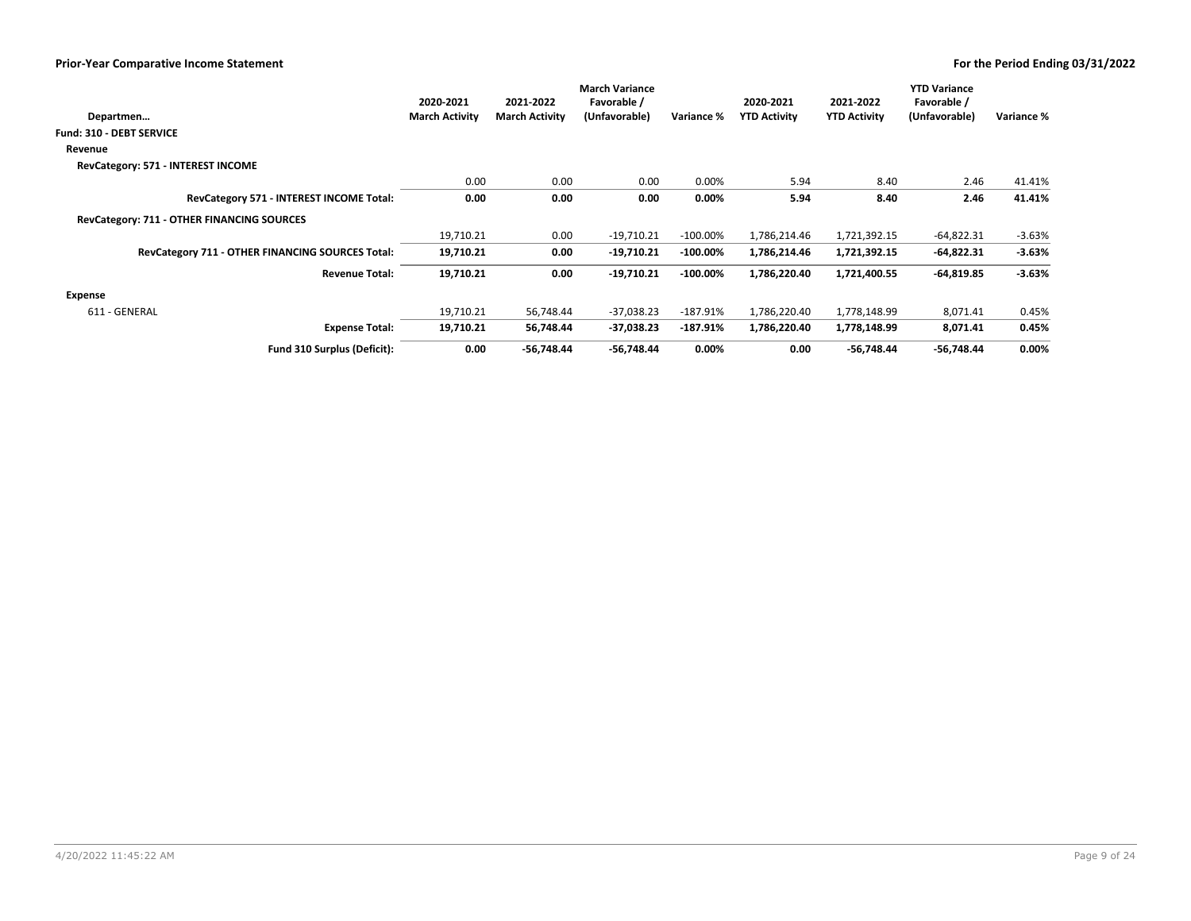| Departmen… | 2020-2021 March Activity | 2021-2022 March Activity | March Variance Favorable / (Unfavorable) | Variance % | 2020-2021 YTD Activity | 2021-2022 YTD Activity | YTD Variance Favorable / (Unfavorable) | Variance % |
|---|---|---|---|---|---|---|---|---|
| **Fund: 310 - DEBT SERVICE** | | | | | | | | |
| **Revenue** | | | | | | | | |
| **RevCategory: 571 - INTEREST INCOME** | | | | | | | | |
| | 0.00 | 0.00 | 0.00 | 0.00% | 5.94 | 8.40 | 2.46 | 41.41% |
| **RevCategory 571 - INTEREST INCOME Total:** | **0.00** | **0.00** | **0.00** | **0.00%** | **5.94** | **8.40** | **2.46** | **41.41%** |
| **RevCategory: 711 - OTHER FINANCING SOURCES** | | | | | | | | |
| | 19,710.21 | 0.00 | -19,710.21 | -100.00% | 1,786,214.46 | 1,721,392.15 | -64,822.31 | -3.63% |
| **RevCategory 711 - OTHER FINANCING SOURCES Total:** | **19,710.21** | **0.00** | **-19,710.21** | **-100.00%** | **1,786,214.46** | **1,721,392.15** | **-64,822.31** | **-3.63%** |
| **Revenue Total:** | **19,710.21** | **0.00** | **-19,710.21** | **-100.00%** | **1,786,220.40** | **1,721,400.55** | **-64,819.85** | **-3.63%** |
| **Expense** | | | | | | | | |
| 611 - GENERAL | 19,710.21 | 56,748.44 | -37,038.23 | -187.91% | 1,786,220.40 | 1,778,148.99 | 8,071.41 | 0.45% |
| **Expense Total:** | **19,710.21** | **56,748.44** | **-37,038.23** | **-187.91%** | **1,786,220.40** | **1,778,148.99** | **8,071.41** | **0.45%** |
| **Fund 310 Surplus (Deficit):** | **0.00** | **-56,748.44** | **-56,748.44** | **0.00%** | **0.00** | **-56,748.44** | **-56,748.44** | **0.00%** |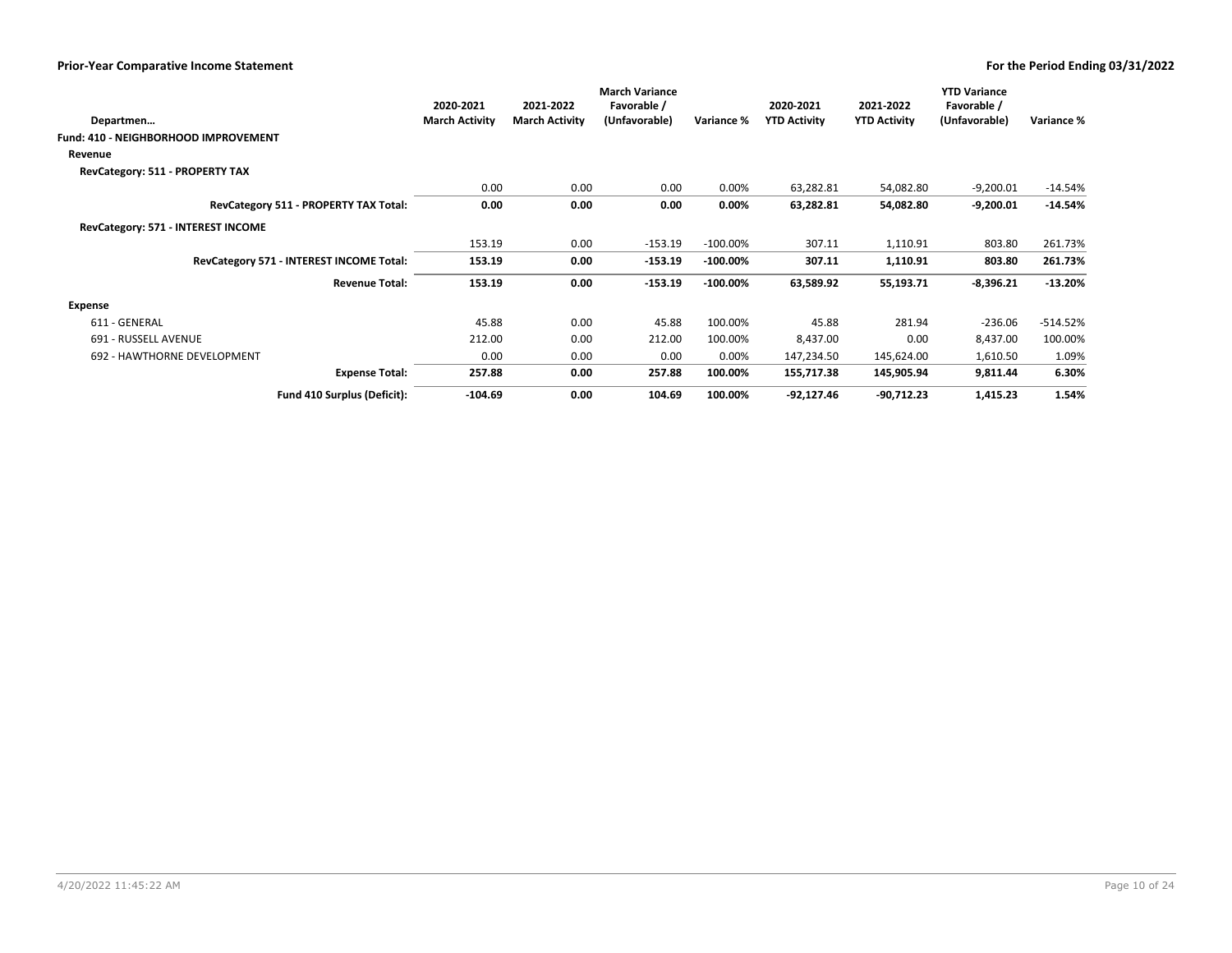**Prior-Year Comparative Income Statement** — **For the Period Ending 03/31/2022**

| Departmen… | 2020-2021 March Activity | 2021-2022 March Activity | March Variance Favorable / (Unfavorable) | Variance % | 2020-2021 YTD Activity | 2021-2022 YTD Activity | YTD Variance Favorable / (Unfavorable) | Variance % |
|---|---|---|---|---|---|---|---|---|
| **Fund: 410 - NEIGHBORHOOD IMPROVEMENT** | | | | | | | | |
| **Revenue** | | | | | | | | |
| **RevCategory: 511 - PROPERTY TAX** | | | | | | | | |
| | 0.00 | 0.00 | 0.00 | 0.00% | 63,282.81 | 54,082.80 | -9,200.01 | -14.54% |
| **RevCategory 511 - PROPERTY TAX Total:** | **0.00** | **0.00** | **0.00** | **0.00%** | **63,282.81** | **54,082.80** | **-9,200.01** | **-14.54%** |
| **RevCategory: 571 - INTEREST INCOME** | | | | | | | | |
| | 153.19 | 0.00 | -153.19 | -100.00% | 307.11 | 1,110.91 | 803.80 | 261.73% |
| **RevCategory 571 - INTEREST INCOME Total:** | **153.19** | **0.00** | **-153.19** | **-100.00%** | **307.11** | **1,110.91** | **803.80** | **261.73%** |
| **Revenue Total:** | **153.19** | **0.00** | **-153.19** | **-100.00%** | **63,589.92** | **55,193.71** | **-8,396.21** | **-13.20%** |
| **Expense** | | | | | | | | |
| 611 - GENERAL | 45.88 | 0.00 | 45.88 | 100.00% | 45.88 | 281.94 | -236.06 | -514.52% |
| 691 - RUSSELL AVENUE | 212.00 | 0.00 | 212.00 | 100.00% | 8,437.00 | 0.00 | 8,437.00 | 100.00% |
| 692 - HAWTHORNE DEVELOPMENT | 0.00 | 0.00 | 0.00 | 0.00% | 147,234.50 | 145,624.00 | 1,610.50 | 1.09% |
| **Expense Total:** | **257.88** | **0.00** | **257.88** | **100.00%** | **155,717.38** | **145,905.94** | **9,811.44** | **6.30%** |
| **Fund 410 Surplus (Deficit):** | **-104.69** | **0.00** | **104.69** | **100.00%** | **-92,127.46** | **-90,712.23** | **1,415.23** | **1.54%** |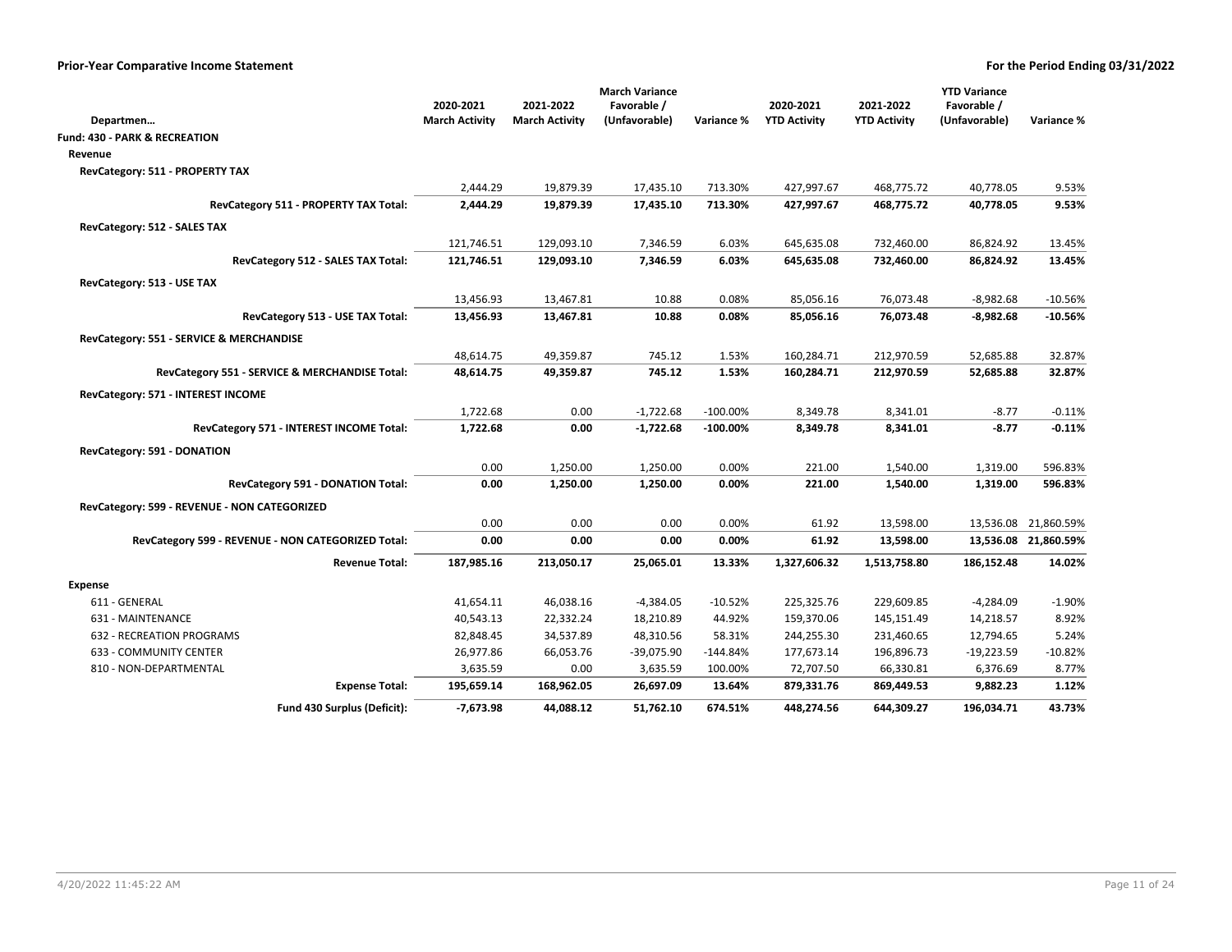## Prior-Year Comparative Income Statement

**For the Period Ending 03/31/2022**

| Departmen… | 2020-2021 March Activity | 2021-2022 March Activity | March Variance Favorable / (Unfavorable) | Variance % | 2020-2021 YTD Activity | 2021-2022 YTD Activity | YTD Variance Favorable / (Unfavorable) | Variance % |
|---|---|---|---|---|---|---|---|---|
| **Fund: 430 - PARK & RECREATION** | | | | | | | | |
| **Revenue** | | | | | | | | |
| **RevCategory: 511 - PROPERTY TAX** | | | | | | | | |
| | 2,444.29 | 19,879.39 | 17,435.10 | 713.30% | 427,997.67 | 468,775.72 | 40,778.05 | 9.53% |
| **RevCategory 511 - PROPERTY TAX Total:** | **2,444.29** | **19,879.39** | **17,435.10** | **713.30%** | **427,997.67** | **468,775.72** | **40,778.05** | **9.53%** |
| **RevCategory: 512 - SALES TAX** | | | | | | | | |
| | 121,746.51 | 129,093.10 | 7,346.59 | 6.03% | 645,635.08 | 732,460.00 | 86,824.92 | 13.45% |
| **RevCategory 512 - SALES TAX Total:** | **121,746.51** | **129,093.10** | **7,346.59** | **6.03%** | **645,635.08** | **732,460.00** | **86,824.92** | **13.45%** |
| **RevCategory: 513 - USE TAX** | | | | | | | | |
| | 13,456.93 | 13,467.81 | 10.88 | 0.08% | 85,056.16 | 76,073.48 | -8,982.68 | -10.56% |
| **RevCategory 513 - USE TAX Total:** | **13,456.93** | **13,467.81** | **10.88** | **0.08%** | **85,056.16** | **76,073.48** | **-8,982.68** | **-10.56%** |
| **RevCategory: 551 - SERVICE & MERCHANDISE** | | | | | | | | |
| | 48,614.75 | 49,359.87 | 745.12 | 1.53% | 160,284.71 | 212,970.59 | 52,685.88 | 32.87% |
| **RevCategory 551 - SERVICE & MERCHANDISE Total:** | **48,614.75** | **49,359.87** | **745.12** | **1.53%** | **160,284.71** | **212,970.59** | **52,685.88** | **32.87%** |
| **RevCategory: 571 - INTEREST INCOME** | | | | | | | | |
| | 1,722.68 | 0.00 | -1,722.68 | -100.00% | 8,349.78 | 8,341.01 | -8.77 | -0.11% |
| **RevCategory 571 - INTEREST INCOME Total:** | **1,722.68** | **0.00** | **-1,722.68** | **-100.00%** | **8,349.78** | **8,341.01** | **-8.77** | **-0.11%** |
| **RevCategory: 591 - DONATION** | | | | | | | | |
| | 0.00 | 1,250.00 | 1,250.00 | 0.00% | 221.00 | 1,540.00 | 1,319.00 | 596.83% |
| **RevCategory 591 - DONATION Total:** | **0.00** | **1,250.00** | **1,250.00** | **0.00%** | **221.00** | **1,540.00** | **1,319.00** | **596.83%** |
| **RevCategory: 599 - REVENUE - NON CATEGORIZED** | | | | | | | | |
| | 0.00 | 0.00 | 0.00 | 0.00% | 61.92 | 13,598.00 | 13,536.08 | 21,860.59% |
| **RevCategory 599 - REVENUE - NON CATEGORIZED Total:** | **0.00** | **0.00** | **0.00** | **0.00%** | **61.92** | **13,598.00** | **13,536.08** | **21,860.59%** |
| **Revenue Total:** | **187,985.16** | **213,050.17** | **25,065.01** | **13.33%** | **1,327,606.32** | **1,513,758.80** | **186,152.48** | **14.02%** |
| **Expense** | | | | | | | | |
| 611 - GENERAL | 41,654.11 | 46,038.16 | -4,384.05 | -10.52% | 225,325.76 | 229,609.85 | -4,284.09 | -1.90% |
| 631 - MAINTENANCE | 40,543.13 | 22,332.24 | 18,210.89 | 44.92% | 159,370.06 | 145,151.49 | 14,218.57 | 8.92% |
| 632 - RECREATION PROGRAMS | 82,848.45 | 34,537.89 | 48,310.56 | 58.31% | 244,255.30 | 231,460.65 | 12,794.65 | 5.24% |
| 633 - COMMUNITY CENTER | 26,977.86 | 66,053.76 | -39,075.90 | -144.84% | 177,673.14 | 196,896.73 | -19,223.59 | -10.82% |
| 810 - NON-DEPARTMENTAL | 3,635.59 | 0.00 | 3,635.59 | 100.00% | 72,707.50 | 66,330.81 | 6,376.69 | 8.77% |
| **Expense Total:** | **195,659.14** | **168,962.05** | **26,697.09** | **13.64%** | **879,331.76** | **869,449.53** | **9,882.23** | **1.12%** |
| **Fund 430 Surplus (Deficit):** | **-7,673.98** | **44,088.12** | **51,762.10** | **674.51%** | **448,274.56** | **644,309.27** | **196,034.71** | **43.73%** |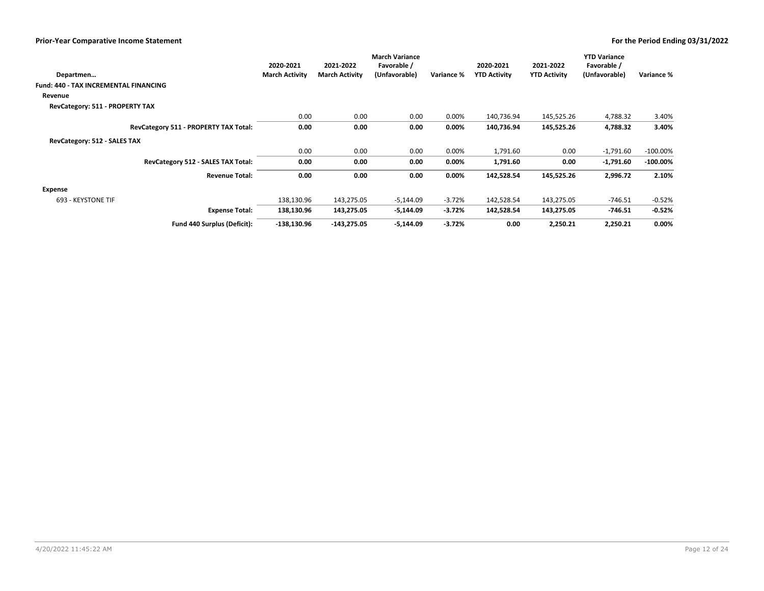**Prior-Year Comparative Income Statement** — For the Period Ending 03/31/2022

| Departmen… | 2020-2021 March Activity | 2021-2022 March Activity | March Variance Favorable / (Unfavorable) | Variance % | 2020-2021 YTD Activity | 2021-2022 YTD Activity | YTD Variance Favorable / (Unfavorable) | Variance % |
|---|---|---|---|---|---|---|---|---|
| **Fund: 440 - TAX INCREMENTAL FINANCING** | | | | | | | | |
| **Revenue** | | | | | | | | |
| **RevCategory: 511 - PROPERTY TAX** | | | | | | | | |
| | 0.00 | 0.00 | 0.00 | 0.00% | 140,736.94 | 145,525.26 | 4,788.32 | 3.40% |
| **RevCategory 511 - PROPERTY TAX Total:** | **0.00** | **0.00** | **0.00** | **0.00%** | **140,736.94** | **145,525.26** | **4,788.32** | **3.40%** |
| **RevCategory: 512 - SALES TAX** | | | | | | | | |
| | 0.00 | 0.00 | 0.00 | 0.00% | 1,791.60 | 0.00 | -1,791.60 | -100.00% |
| **RevCategory 512 - SALES TAX Total:** | **0.00** | **0.00** | **0.00** | **0.00%** | **1,791.60** | **0.00** | **-1,791.60** | **-100.00%** |
| **Revenue Total:** | **0.00** | **0.00** | **0.00** | **0.00%** | **142,528.54** | **145,525.26** | **2,996.72** | **2.10%** |
| **Expense** | | | | | | | | |
| 693 - KEYSTONE TIF | 138,130.96 | 143,275.05 | -5,144.09 | -3.72% | 142,528.54 | 143,275.05 | -746.51 | -0.52% |
| **Expense Total:** | **138,130.96** | **143,275.05** | **-5,144.09** | **-3.72%** | **142,528.54** | **143,275.05** | **-746.51** | **-0.52%** |
| **Fund 440 Surplus (Deficit):** | **-138,130.96** | **-143,275.05** | **-5,144.09** | **-3.72%** | **0.00** | **2,250.21** | **2,250.21** | **0.00%** |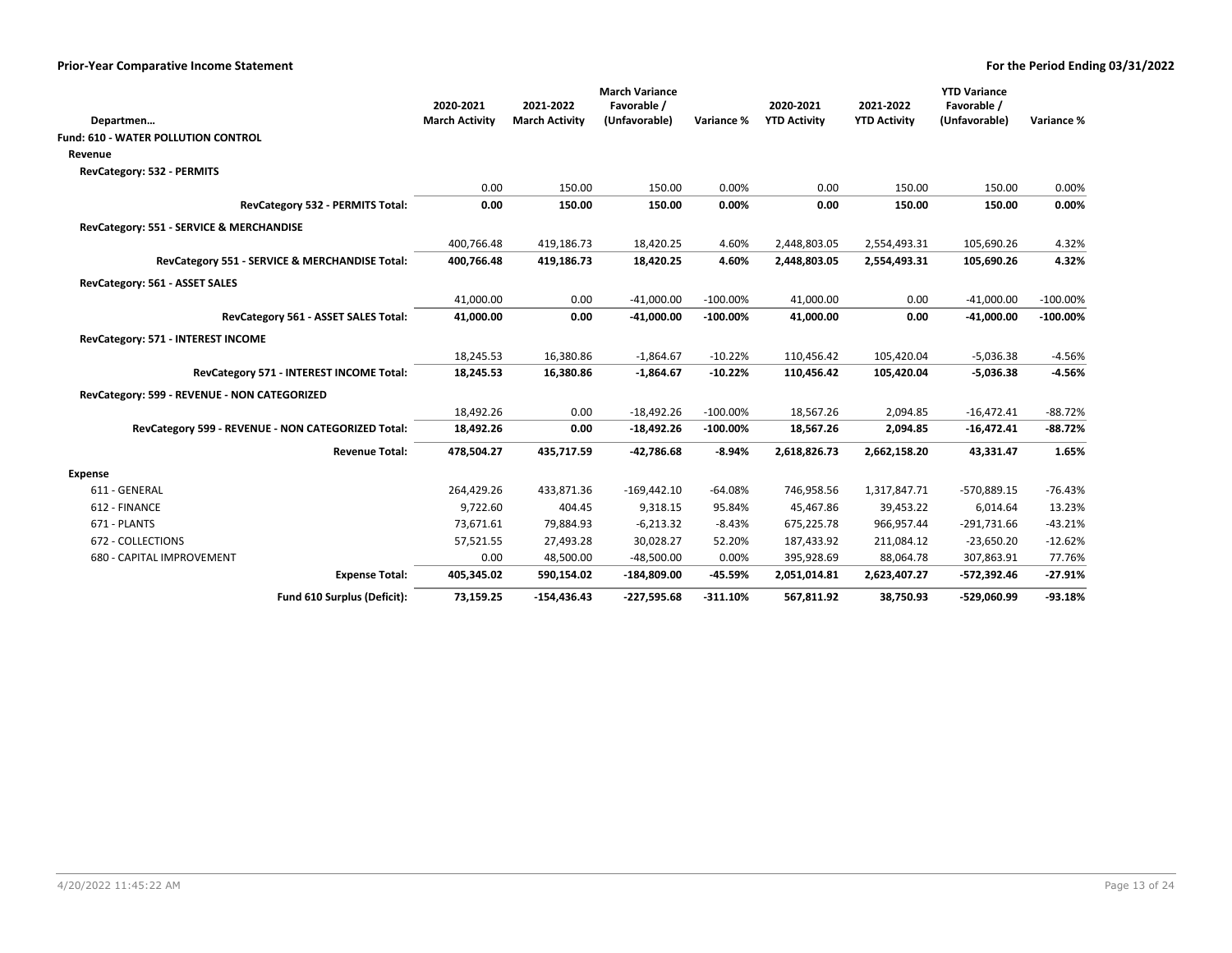## Prior-Year Comparative Income Statement

**For the Period Ending 03/31/2022**

| Departmen… | 2020-2021 March Activity | 2021-2022 March Activity | March Variance Favorable / (Unfavorable) | Variance % | 2020-2021 YTD Activity | 2021-2022 YTD Activity | YTD Variance Favorable / (Unfavorable) | Variance % |
|---|---|---|---|---|---|---|---|---|
| **Fund: 610 - WATER POLLUTION CONTROL** | | | | | | | | |
| **Revenue** | | | | | | | | |
| **RevCategory: 532 - PERMITS** | | | | | | | | |
| | 0.00 | 150.00 | 150.00 | 0.00% | 0.00 | 150.00 | 150.00 | 0.00% |
| **RevCategory 532 - PERMITS Total:** | **0.00** | **150.00** | **150.00** | **0.00%** | **0.00** | **150.00** | **150.00** | **0.00%** |
| **RevCategory: 551 - SERVICE & MERCHANDISE** | | | | | | | | |
| | 400,766.48 | 419,186.73 | 18,420.25 | 4.60% | 2,448,803.05 | 2,554,493.31 | 105,690.26 | 4.32% |
| **RevCategory 551 - SERVICE & MERCHANDISE Total:** | **400,766.48** | **419,186.73** | **18,420.25** | **4.60%** | **2,448,803.05** | **2,554,493.31** | **105,690.26** | **4.32%** |
| **RevCategory: 561 - ASSET SALES** | | | | | | | | |
| | 41,000.00 | 0.00 | -41,000.00 | -100.00% | 41,000.00 | 0.00 | -41,000.00 | -100.00% |
| **RevCategory 561 - ASSET SALES Total:** | **41,000.00** | **0.00** | **-41,000.00** | **-100.00%** | **41,000.00** | **0.00** | **-41,000.00** | **-100.00%** |
| **RevCategory: 571 - INTEREST INCOME** | | | | | | | | |
| | 18,245.53 | 16,380.86 | -1,864.67 | -10.22% | 110,456.42 | 105,420.04 | -5,036.38 | -4.56% |
| **RevCategory 571 - INTEREST INCOME Total:** | **18,245.53** | **16,380.86** | **-1,864.67** | **-10.22%** | **110,456.42** | **105,420.04** | **-5,036.38** | **-4.56%** |
| **RevCategory: 599 - REVENUE - NON CATEGORIZED** | | | | | | | | |
| | 18,492.26 | 0.00 | -18,492.26 | -100.00% | 18,567.26 | 2,094.85 | -16,472.41 | -88.72% |
| **RevCategory 599 - REVENUE - NON CATEGORIZED Total:** | **18,492.26** | **0.00** | **-18,492.26** | **-100.00%** | **18,567.26** | **2,094.85** | **-16,472.41** | **-88.72%** |
| **Revenue Total:** | **478,504.27** | **435,717.59** | **-42,786.68** | **-8.94%** | **2,618,826.73** | **2,662,158.20** | **43,331.47** | **1.65%** |
| **Expense** | | | | | | | | |
| 611 - GENERAL | 264,429.26 | 433,871.36 | -169,442.10 | -64.08% | 746,958.56 | 1,317,847.71 | -570,889.15 | -76.43% |
| 612 - FINANCE | 9,722.60 | 404.45 | 9,318.15 | 95.84% | 45,467.86 | 39,453.22 | 6,014.64 | 13.23% |
| 671 - PLANTS | 73,671.61 | 79,884.93 | -6,213.32 | -8.43% | 675,225.78 | 966,957.44 | -291,731.66 | -43.21% |
| 672 - COLLECTIONS | 57,521.55 | 27,493.28 | 30,028.27 | 52.20% | 187,433.92 | 211,084.12 | -23,650.20 | -12.62% |
| 680 - CAPITAL IMPROVEMENT | 0.00 | 48,500.00 | -48,500.00 | 0.00% | 395,928.69 | 88,064.78 | 307,863.91 | 77.76% |
| **Expense Total:** | **405,345.02** | **590,154.02** | **-184,809.00** | **-45.59%** | **2,051,014.81** | **2,623,407.27** | **-572,392.46** | **-27.91%** |
| **Fund 610 Surplus (Deficit):** | **73,159.25** | **-154,436.43** | **-227,595.68** | **-311.10%** | **567,811.92** | **38,750.93** | **-529,060.99** | **-93.18%** |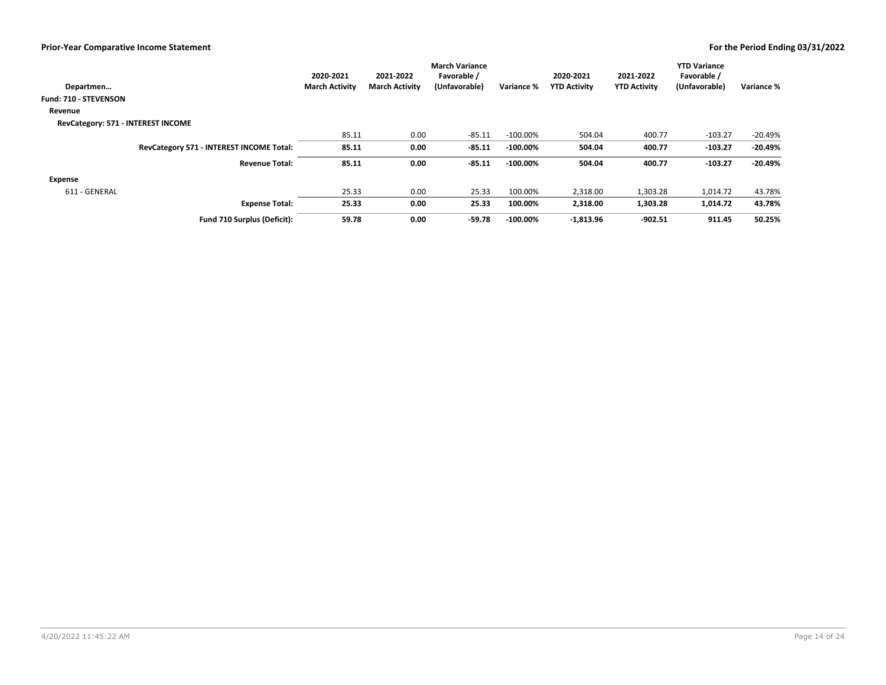**Prior-Year Comparative Income Statement** — **For the Period Ending 03/31/2022**

| Departmen… | 2020-2021 March Activity | 2021-2022 March Activity | March Variance Favorable / (Unfavorable) | Variance % | 2020-2021 YTD Activity | 2021-2022 YTD Activity | YTD Variance Favorable / (Unfavorable) | Variance % |
|---|---|---|---|---|---|---|---|---|
| **Fund: 710 - STEVENSON** | | | | | | | | |
| **Revenue** | | | | | | | | |
| **RevCategory: 571 - INTEREST INCOME** | | | | | | | | |
| | 85.11 | 0.00 | -85.11 | -100.00% | 504.04 | 400.77 | -103.27 | -20.49% |
| **RevCategory 571 - INTEREST INCOME Total:** | **85.11** | **0.00** | **-85.11** | **-100.00%** | **504.04** | **400.77** | **-103.27** | **-20.49%** |
| **Revenue Total:** | **85.11** | **0.00** | **-85.11** | **-100.00%** | **504.04** | **400.77** | **-103.27** | **-20.49%** |
| **Expense** | | | | | | | | |
| 611 - GENERAL | 25.33 | 0.00 | 25.33 | 100.00% | 2,318.00 | 1,303.28 | 1,014.72 | 43.78% |
| **Expense Total:** | **25.33** | **0.00** | **25.33** | **100.00%** | **2,318.00** | **1,303.28** | **1,014.72** | **43.78%** |
| **Fund 710 Surplus (Deficit):** | **59.78** | **0.00** | **-59.78** | **-100.00%** | **-1,813.96** | **-902.51** | **911.45** | **50.25%** |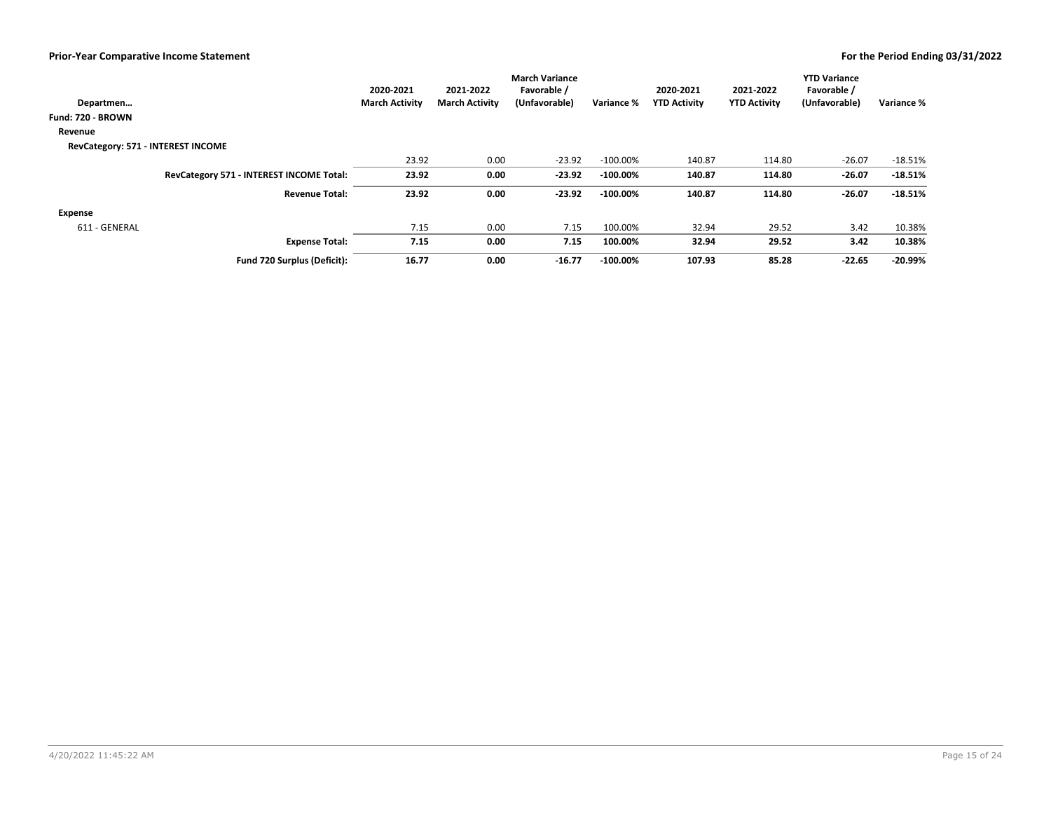## Prior-Year Comparative Income Statement

**For the Period Ending 03/31/2022**

| Departmen… | 2020-2021 March Activity | 2021-2022 March Activity | March Variance Favorable / (Unfavorable) | Variance % | 2020-2021 YTD Activity | 2021-2022 YTD Activity | YTD Variance Favorable / (Unfavorable) | Variance % |
|---|---|---|---|---|---|---|---|---|
| **Fund: 720 - BROWN** | | | | | | | | |
| **Revenue** | | | | | | | | |
| **RevCategory: 571 - INTEREST INCOME** | | | | | | | | |
| | 23.92 | 0.00 | -23.92 | -100.00% | 140.87 | 114.80 | -26.07 | -18.51% |
| **RevCategory 571 - INTEREST INCOME Total:** | **23.92** | **0.00** | **-23.92** | **-100.00%** | **140.87** | **114.80** | **-26.07** | **-18.51%** |
| **Revenue Total:** | **23.92** | **0.00** | **-23.92** | **-100.00%** | **140.87** | **114.80** | **-26.07** | **-18.51%** |
| **Expense** | | | | | | | | |
| 611 - GENERAL | 7.15 | 0.00 | 7.15 | 100.00% | 32.94 | 29.52 | 3.42 | 10.38% |
| **Expense Total:** | **7.15** | **0.00** | **7.15** | **100.00%** | **32.94** | **29.52** | **3.42** | **10.38%** |
| **Fund 720 Surplus (Deficit):** | **16.77** | **0.00** | **-16.77** | **-100.00%** | **107.93** | **85.28** | **-22.65** | **-20.99%** |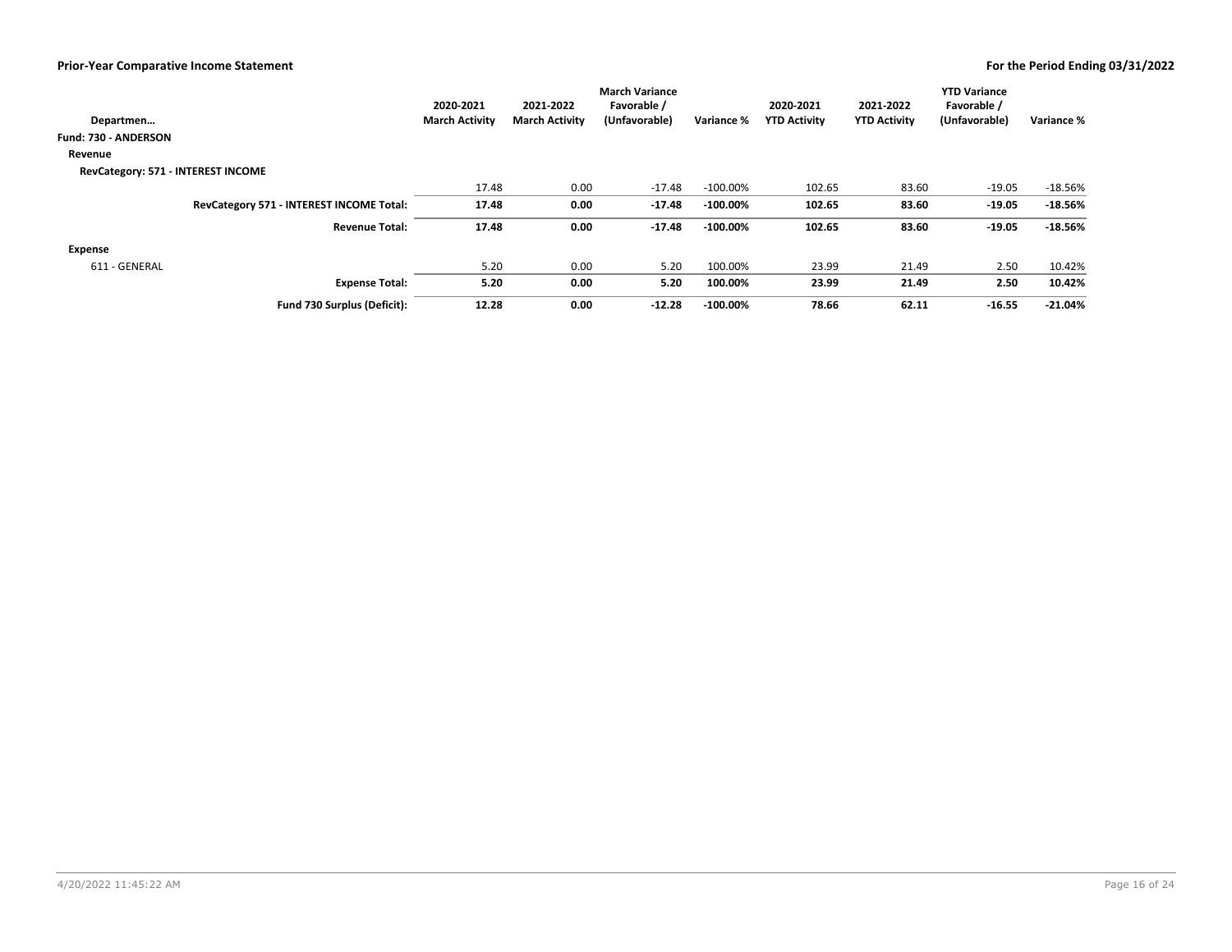## Prior-Year Comparative Income Statement

**For the Period Ending 03/31/2022**

| Departmen… | 2020-2021 March Activity | 2021-2022 March Activity | March Variance Favorable / (Unfavorable) | Variance % | 2020-2021 YTD Activity | 2021-2022 YTD Activity | YTD Variance Favorable / (Unfavorable) | Variance % |
|---|---|---|---|---|---|---|---|---|
| **Fund: 730 - ANDERSON** | | | | | | | | |
| **Revenue** | | | | | | | | |
| **RevCategory: 571 - INTEREST INCOME** | | | | | | | | |
| | 17.48 | 0.00 | -17.48 | -100.00% | 102.65 | 83.60 | -19.05 | -18.56% |
| **RevCategory 571 - INTEREST INCOME Total:** | **17.48** | **0.00** | **-17.48** | **-100.00%** | **102.65** | **83.60** | **-19.05** | **-18.56%** |
| **Revenue Total:** | **17.48** | **0.00** | **-17.48** | **-100.00%** | **102.65** | **83.60** | **-19.05** | **-18.56%** |
| **Expense** | | | | | | | | |
| 611 - GENERAL | 5.20 | 0.00 | 5.20 | 100.00% | 23.99 | 21.49 | 2.50 | 10.42% |
| **Expense Total:** | **5.20** | **0.00** | **5.20** | **100.00%** | **23.99** | **21.49** | **2.50** | **10.42%** |
| **Fund 730 Surplus (Deficit):** | **12.28** | **0.00** | **-12.28** | **-100.00%** | **78.66** | **62.11** | **-16.55** | **-21.04%** |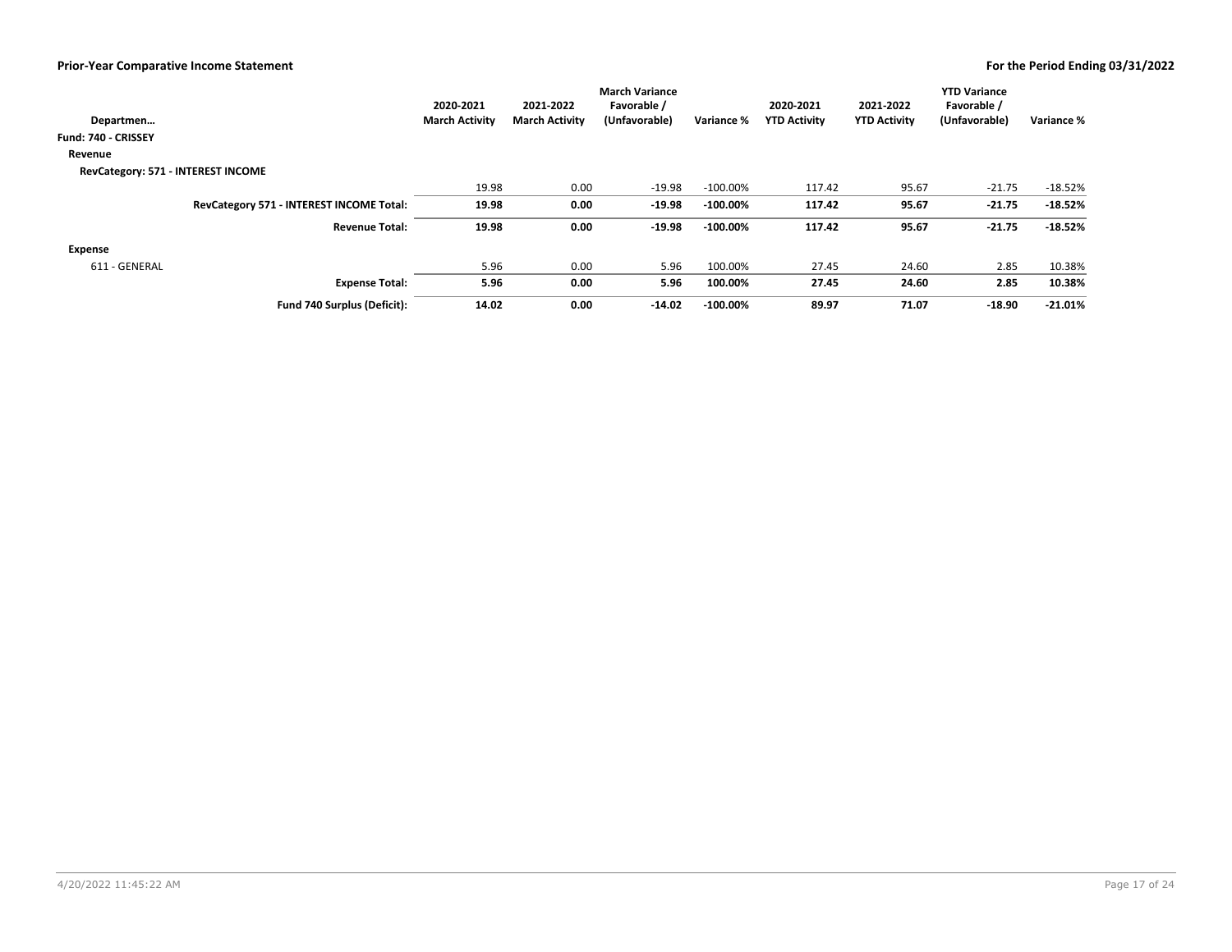## Prior-Year Comparative Income Statement

**For the Period Ending 03/31/2022**

| Departmen… | 2020-2021 March Activity | 2021-2022 March Activity | March Variance Favorable / (Unfavorable) | Variance % | 2020-2021 YTD Activity | 2021-2022 YTD Activity | YTD Variance Favorable / (Unfavorable) | Variance % |
|---|---|---|---|---|---|---|---|---|
| **Fund: 740 - CRISSEY** | | | | | | | | |
| **Revenue** | | | | | | | | |
| **RevCategory: 571 - INTEREST INCOME** | | | | | | | | |
| | 19.98 | 0.00 | -19.98 | -100.00% | 117.42 | 95.67 | -21.75 | -18.52% |
| **RevCategory 571 - INTEREST INCOME Total:** | **19.98** | **0.00** | **-19.98** | **-100.00%** | **117.42** | **95.67** | **-21.75** | **-18.52%** |
| **Revenue Total:** | **19.98** | **0.00** | **-19.98** | **-100.00%** | **117.42** | **95.67** | **-21.75** | **-18.52%** |
| **Expense** | | | | | | | | |
| 611 - GENERAL | 5.96 | 0.00 | 5.96 | 100.00% | 27.45 | 24.60 | 2.85 | 10.38% |
| **Expense Total:** | **5.96** | **0.00** | **5.96** | **100.00%** | **27.45** | **24.60** | **2.85** | **10.38%** |
| **Fund 740 Surplus (Deficit):** | **14.02** | **0.00** | **-14.02** | **-100.00%** | **89.97** | **71.07** | **-18.90** | **-21.01%** |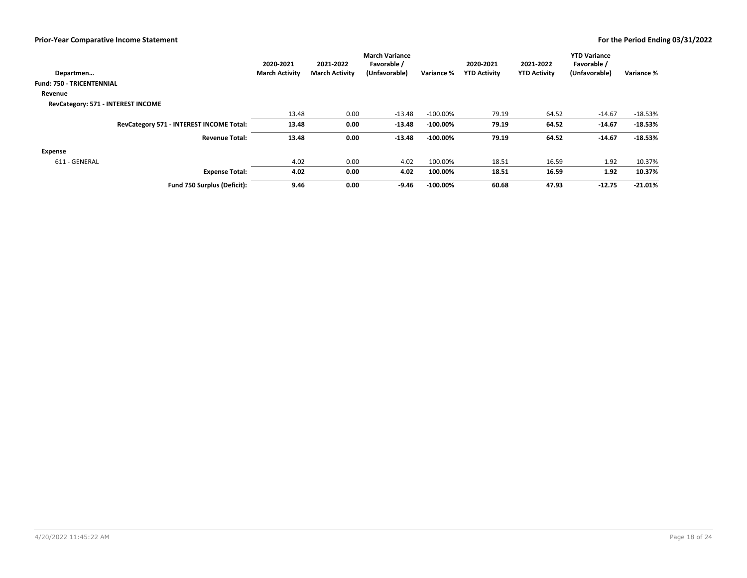## Prior-Year Comparative Income Statement

**For the Period Ending 03/31/2022**

| Departmen… | 2020-2021 March Activity | 2021-2022 March Activity | March Variance Favorable / (Unfavorable) | Variance % | 2020-2021 YTD Activity | 2021-2022 YTD Activity | YTD Variance Favorable / (Unfavorable) | Variance % |
|---|---|---|---|---|---|---|---|---|
| **Fund: 750 - TRICENTENNIAL** | | | | | | | | |
| **Revenue** | | | | | | | | |
| **RevCategory: 571 - INTEREST INCOME** | | | | | | | | |
| | 13.48 | 0.00 | -13.48 | -100.00% | 79.19 | 64.52 | -14.67 | -18.53% |
| **RevCategory 571 - INTEREST INCOME Total:** | **13.48** | **0.00** | **-13.48** | **-100.00%** | **79.19** | **64.52** | **-14.67** | **-18.53%** |
| **Revenue Total:** | **13.48** | **0.00** | **-13.48** | **-100.00%** | **79.19** | **64.52** | **-14.67** | **-18.53%** |
| **Expense** | | | | | | | | |
| 611 - GENERAL | 4.02 | 0.00 | 4.02 | 100.00% | 18.51 | 16.59 | 1.92 | 10.37% |
| **Expense Total:** | **4.02** | **0.00** | **4.02** | **100.00%** | **18.51** | **16.59** | **1.92** | **10.37%** |
| **Fund 750 Surplus (Deficit):** | **9.46** | **0.00** | **-9.46** | **-100.00%** | **60.68** | **47.93** | **-12.75** | **-21.01%** |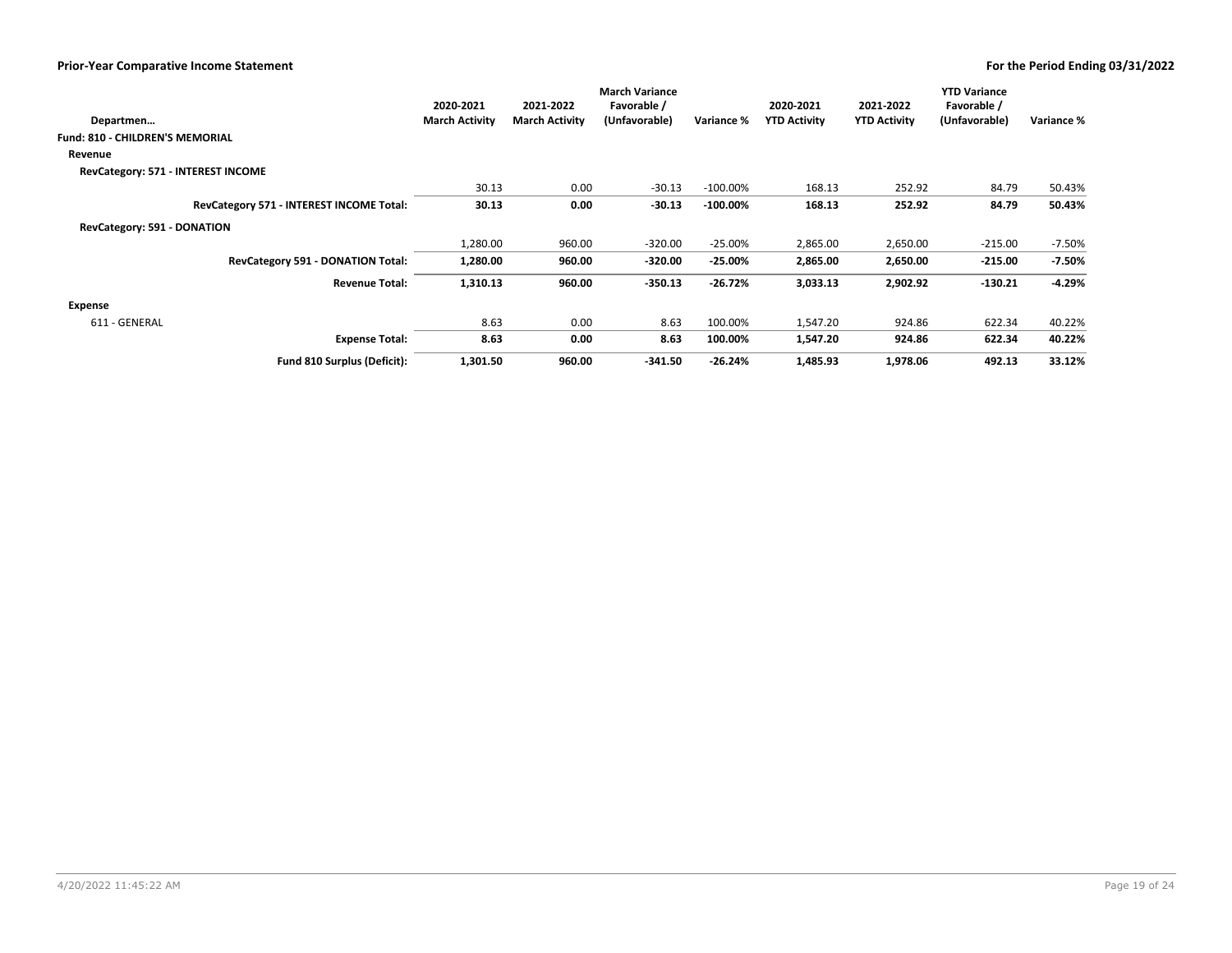## Prior-Year Comparative Income Statement

**For the Period Ending 03/31/2022**

| Departmen… | 2020-2021 March Activity | 2021-2022 March Activity | March Variance Favorable / (Unfavorable) | Variance % | 2020-2021 YTD Activity | 2021-2022 YTD Activity | YTD Variance Favorable / (Unfavorable) | Variance % |
|---|---|---|---|---|---|---|---|---|
| **Fund: 810 - CHILDREN'S MEMORIAL** | | | | | | | | |
| **Revenue** | | | | | | | | |
| **RevCategory: 571 - INTEREST INCOME** | | | | | | | | |
| | 30.13 | 0.00 | -30.13 | -100.00% | 168.13 | 252.92 | 84.79 | 50.43% |
| **RevCategory 571 - INTEREST INCOME Total:** | **30.13** | **0.00** | **-30.13** | **-100.00%** | **168.13** | **252.92** | **84.79** | **50.43%** |
| **RevCategory: 591 - DONATION** | | | | | | | | |
| | 1,280.00 | 960.00 | -320.00 | -25.00% | 2,865.00 | 2,650.00 | -215.00 | -7.50% |
| **RevCategory 591 - DONATION Total:** | **1,280.00** | **960.00** | **-320.00** | **-25.00%** | **2,865.00** | **2,650.00** | **-215.00** | **-7.50%** |
| **Revenue Total:** | **1,310.13** | **960.00** | **-350.13** | **-26.72%** | **3,033.13** | **2,902.92** | **-130.21** | **-4.29%** |
| **Expense** | | | | | | | | |
| 611 - GENERAL | 8.63 | 0.00 | 8.63 | 100.00% | 1,547.20 | 924.86 | 622.34 | 40.22% |
| **Expense Total:** | **8.63** | **0.00** | **8.63** | **100.00%** | **1,547.20** | **924.86** | **622.34** | **40.22%** |
| **Fund 810 Surplus (Deficit):** | **1,301.50** | **960.00** | **-341.50** | **-26.24%** | **1,485.93** | **1,978.06** | **492.13** | **33.12%** |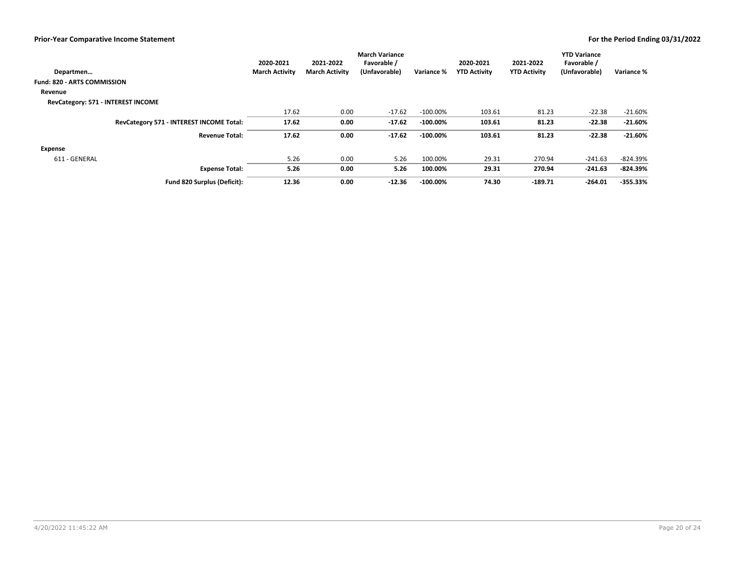## Prior-Year Comparative Income Statement

**For the Period Ending 03/31/2022**

| Departmen… | 2020-2021 March Activity | 2021-2022 March Activity | March Variance Favorable / (Unfavorable) | Variance % | 2020-2021 YTD Activity | 2021-2022 YTD Activity | YTD Variance Favorable / (Unfavorable) | Variance % |
|---|---|---|---|---|---|---|---|---|
| **Fund: 820 - ARTS COMMISSION** | | | | | | | | |
| **Revenue** | | | | | | | | |
| **RevCategory: 571 - INTEREST INCOME** | | | | | | | | |
| | 17.62 | 0.00 | -17.62 | -100.00% | 103.61 | 81.23 | -22.38 | -21.60% |
| **RevCategory 571 - INTEREST INCOME Total:** | **17.62** | **0.00** | **-17.62** | **-100.00%** | **103.61** | **81.23** | **-22.38** | **-21.60%** |
| **Revenue Total:** | **17.62** | **0.00** | **-17.62** | **-100.00%** | **103.61** | **81.23** | **-22.38** | **-21.60%** |
| **Expense** | | | | | | | | |
| 611 - GENERAL | 5.26 | 0.00 | 5.26 | 100.00% | 29.31 | 270.94 | -241.63 | -824.39% |
| **Expense Total:** | **5.26** | **0.00** | **5.26** | **100.00%** | **29.31** | **270.94** | **-241.63** | **-824.39%** |
| **Fund 820 Surplus (Deficit):** | **12.36** | **0.00** | **-12.36** | **-100.00%** | **74.30** | **-189.71** | **-264.01** | **-355.33%** |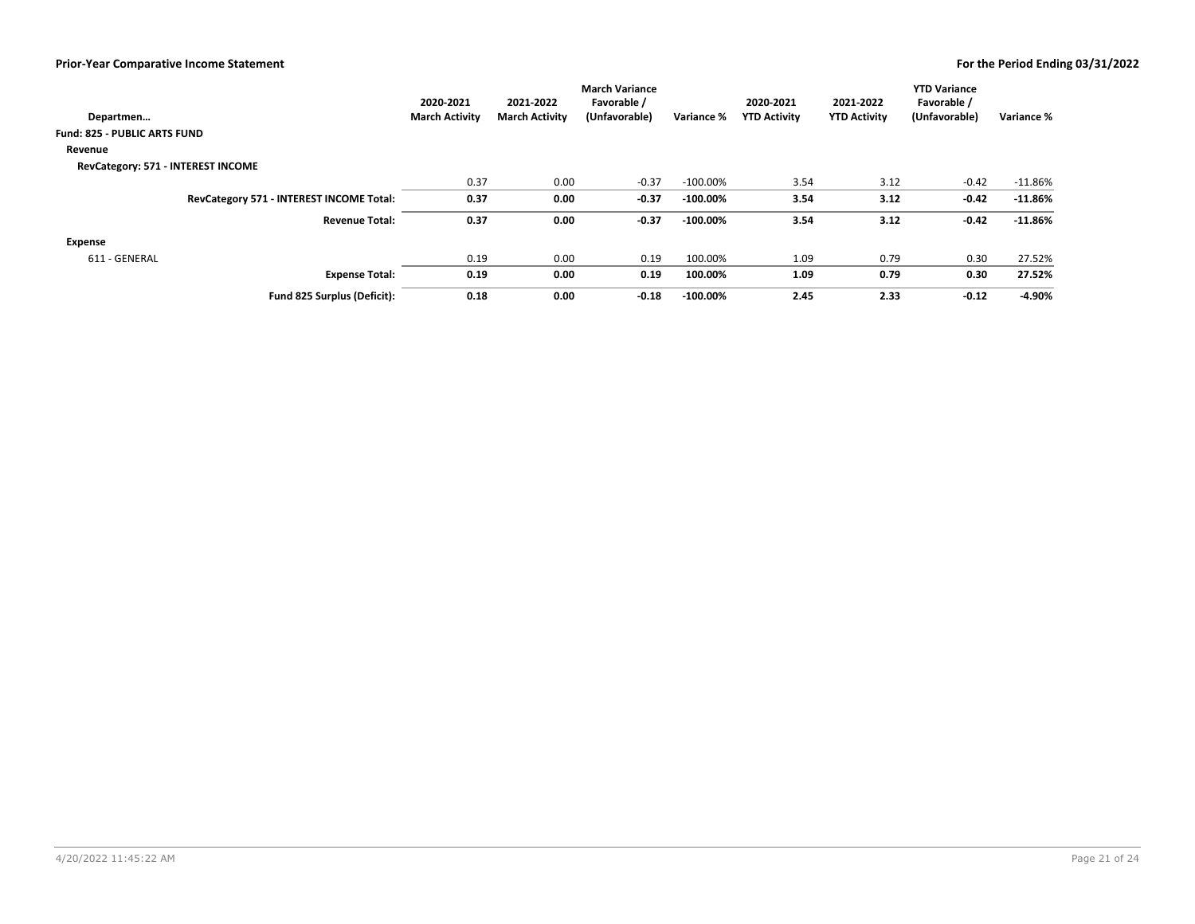## Prior-Year Comparative Income Statement

**For the Period Ending 03/31/2022**

| Departmen… | 2020-2021 March Activity | 2021-2022 March Activity | March Variance Favorable / (Unfavorable) | Variance % | 2020-2021 YTD Activity | 2021-2022 YTD Activity | YTD Variance Favorable / (Unfavorable) | Variance % |
|---|---|---|---|---|---|---|---|---|
| **Fund: 825 - PUBLIC ARTS FUND** | | | | | | | | |
| **Revenue** | | | | | | | | |
| **RevCategory: 571 - INTEREST INCOME** | | | | | | | | |
| | 0.37 | 0.00 | -0.37 | -100.00% | 3.54 | 3.12 | -0.42 | -11.86% |
| **RevCategory 571 - INTEREST INCOME Total:** | **0.37** | **0.00** | **-0.37** | **-100.00%** | **3.54** | **3.12** | **-0.42** | **-11.86%** |
| **Revenue Total:** | **0.37** | **0.00** | **-0.37** | **-100.00%** | **3.54** | **3.12** | **-0.42** | **-11.86%** |
| **Expense** | | | | | | | | |
| 611 - GENERAL | 0.19 | 0.00 | 0.19 | 100.00% | 1.09 | 0.79 | 0.30 | 27.52% |
| **Expense Total:** | **0.19** | **0.00** | **0.19** | **100.00%** | **1.09** | **0.79** | **0.30** | **27.52%** |
| **Fund 825 Surplus (Deficit):** | **0.18** | **0.00** | **-0.18** | **-100.00%** | **2.45** | **2.33** | **-0.12** | **-4.90%** |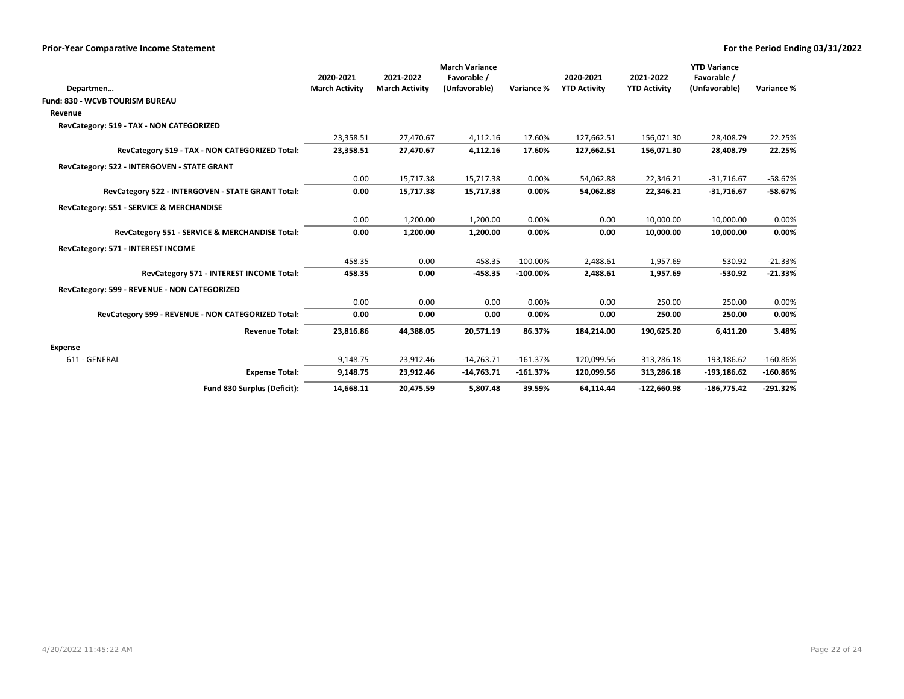| Departmen… | 2020-2021 March Activity | 2021-2022 March Activity | March Variance Favorable / (Unfavorable) | Variance % | 2020-2021 YTD Activity | 2021-2022 YTD Activity | YTD Variance Favorable / (Unfavorable) | Variance % |
|---|---|---|---|---|---|---|---|---|
| **Fund: 830 - WCVB TOURISM BUREAU** | | | | | | | | |
| **Revenue** | | | | | | | | |
| **RevCategory: 519 - TAX - NON CATEGORIZED** | | | | | | | | |
| | 23,358.51 | 27,470.67 | 4,112.16 | 17.60% | 127,662.51 | 156,071.30 | 28,408.79 | 22.25% |
| **RevCategory 519 - TAX - NON CATEGORIZED Total:** | **23,358.51** | **27,470.67** | **4,112.16** | **17.60%** | **127,662.51** | **156,071.30** | **28,408.79** | **22.25%** |
| **RevCategory: 522 - INTERGOVEN - STATE GRANT** | | | | | | | | |
| | 0.00 | 15,717.38 | 15,717.38 | 0.00% | 54,062.88 | 22,346.21 | -31,716.67 | -58.67% |
| **RevCategory 522 - INTERGOVEN - STATE GRANT Total:** | **0.00** | **15,717.38** | **15,717.38** | **0.00%** | **54,062.88** | **22,346.21** | **-31,716.67** | **-58.67%** |
| **RevCategory: 551 - SERVICE & MERCHANDISE** | | | | | | | | |
| | 0.00 | 1,200.00 | 1,200.00 | 0.00% | 0.00 | 10,000.00 | 10,000.00 | 0.00% |
| **RevCategory 551 - SERVICE & MERCHANDISE Total:** | **0.00** | **1,200.00** | **1,200.00** | **0.00%** | **0.00** | **10,000.00** | **10,000.00** | **0.00%** |
| **RevCategory: 571 - INTEREST INCOME** | | | | | | | | |
| | 458.35 | 0.00 | -458.35 | -100.00% | 2,488.61 | 1,957.69 | -530.92 | -21.33% |
| **RevCategory 571 - INTEREST INCOME Total:** | **458.35** | **0.00** | **-458.35** | **-100.00%** | **2,488.61** | **1,957.69** | **-530.92** | **-21.33%** |
| **RevCategory: 599 - REVENUE - NON CATEGORIZED** | | | | | | | | |
| | 0.00 | 0.00 | 0.00 | 0.00% | 0.00 | 250.00 | 250.00 | 0.00% |
| **RevCategory 599 - REVENUE - NON CATEGORIZED Total:** | **0.00** | **0.00** | **0.00** | **0.00%** | **0.00** | **250.00** | **250.00** | **0.00%** |
| **Revenue Total:** | **23,816.86** | **44,388.05** | **20,571.19** | **86.37%** | **184,214.00** | **190,625.20** | **6,411.20** | **3.48%** |
| **Expense** | | | | | | | | |
| 611 - GENERAL | 9,148.75 | 23,912.46 | -14,763.71 | -161.37% | 120,099.56 | 313,286.18 | -193,186.62 | -160.86% |
| **Expense Total:** | **9,148.75** | **23,912.46** | **-14,763.71** | **-161.37%** | **120,099.56** | **313,286.18** | **-193,186.62** | **-160.86%** |
| **Fund 830 Surplus (Deficit):** | **14,668.11** | **20,475.59** | **5,807.48** | **39.59%** | **64,114.44** | **-122,660.98** | **-186,775.42** | **-291.32%** |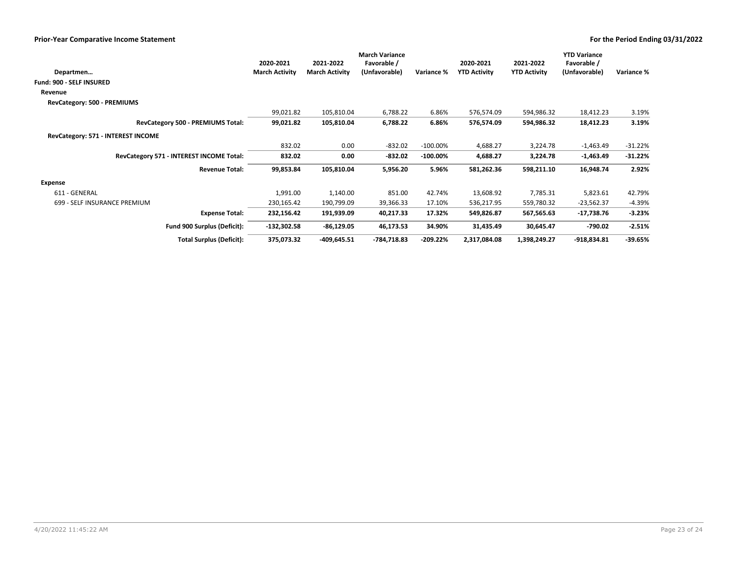**Prior-Year Comparative Income Statement** — For the Period Ending 03/31/2022

| Departmen… | 2020-2021 March Activity | 2021-2022 March Activity | March Variance Favorable / (Unfavorable) | Variance % | 2020-2021 YTD Activity | 2021-2022 YTD Activity | YTD Variance Favorable / (Unfavorable) | Variance % |
|---|---|---|---|---|---|---|---|---|
| **Fund: 900 - SELF INSURED** | | | | | | | | |
| **Revenue** | | | | | | | | |
| **RevCategory: 500 - PREMIUMS** | | | | | | | | |
| | 99,021.82 | 105,810.04 | 6,788.22 | 6.86% | 576,574.09 | 594,986.32 | 18,412.23 | 3.19% |
| **RevCategory 500 - PREMIUMS Total:** | **99,021.82** | **105,810.04** | **6,788.22** | **6.86%** | **576,574.09** | **594,986.32** | **18,412.23** | **3.19%** |
| **RevCategory: 571 - INTEREST INCOME** | | | | | | | | |
| | 832.02 | 0.00 | -832.02 | -100.00% | 4,688.27 | 3,224.78 | -1,463.49 | -31.22% |
| **RevCategory 571 - INTEREST INCOME Total:** | **832.02** | **0.00** | **-832.02** | **-100.00%** | **4,688.27** | **3,224.78** | **-1,463.49** | **-31.22%** |
| **Revenue Total:** | **99,853.84** | **105,810.04** | **5,956.20** | **5.96%** | **581,262.36** | **598,211.10** | **16,948.74** | **2.92%** |
| **Expense** | | | | | | | | |
| 611 - GENERAL | 1,991.00 | 1,140.00 | 851.00 | 42.74% | 13,608.92 | 7,785.31 | 5,823.61 | 42.79% |
| 699 - SELF INSURANCE PREMIUM | 230,165.42 | 190,799.09 | 39,366.33 | 17.10% | 536,217.95 | 559,780.32 | -23,562.37 | -4.39% |
| **Expense Total:** | **232,156.42** | **191,939.09** | **40,217.33** | **17.32%** | **549,826.87** | **567,565.63** | **-17,738.76** | **-3.23%** |
| **Fund 900 Surplus (Deficit):** | **-132,302.58** | **-86,129.05** | **46,173.53** | **34.90%** | **31,435.49** | **30,645.47** | **-790.02** | **-2.51%** |
| **Total Surplus (Deficit):** | **375,073.32** | **-409,645.51** | **-784,718.83** | **-209.22%** | **2,317,084.08** | **1,398,249.27** | **-918,834.81** | **-39.65%** |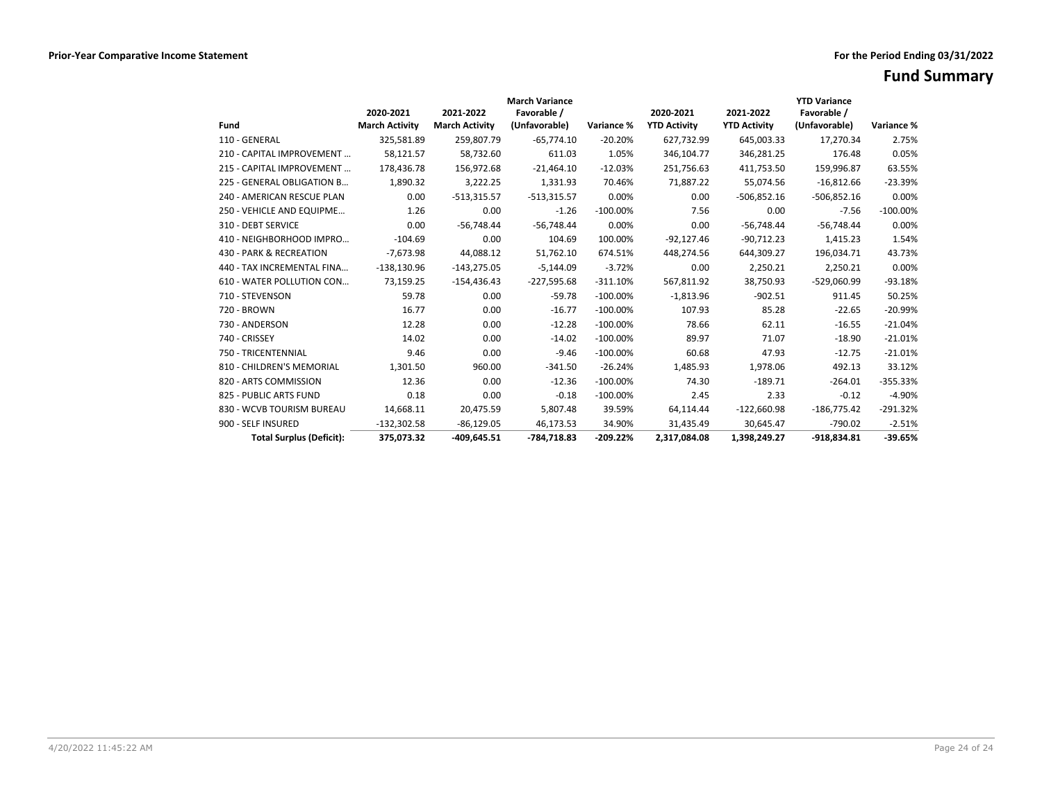**Prior-Year Comparative Income Statement**

**For the Period Ending 03/31/2022**

# Fund Summary

| Fund | 2020-2021 March Activity | 2021-2022 March Activity | March Variance Favorable / (Unfavorable) | Variance % | 2020-2021 YTD Activity | 2021-2022 YTD Activity | YTD Variance Favorable / (Unfavorable) | Variance % |
|---|---|---|---|---|---|---|---|---|
| 110 - GENERAL | 325,581.89 | 259,807.79 | -65,774.10 | -20.20% | 627,732.99 | 645,003.33 | 17,270.34 | 2.75% |
| 210 - CAPITAL IMPROVEMENT … | 58,121.57 | 58,732.60 | 611.03 | 1.05% | 346,104.77 | 346,281.25 | 176.48 | 0.05% |
| 215 - CAPITAL IMPROVEMENT … | 178,436.78 | 156,972.68 | -21,464.10 | -12.03% | 251,756.63 | 411,753.50 | 159,996.87 | 63.55% |
| 225 - GENERAL OBLIGATION B… | 1,890.32 | 3,222.25 | 1,331.93 | 70.46% | 71,887.22 | 55,074.56 | -16,812.66 | -23.39% |
| 240 - AMERICAN RESCUE PLAN | 0.00 | -513,315.57 | -513,315.57 | 0.00% | 0.00 | -506,852.16 | -506,852.16 | 0.00% |
| 250 - VEHICLE AND EQUIPME… | 1.26 | 0.00 | -1.26 | -100.00% | 7.56 | 0.00 | -7.56 | -100.00% |
| 310 - DEBT SERVICE | 0.00 | -56,748.44 | -56,748.44 | 0.00% | 0.00 | -56,748.44 | -56,748.44 | 0.00% |
| 410 - NEIGHBORHOOD IMPRO… | -104.69 | 0.00 | 104.69 | 100.00% | -92,127.46 | -90,712.23 | 1,415.23 | 1.54% |
| 430 - PARK & RECREATION | -7,673.98 | 44,088.12 | 51,762.10 | 674.51% | 448,274.56 | 644,309.27 | 196,034.71 | 43.73% |
| 440 - TAX INCREMENTAL FINA… | -138,130.96 | -143,275.05 | -5,144.09 | -3.72% | 0.00 | 2,250.21 | 2,250.21 | 0.00% |
| 610 - WATER POLLUTION CON… | 73,159.25 | -154,436.43 | -227,595.68 | -311.10% | 567,811.92 | 38,750.93 | -529,060.99 | -93.18% |
| 710 - STEVENSON | 59.78 | 0.00 | -59.78 | -100.00% | -1,813.96 | -902.51 | 911.45 | 50.25% |
| 720 - BROWN | 16.77 | 0.00 | -16.77 | -100.00% | 107.93 | 85.28 | -22.65 | -20.99% |
| 730 - ANDERSON | 12.28 | 0.00 | -12.28 | -100.00% | 78.66 | 62.11 | -16.55 | -21.04% |
| 740 - CRISSEY | 14.02 | 0.00 | -14.02 | -100.00% | 89.97 | 71.07 | -18.90 | -21.01% |
| 750 - TRICENTENNIAL | 9.46 | 0.00 | -9.46 | -100.00% | 60.68 | 47.93 | -12.75 | -21.01% |
| 810 - CHILDREN'S MEMORIAL | 1,301.50 | 960.00 | -341.50 | -26.24% | 1,485.93 | 1,978.06 | 492.13 | 33.12% |
| 820 - ARTS COMMISSION | 12.36 | 0.00 | -12.36 | -100.00% | 74.30 | -189.71 | -264.01 | -355.33% |
| 825 - PUBLIC ARTS FUND | 0.18 | 0.00 | -0.18 | -100.00% | 2.45 | 2.33 | -0.12 | -4.90% |
| 830 - WCVB TOURISM BUREAU | 14,668.11 | 20,475.59 | 5,807.48 | 39.59% | 64,114.44 | -122,660.98 | -186,775.42 | -291.32% |
| 900 - SELF INSURED | -132,302.58 | -86,129.05 | 46,173.53 | 34.90% | 31,435.49 | 30,645.47 | -790.02 | -2.51% |
| **Total Surplus (Deficit):** | **375,073.32** | **-409,645.51** | **-784,718.83** | **-209.22%** | **2,317,084.08** | **1,398,249.27** | **-918,834.81** | **-39.65%** |

4/20/2022 11:45:22 AM